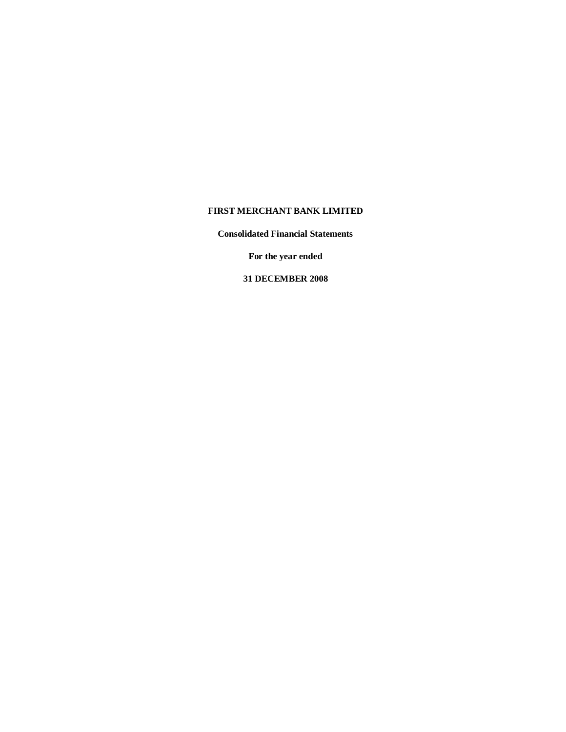# FIRST MERCHANT BANK LIMITED

**Consolidated Financial Statements**

**For the year ended**

**31 DECEMBER 2008**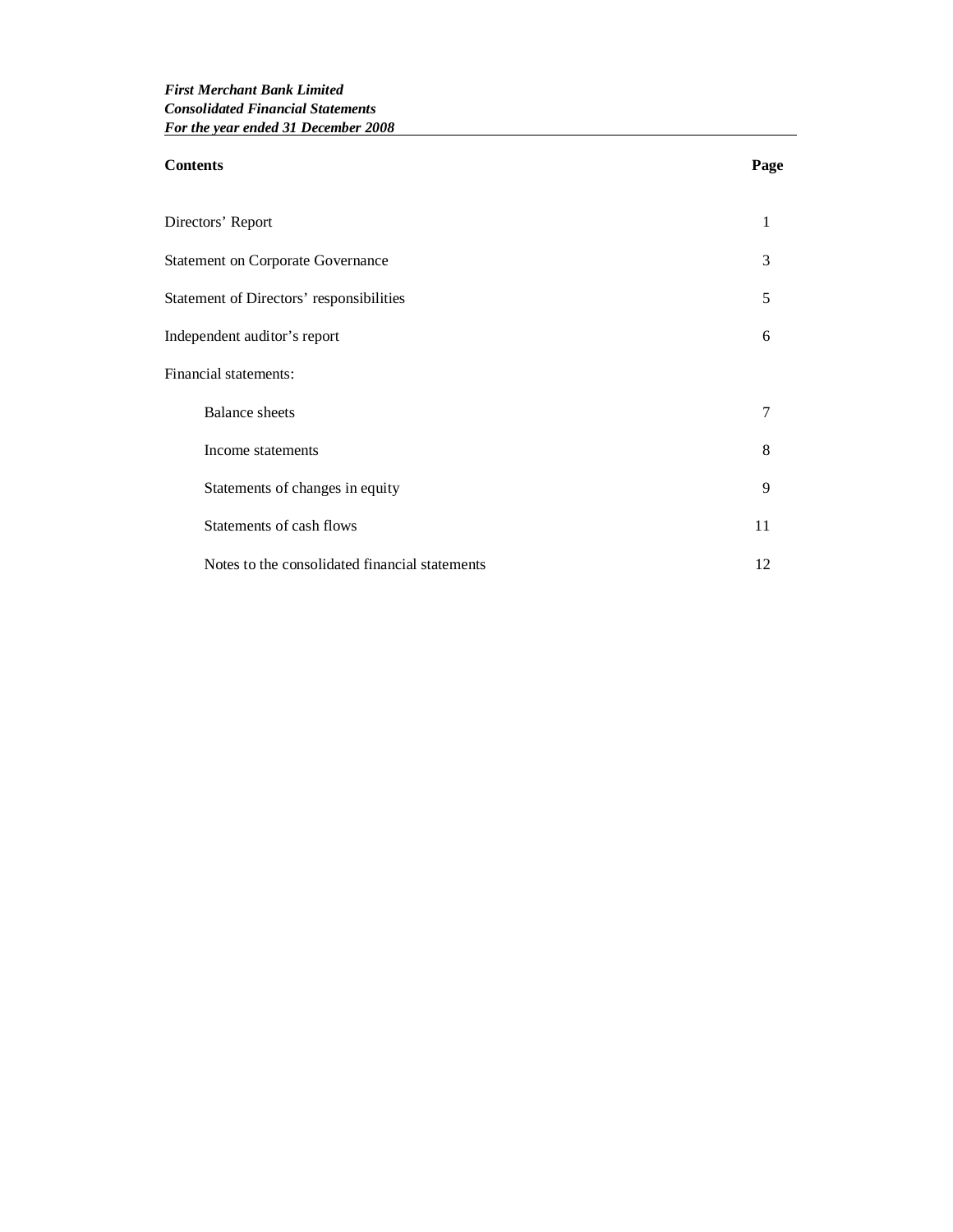***First Merchant Bank Limited***
***Consolidated Financial Statements***
***For the year ended 31 December 2008***

| **Contents** | **Page** |
|---|---|
| Directors' Report | 1 |
| Statement on Corporate Governance | 3 |
| Statement of Directors' responsibilities | 5 |
| Independent auditor's report | 6 |
| Financial statements: | |
| Balance sheets | 7 |
| Income statements | 8 |
| Statements of changes in equity | 9 |
| Statements of cash flows | 11 |
| Notes to the consolidated financial statements | 12 |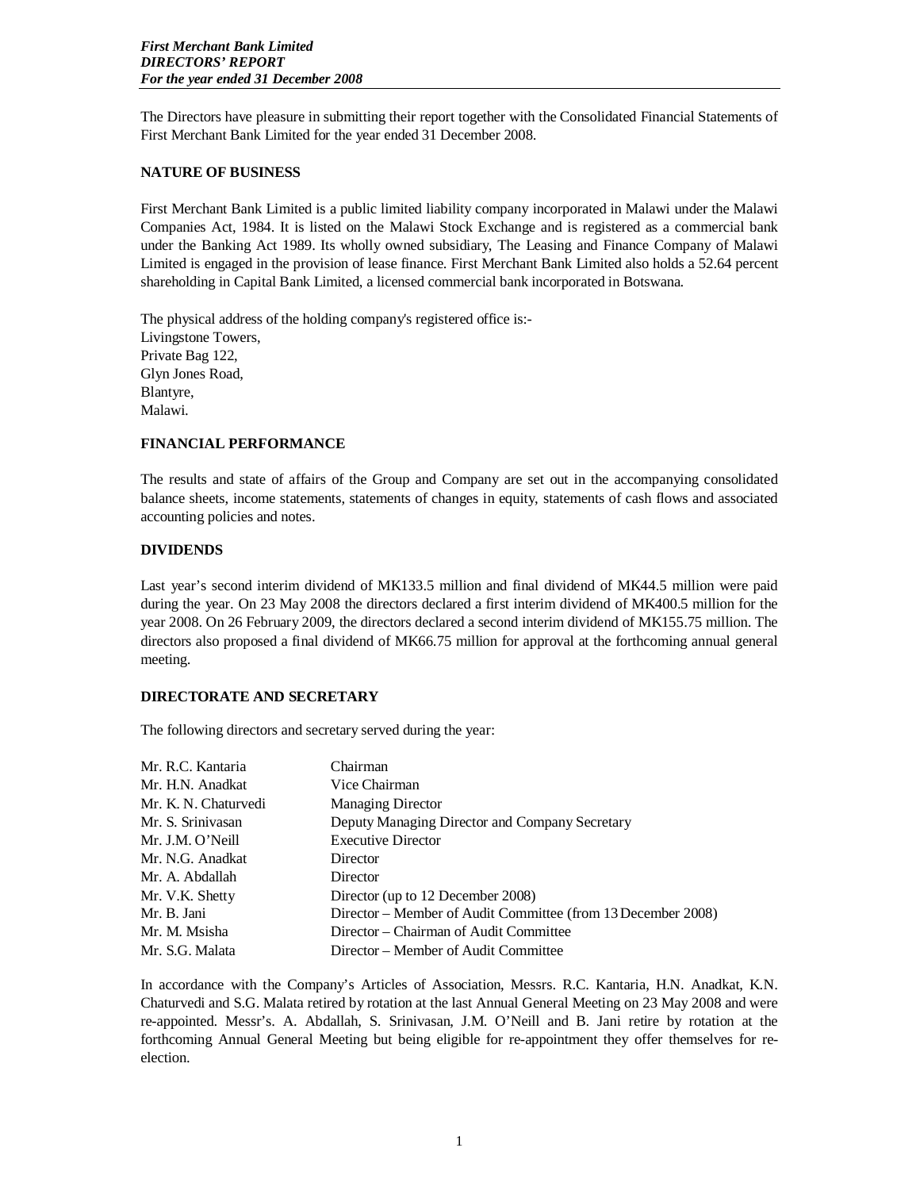*First Merchant Bank Limited*
***DIRECTORS' REPORT***
***For the year ended 31 December 2008***

The Directors have pleasure in submitting their report together with the Consolidated Financial Statements of First Merchant Bank Limited for the year ended 31 December 2008.

## NATURE OF BUSINESS

First Merchant Bank Limited is a public limited liability company incorporated in Malawi under the Malawi Companies Act, 1984. It is listed on the Malawi Stock Exchange and is registered as a commercial bank under the Banking Act 1989. Its wholly owned subsidiary, The Leasing and Finance Company of Malawi Limited is engaged in the provision of lease finance. First Merchant Bank Limited also holds a 52.64 percent shareholding in Capital Bank Limited, a licensed commercial bank incorporated in Botswana.

The physical address of the holding company's registered office is:-
Livingstone Towers,
Private Bag 122,
Glyn Jones Road,
Blantyre,
Malawi.

## FINANCIAL PERFORMANCE

The results and state of affairs of the Group and Company are set out in the accompanying consolidated balance sheets, income statements, statements of changes in equity, statements of cash flows and associated accounting policies and notes.

## DIVIDENDS

Last year's second interim dividend of MK133.5 million and final dividend of MK44.5 million were paid during the year. On 23 May 2008 the directors declared a first interim dividend of MK400.5 million for the year 2008. On 26 February 2009, the directors declared a second interim dividend of MK155.75 million. The directors also proposed a final dividend of MK66.75 million for approval at the forthcoming annual general meeting.

## DIRECTORATE AND SECRETARY

The following directors and secretary served during the year:

| | |
|---|---|
| Mr. R.C. Kantaria | Chairman |
| Mr. H.N. Anadkat | Vice Chairman |
| Mr. K. N. Chaturvedi | Managing Director |
| Mr. S. Srinivasan | Deputy Managing Director and Company Secretary |
| Mr. J.M. O'Neill | Executive Director |
| Mr. N.G. Anadkat | Director |
| Mr. A. Abdallah | Director |
| Mr. V.K. Shetty | Director (up to 12 December 2008) |
| Mr. B. Jani | Director – Member of Audit Committee (from 13 December 2008) |
| Mr. M. Msisha | Director – Chairman of Audit Committee |
| Mr. S.G. Malata | Director – Member of Audit Committee |

In accordance with the Company's Articles of Association, Messrs. R.C. Kantaria, H.N. Anadkat, K.N. Chaturvedi and S.G. Malata retired by rotation at the last Annual General Meeting on 23 May 2008 and were re-appointed. Messr's. A. Abdallah, S. Srinivasan, J.M. O'Neill and B. Jani retire by rotation at the forthcoming Annual General Meeting but being eligible for re-appointment they offer themselves for re-election.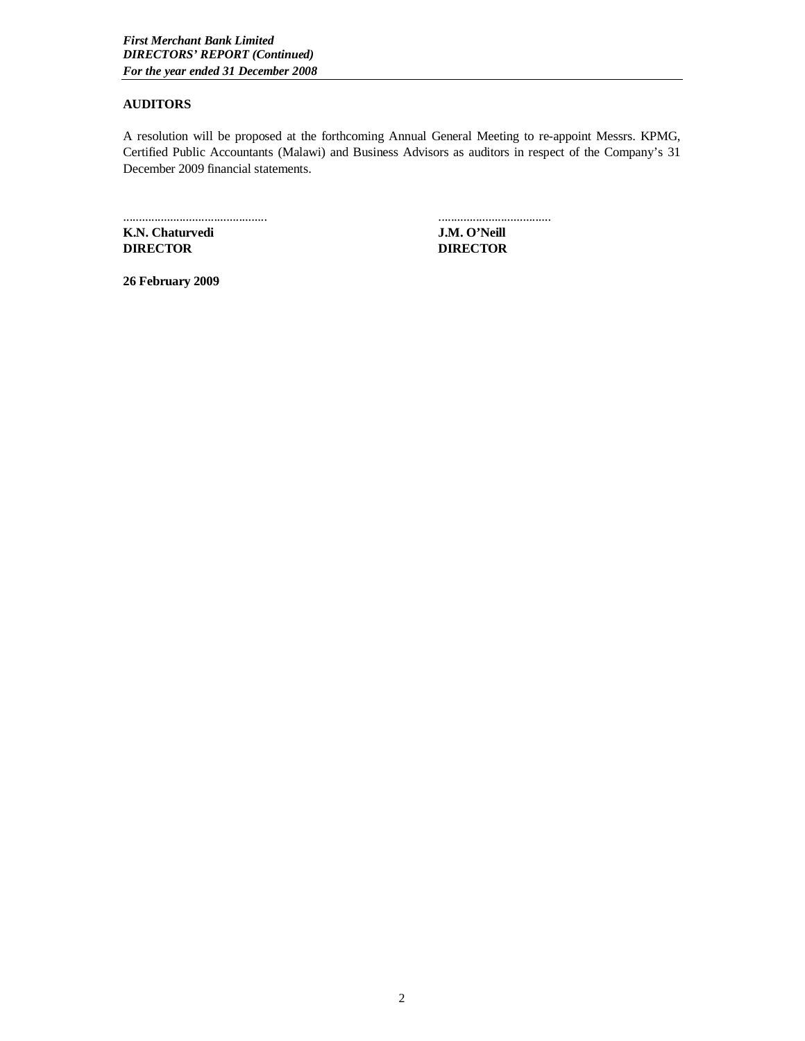## AUDITORS

A resolution will be proposed at the forthcoming Annual General Meeting to re-appoint Messrs. KPMG, Certified Public Accountants (Malawi) and Business Advisors as auditors in respect of the Company's 31 December 2009 financial statements.

| ............................................. | .................................... |
|---|---|
| **K.N. Chaturvedi** | **J.M. O'Neill** |
| **DIRECTOR** | **DIRECTOR** |

**26 February 2009**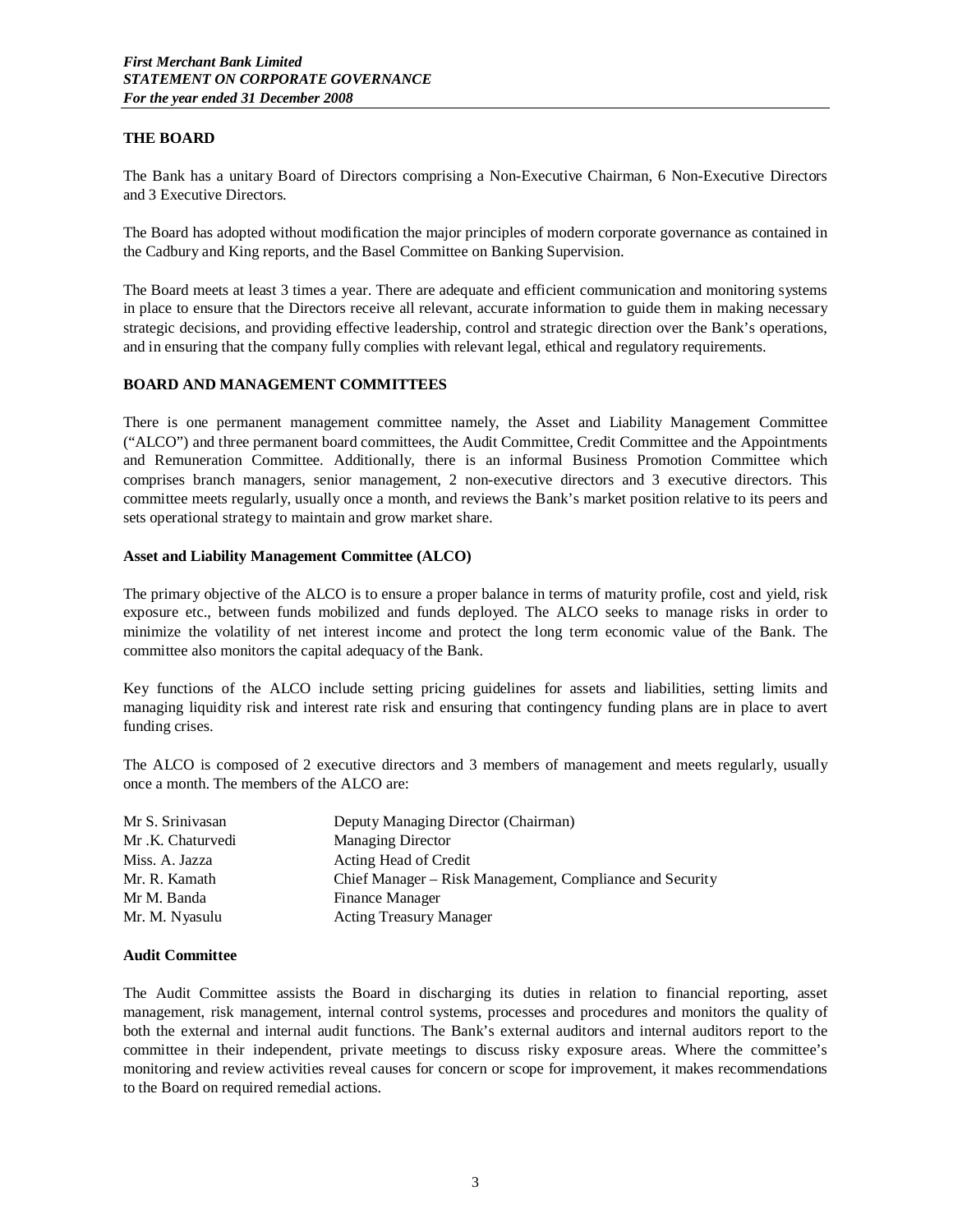## THE BOARD

The Bank has a unitary Board of Directors comprising a Non-Executive Chairman, 6 Non-Executive Directors and 3 Executive Directors.

The Board has adopted without modification the major principles of modern corporate governance as contained in the Cadbury and King reports, and the Basel Committee on Banking Supervision.

The Board meets at least 3 times a year. There are adequate and efficient communication and monitoring systems in place to ensure that the Directors receive all relevant, accurate information to guide them in making necessary strategic decisions, and providing effective leadership, control and strategic direction over the Bank's operations, and in ensuring that the company fully complies with relevant legal, ethical and regulatory requirements.

## BOARD AND MANAGEMENT COMMITTEES

There is one permanent management committee namely, the Asset and Liability Management Committee ("ALCO") and three permanent board committees, the Audit Committee, Credit Committee and the Appointments and Remuneration Committee. Additionally, there is an informal Business Promotion Committee which comprises branch managers, senior management, 2 non-executive directors and 3 executive directors. This committee meets regularly, usually once a month, and reviews the Bank's market position relative to its peers and sets operational strategy to maintain and grow market share.

### Asset and Liability Management Committee (ALCO)

The primary objective of the ALCO is to ensure a proper balance in terms of maturity profile, cost and yield, risk exposure etc., between funds mobilized and funds deployed. The ALCO seeks to manage risks in order to minimize the volatility of net interest income and protect the long term economic value of the Bank. The committee also monitors the capital adequacy of the Bank.

Key functions of the ALCO include setting pricing guidelines for assets and liabilities, setting limits and managing liquidity risk and interest rate risk and ensuring that contingency funding plans are in place to avert funding crises.

The ALCO is composed of 2 executive directors and 3 members of management and meets regularly, usually once a month. The members of the ALCO are:

| | |
|---|---|
| Mr S. Srinivasan | Deputy Managing Director (Chairman) |
| Mr .K. Chaturvedi | Managing Director |
| Miss. A. Jazza | Acting Head of Credit |
| Mr. R. Kamath | Chief Manager – Risk Management, Compliance and Security |
| Mr M. Banda | Finance Manager |
| Mr. M. Nyasulu | Acting Treasury Manager |

### Audit Committee

The Audit Committee assists the Board in discharging its duties in relation to financial reporting, asset management, risk management, internal control systems, processes and procedures and monitors the quality of both the external and internal audit functions. The Bank's external auditors and internal auditors report to the committee in their independent, private meetings to discuss risky exposure areas. Where the committee's monitoring and review activities reveal causes for concern or scope for improvement, it makes recommendations to the Board on required remedial actions.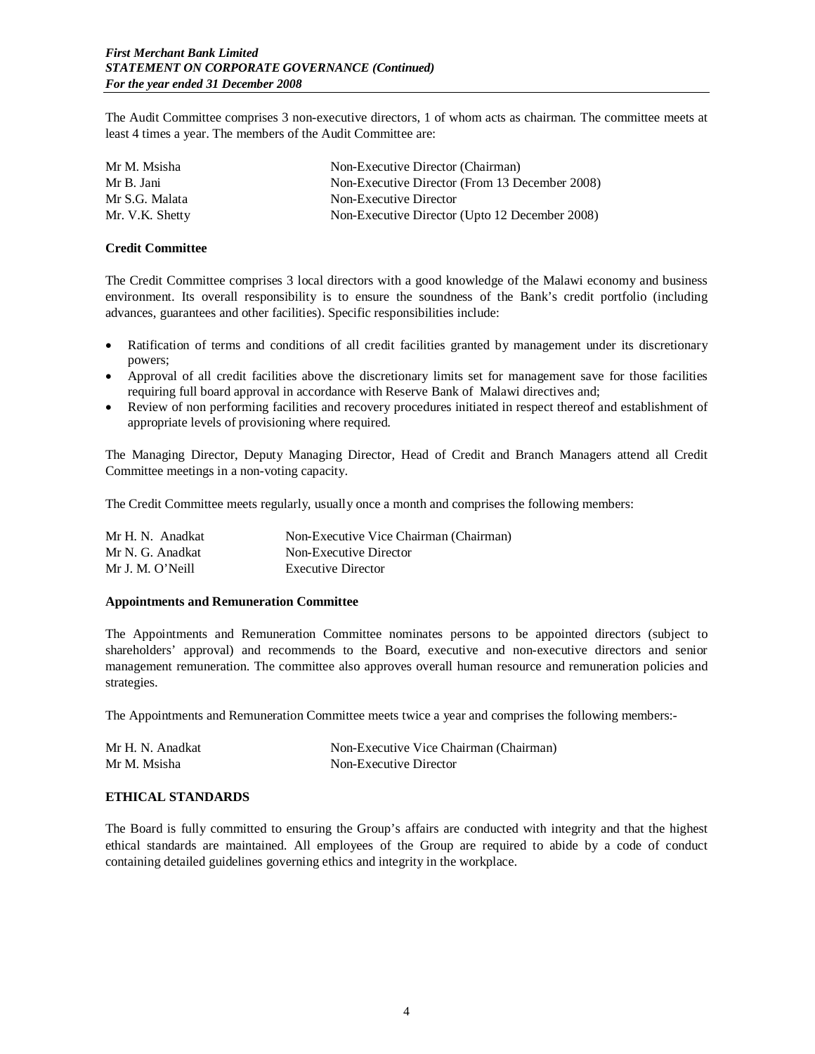The Audit Committee comprises 3 non-executive directors, 1 of whom acts as chairman. The committee meets at least 4 times a year. The members of the Audit Committee are:

| | |
|---|---|
| Mr M. Msisha | Non-Executive Director (Chairman) |
| Mr B. Jani | Non-Executive Director (From 13 December 2008) |
| Mr S.G. Malata | Non-Executive Director |
| Mr. V.K. Shetty | Non-Executive Director (Upto 12 December 2008) |

**Credit Committee**

The Credit Committee comprises 3 local directors with a good knowledge of the Malawi economy and business environment. Its overall responsibility is to ensure the soundness of the Bank's credit portfolio (including advances, guarantees and other facilities). Specific responsibilities include:

- Ratification of terms and conditions of all credit facilities granted by management under its discretionary powers;
- Approval of all credit facilities above the discretionary limits set for management save for those facilities requiring full board approval in accordance with Reserve Bank of Malawi directives and;
- Review of non performing facilities and recovery procedures initiated in respect thereof and establishment of appropriate levels of provisioning where required.

The Managing Director, Deputy Managing Director, Head of Credit and Branch Managers attend all Credit Committee meetings in a non-voting capacity.

The Credit Committee meets regularly, usually once a month and comprises the following members:

| | |
|---|---|
| Mr H. N. Anadkat | Non-Executive Vice Chairman (Chairman) |
| Mr N. G. Anadkat | Non-Executive Director |
| Mr J. M. O'Neill | Executive Director |

**Appointments and Remuneration Committee**

The Appointments and Remuneration Committee nominates persons to be appointed directors (subject to shareholders' approval) and recommends to the Board, executive and non-executive directors and senior management remuneration. The committee also approves overall human resource and remuneration policies and strategies.

The Appointments and Remuneration Committee meets twice a year and comprises the following members:-

| | |
|---|---|
| Mr H. N. Anadkat | Non-Executive Vice Chairman (Chairman) |
| Mr M. Msisha | Non-Executive Director |

**ETHICAL STANDARDS**

The Board is fully committed to ensuring the Group's affairs are conducted with integrity and that the highest ethical standards are maintained. All employees of the Group are required to abide by a code of conduct containing detailed guidelines governing ethics and integrity in the workplace.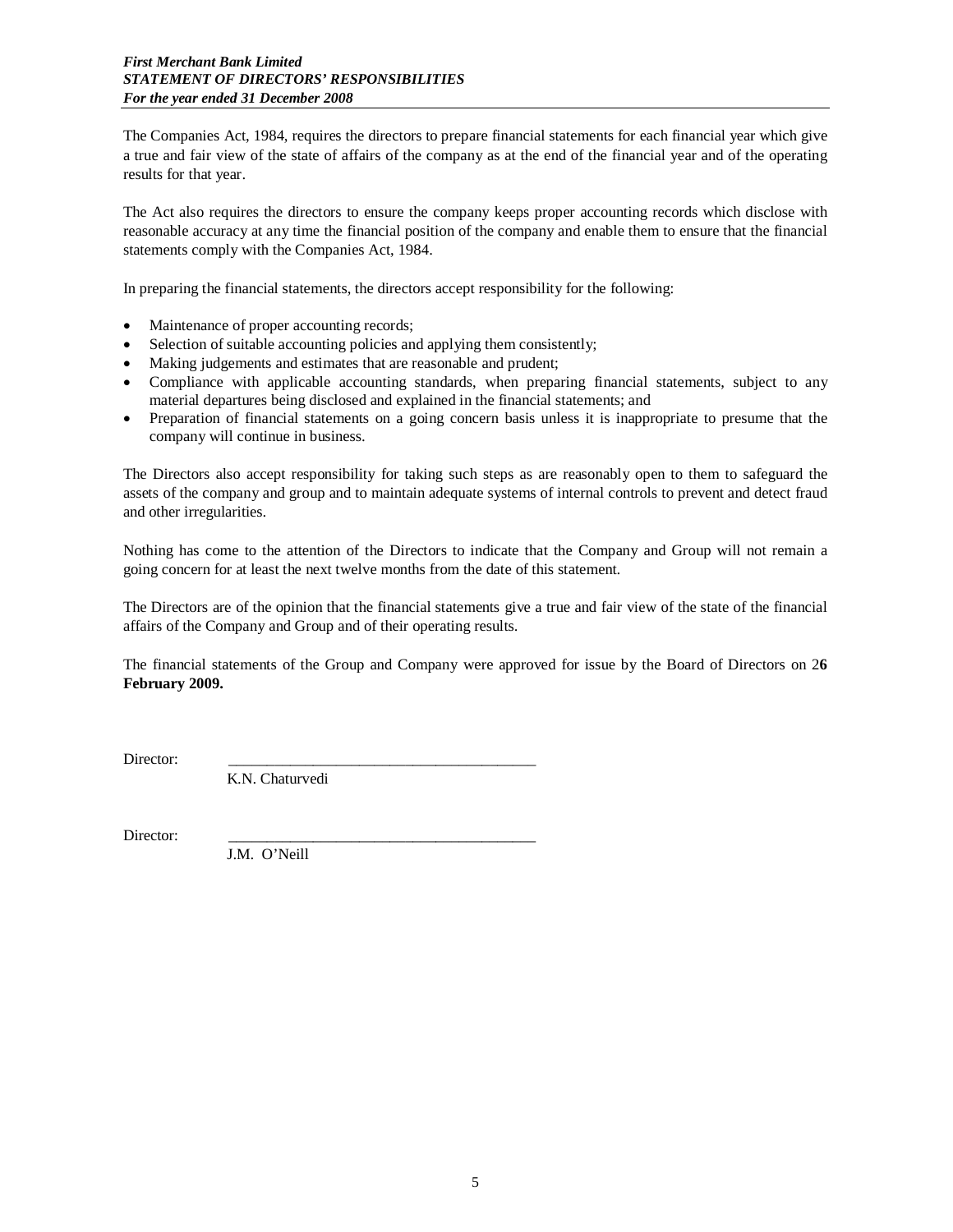***First Merchant Bank Limited***
***STATEMENT OF DIRECTORS' RESPONSIBILITIES***
***For the year ended 31 December 2008***

The Companies Act, 1984, requires the directors to prepare financial statements for each financial year which give a true and fair view of the state of affairs of the company as at the end of the financial year and of the operating results for that year.

The Act also requires the directors to ensure the company keeps proper accounting records which disclose with reasonable accuracy at any time the financial position of the company and enable them to ensure that the financial statements comply with the Companies Act, 1984.

In preparing the financial statements, the directors accept responsibility for the following:

- Maintenance of proper accounting records;
- Selection of suitable accounting policies and applying them consistently;
- Making judgements and estimates that are reasonable and prudent;
- Compliance with applicable accounting standards, when preparing financial statements, subject to any material departures being disclosed and explained in the financial statements; and
- Preparation of financial statements on a going concern basis unless it is inappropriate to presume that the company will continue in business.

The Directors also accept responsibility for taking such steps as are reasonably open to them to safeguard the assets of the company and group and to maintain adequate systems of internal controls to prevent and detect fraud and other irregularities.

Nothing has come to the attention of the Directors to indicate that the Company and Group will not remain a going concern for at least the next twelve months from the date of this statement.

The Directors are of the opinion that the financial statements give a true and fair view of the state of the financial affairs of the Company and Group and of their operating results.

The financial statements of the Group and Company were approved for issue by the Board of Directors on 2**6 February 2009.**

Director: \_\_\_\_\_\_\_\_\_\_\_\_\_\_\_\_\_\_\_\_\_\_\_\_\_\_\_\_\_\_\_\_\_\_\_\_\_\_\_\_
K.N. Chaturvedi

Director: \_\_\_\_\_\_\_\_\_\_\_\_\_\_\_\_\_\_\_\_\_\_\_\_\_\_\_\_\_\_\_\_\_\_\_\_\_\_\_\_
J.M. O'Neill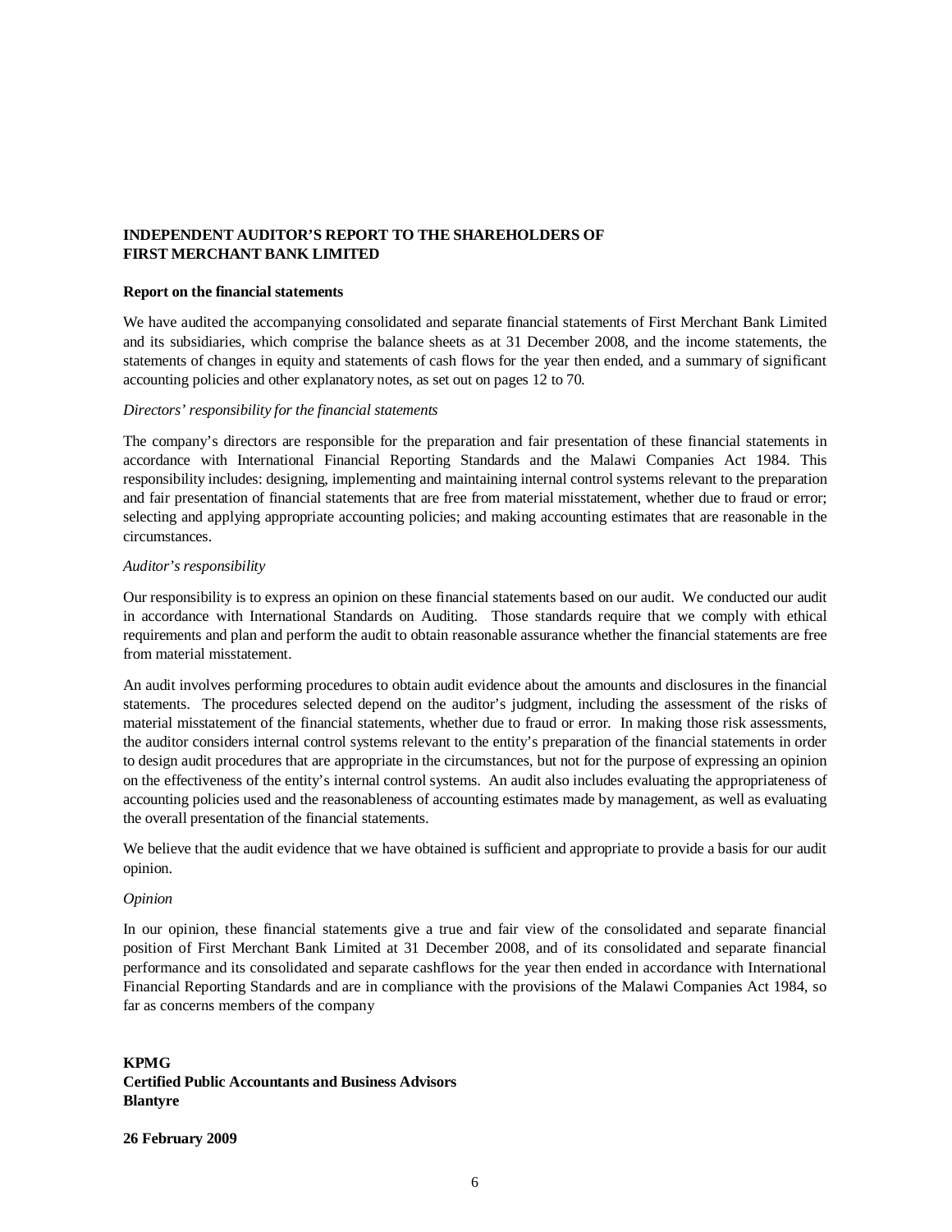**INDEPENDENT AUDITOR'S REPORT TO THE SHAREHOLDERS OF FIRST MERCHANT BANK LIMITED**

**Report on the financial statements**

We have audited the accompanying consolidated and separate financial statements of First Merchant Bank Limited and its subsidiaries, which comprise the balance sheets as at 31 December 2008, and the income statements, the statements of changes in equity and statements of cash flows for the year then ended, and a summary of significant accounting policies and other explanatory notes, as set out on pages 12 to 70.

*Directors' responsibility for the financial statements*

The company's directors are responsible for the preparation and fair presentation of these financial statements in accordance with International Financial Reporting Standards and the Malawi Companies Act 1984. This responsibility includes: designing, implementing and maintaining internal control systems relevant to the preparation and fair presentation of financial statements that are free from material misstatement, whether due to fraud or error; selecting and applying appropriate accounting policies; and making accounting estimates that are reasonable in the circumstances.

*Auditor's responsibility*

Our responsibility is to express an opinion on these financial statements based on our audit. We conducted our audit in accordance with International Standards on Auditing. Those standards require that we comply with ethical requirements and plan and perform the audit to obtain reasonable assurance whether the financial statements are free from material misstatement.

An audit involves performing procedures to obtain audit evidence about the amounts and disclosures in the financial statements. The procedures selected depend on the auditor's judgment, including the assessment of the risks of material misstatement of the financial statements, whether due to fraud or error. In making those risk assessments, the auditor considers internal control systems relevant to the entity's preparation of the financial statements in order to design audit procedures that are appropriate in the circumstances, but not for the purpose of expressing an opinion on the effectiveness of the entity's internal control systems. An audit also includes evaluating the appropriateness of accounting policies used and the reasonableness of accounting estimates made by management, as well as evaluating the overall presentation of the financial statements.

We believe that the audit evidence that we have obtained is sufficient and appropriate to provide a basis for our audit opinion.

*Opinion*

In our opinion, these financial statements give a true and fair view of the consolidated and separate financial position of First Merchant Bank Limited at 31 December 2008, and of its consolidated and separate financial performance and its consolidated and separate cashflows for the year then ended in accordance with International Financial Reporting Standards and are in compliance with the provisions of the Malawi Companies Act 1984, so far as concerns members of the company

**KPMG**
**Certified Public Accountants and Business Advisors**
**Blantyre**

**26 February 2009**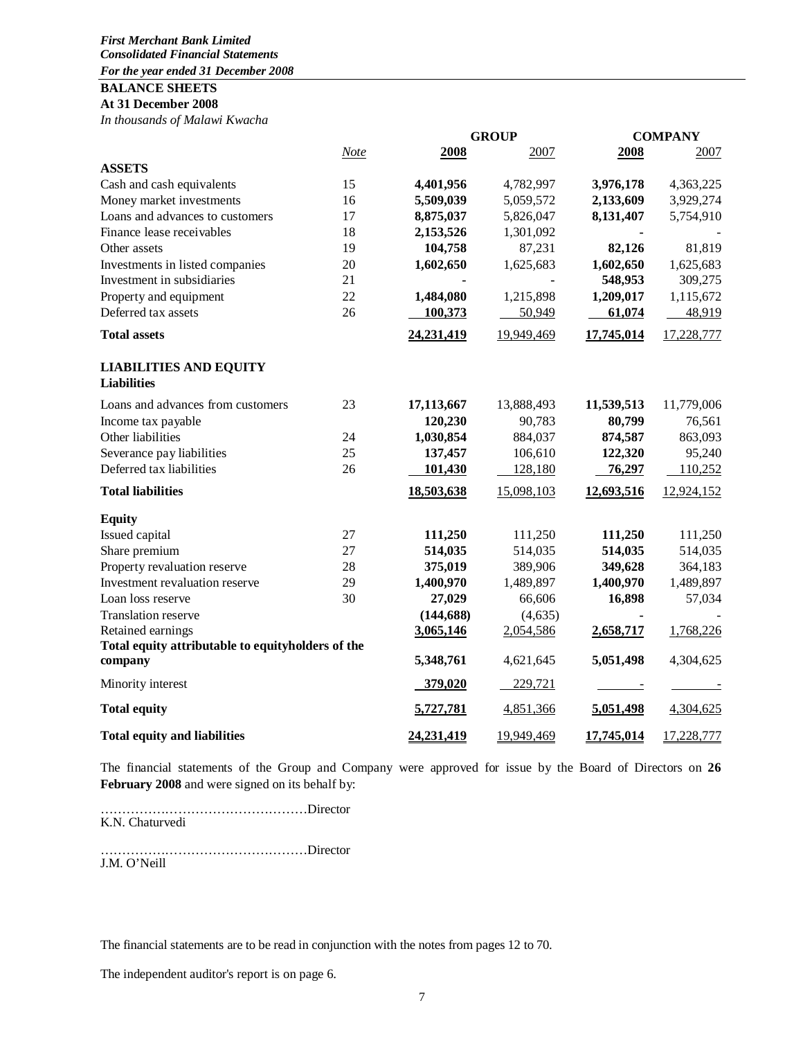*First Merchant Bank Limited*
*Consolidated Financial Statements*
*For the year ended 31 December 2008*

## BALANCE SHEETS

**At 31 December 2008**

*In thousands of Malawi Kwacha*

| | *Note* | **GROUP** | | **COMPANY** | |
|---|---|---|---|---|---|
| | | **2008** | 2007 | **2008** | 2007 |
| **ASSETS** | | | | | |
| Cash and cash equivalents | 15 | **4,401,956** | 4,782,997 | **3,976,178** | 4,363,225 |
| Money market investments | 16 | **5,509,039** | 5,059,572 | **2,133,609** | 3,929,274 |
| Loans and advances to customers | 17 | **8,875,037** | 5,826,047 | **8,131,407** | 5,754,910 |
| Finance lease receivables | 18 | **2,153,526** | 1,301,092 | **-** | - |
| Other assets | 19 | **104,758** | 87,231 | **82,126** | 81,819 |
| Investments in listed companies | 20 | **1,602,650** | 1,625,683 | **1,602,650** | 1,625,683 |
| Investment in subsidiaries | 21 | **-** | - | **548,953** | 309,275 |
| Property and equipment | 22 | **1,484,080** | 1,215,898 | **1,209,017** | 1,115,672 |
| Deferred tax assets | 26 | **100,373** | 50,949 | **61,074** | 48,919 |
| **Total assets** | | **24,231,419** | 19,949,469 | **17,745,014** | 17,228,777 |
| **LIABILITIES AND EQUITY** | | | | | |
| **Liabilities** | | | | | |
| Loans and advances from customers | 23 | **17,113,667** | 13,888,493 | **11,539,513** | 11,779,006 |
| Income tax payable | | **120,230** | 90,783 | **80,799** | 76,561 |
| Other liabilities | 24 | **1,030,854** | 884,037 | **874,587** | 863,093 |
| Severance pay liabilities | 25 | **137,457** | 106,610 | **122,320** | 95,240 |
| Deferred tax liabilities | 26 | **101,430** | 128,180 | **76,297** | 110,252 |
| **Total liabilities** | | **18,503,638** | 15,098,103 | **12,693,516** | 12,924,152 |
| **Equity** | | | | | |
| Issued capital | 27 | **111,250** | 111,250 | **111,250** | 111,250 |
| Share premium | 27 | **514,035** | 514,035 | **514,035** | 514,035 |
| Property revaluation reserve | 28 | **375,019** | 389,906 | **349,628** | 364,183 |
| Investment revaluation reserve | 29 | **1,400,970** | 1,489,897 | **1,400,970** | 1,489,897 |
| Loan loss reserve | 30 | **27,029** | 66,606 | **16,898** | 57,034 |
| Translation reserve | | **(144,688)** | (4,635) | **-** | - |
| Retained earnings | | **3,065,146** | 2,054,586 | **2,658,717** | 1,768,226 |
| **Total equity attributable to equityholders of the company** | | **5,348,761** | 4,621,645 | **5,051,498** | 4,304,625 |
| Minority interest | | **379,020** | 229,721 | **-** | - |
| **Total equity** | | **5,727,781** | 4,851,366 | **5,051,498** | 4,304,625 |
| **Total equity and liabilities** | | **24,231,419** | 19,949,469 | **17,745,014** | 17,228,777 |

The financial statements of the Group and Company were approved for issue by the Board of Directors on **26 February 2008** and were signed on its behalf by:

…………………………………………Director
K.N. Chaturvedi

…………………………………………Director
J.M. O'Neill

The financial statements are to be read in conjunction with the notes from pages 12 to 70.

The independent auditor's report is on page 6.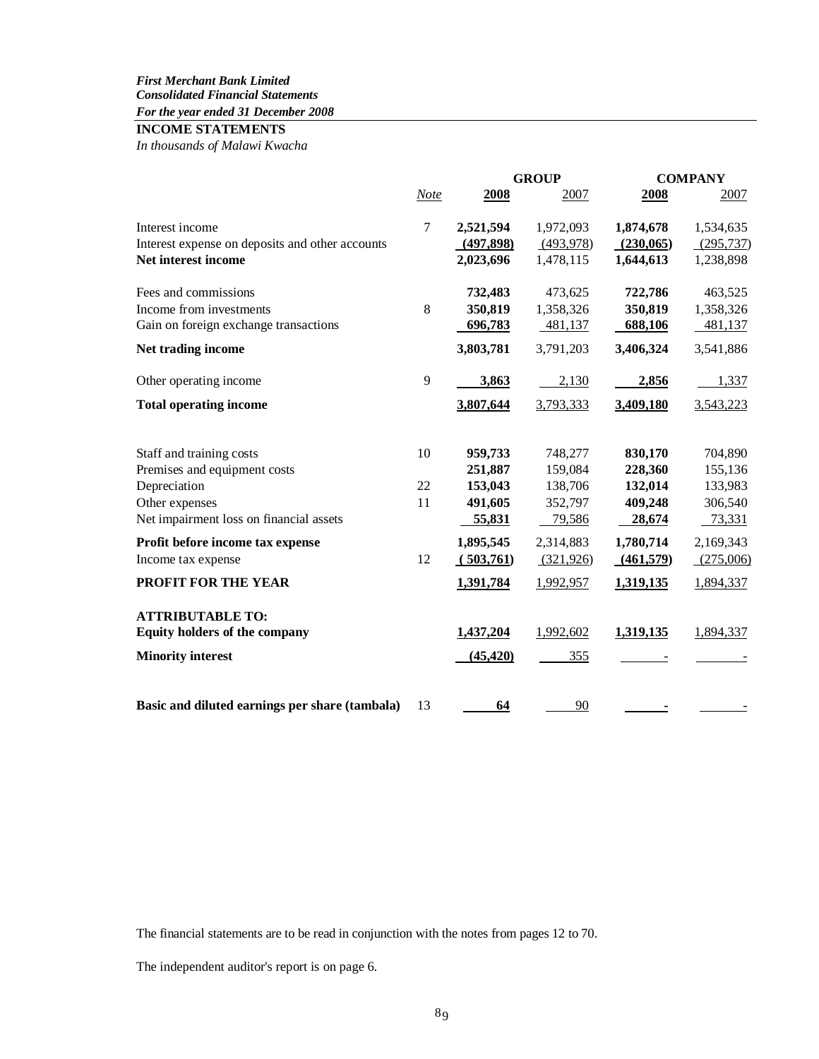*First Merchant Bank Limited*
***Consolidated Financial Statements***
***For the year ended 31 December 2008***

**INCOME STATEMENTS**

*In thousands of Malawi Kwacha*

| | *Note* | GROUP | | COMPANY | |
|---|---|---|---|---|---|
| | | **2008** | 2007 | **2008** | 2007 |
| Interest income | 7 | **2,521,594** | 1,972,093 | **1,874,678** | 1,534,635 |
| Interest expense on deposits and other accounts | | **(497,898)** | (493,978) | **(230,065)** | (295,737) |
| **Net interest income** | | **2,023,696** | 1,478,115 | **1,644,613** | 1,238,898 |
| Fees and commissions | | **732,483** | 473,625 | **722,786** | 463,525 |
| Income from investments | 8 | **350,819** | 1,358,326 | **350,819** | 1,358,326 |
| Gain on foreign exchange transactions | | **696,783** | 481,137 | **688,106** | 481,137 |
| **Net trading income** | | **3,803,781** | 3,791,203 | **3,406,324** | 3,541,886 |
| Other operating income | 9 | **3,863** | 2,130 | **2,856** | 1,337 |
| **Total operating income** | | **3,807,644** | 3,793,333 | **3,409,180** | 3,543,223 |
| Staff and training costs | 10 | **959,733** | 748,277 | **830,170** | 704,890 |
| Premises and equipment costs | | **251,887** | 159,084 | **228,360** | 155,136 |
| Depreciation | 22 | **153,043** | 138,706 | **132,014** | 133,983 |
| Other expenses | 11 | **491,605** | 352,797 | **409,248** | 306,540 |
| Net impairment loss on financial assets | | **55,831** | 79,586 | **28,674** | 73,331 |
| **Profit before income tax expense** | | **1,895,545** | 2,314,883 | **1,780,714** | 2,169,343 |
| Income tax expense | 12 | **(503,761)** | (321,926) | **(461,579)** | (275,006) |
| **PROFIT FOR THE YEAR** | | **1,391,784** | 1,992,957 | **1,319,135** | 1,894,337 |
| **ATTRIBUTABLE TO:** | | | | | |
| **Equity holders of the company** | | **1,437,204** | 1,992,602 | **1,319,135** | 1,894,337 |
| **Minority interest** | | **(45,420)** | 355 | **-** | - |
| **Basic and diluted earnings per share (tambala)** | 13 | **64** | 90 | **-** | - |

The financial statements are to be read in conjunction with the notes from pages 12 to 70.

The independent auditor's report is on page 6.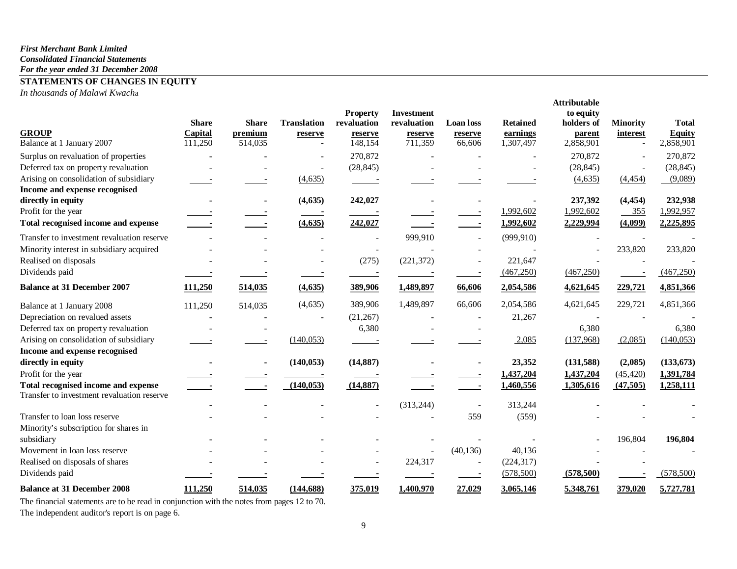*First Merchant Bank Limited*
*Consolidated Financial Statements*
*For the year ended 31 December 2008*

## STATEMENTS OF CHANGES IN EQUITY

*In thousands of Malawi Kwacha*

| GROUP | Share Capital | Share premium | Translation reserve | Property revaluation reserve | Investment revaluation reserve | Loan loss reserve | Retained earnings | Attributable to equity holders of parent | Minority interest | Total Equity |
|---|---|---|---|---|---|---|---|---|---|---|
| Balance at 1 January 2007 | 111,250 | 514,035 | - | 148,154 | 711,359 | 66,606 | 1,307,497 | 2,858,901 | - | 2,858,901 |
| Surplus on revaluation of properties | - | - | - | 270,872 | - | - | - | 270,872 | - | 270,872 |
| Deferred tax on property revaluation | - | - | - | (28,845) | - | - | - | (28,845) | - | (28,845) |
| Arising on consolidation of subsidiary | - | - | (4,635) | - | - | - | - | (4,635) | (4,454) | (9,089) |
| **Income and expense recognised directly in equity** | **-** | **-** | **(4,635)** | **242,027** | **-** | **-** | **-** | **237,392** | **(4,454)** | **232,938** |
| Profit for the year | - | - | - | - | - | - | 1,992,602 | 1,992,602 | 355 | 1,992,957 |
| **Total recognised income and expense** | **-** | **-** | **(4,635)** | **242,027** | **-** | **-** | **1,992,602** | **2,229,994** | **(4,099)** | **2,225,895** |
| Transfer to investment revaluation reserve | - | - | - | - | 999,910 | - | (999,910) | - | - | - |
| Minority interest in subsidiary acquired | - | - | - | - | - | - | - | - | 233,820 | 233,820 |
| Realised on disposals | - | - | - | (275) | (221,372) | - | 221,647 | - | - | - |
| Dividends paid | - | - | - | - | - | - | (467,250) | (467,250) | - | (467,250) |
| **Balance at 31 December 2007** | **111,250** | **514,035** | **(4,635)** | **389,906** | **1,489,897** | **66,606** | **2,054,586** | **4,621,645** | **229,721** | **4,851,366** |
| Balance at 1 January 2008 | 111,250 | 514,035 | (4,635) | 389,906 | 1,489,897 | 66,606 | 2,054,586 | 4,621,645 | 229,721 | 4,851,366 |
| Depreciation on revalued assets | - | - | - | (21,267) | - | - | 21,267 | - | - | - |
| Deferred tax on property revaluation | - | - | | 6,380 | - | - | | 6,380 | | 6,380 |
| Arising on consolidation of subsidiary | - | - | (140,053) | - | - | - | 2,085 | (137,968) | (2,085) | (140,053) |
| **Income and expense recognised directly in equity** | **-** | **-** | **(140,053)** | **(14,887)** | **-** | **-** | **23,352** | **(131,588)** | **(2,085)** | **(133,673)** |
| Profit for the year | - | - | - | - | - | - | 1,437,204 | 1,437,204 | (45,420) | 1,391,784 |
| **Total recognised income and expense** | **-** | **-** | **(140,053)** | **(14,887)** | **-** | **-** | **1,460,556** | **1,305,616** | **(47,505)** | **1,258,111** |
| Transfer to investment revaluation reserve | - | - | - | - | (313,244) | - | 313,244 | - | - | - |
| Transfer to loan loss reserve | - | - | - | - | - | 559 | (559) | - | - | - |
| Minority's subscription for shares in subsidiary | - | - | - | - | - | - | - | - | 196,804 | **196,804** |
| Movement in loan loss reserve | - | - | - | - | - | (40,136) | 40,136 | - | - | - |
| Realised on disposals of shares | - | - | - | - | 224,317 | - | (224,317) | - | - | |
| Dividends paid | - | - | - | - | - | - | (578,500) | **(578,500)** | - | (578,500) |
| **Balance at 31 December 2008** | **111,250** | **514,035** | **(144,688)** | **375,019** | **1,400,970** | **27,029** | **3,065,146** | **5,348,761** | **379,020** | **5,727,781** |

The financial statements are to be read in conjunction with the notes from pages 12 to 70.

The independent auditor's report is on page 6.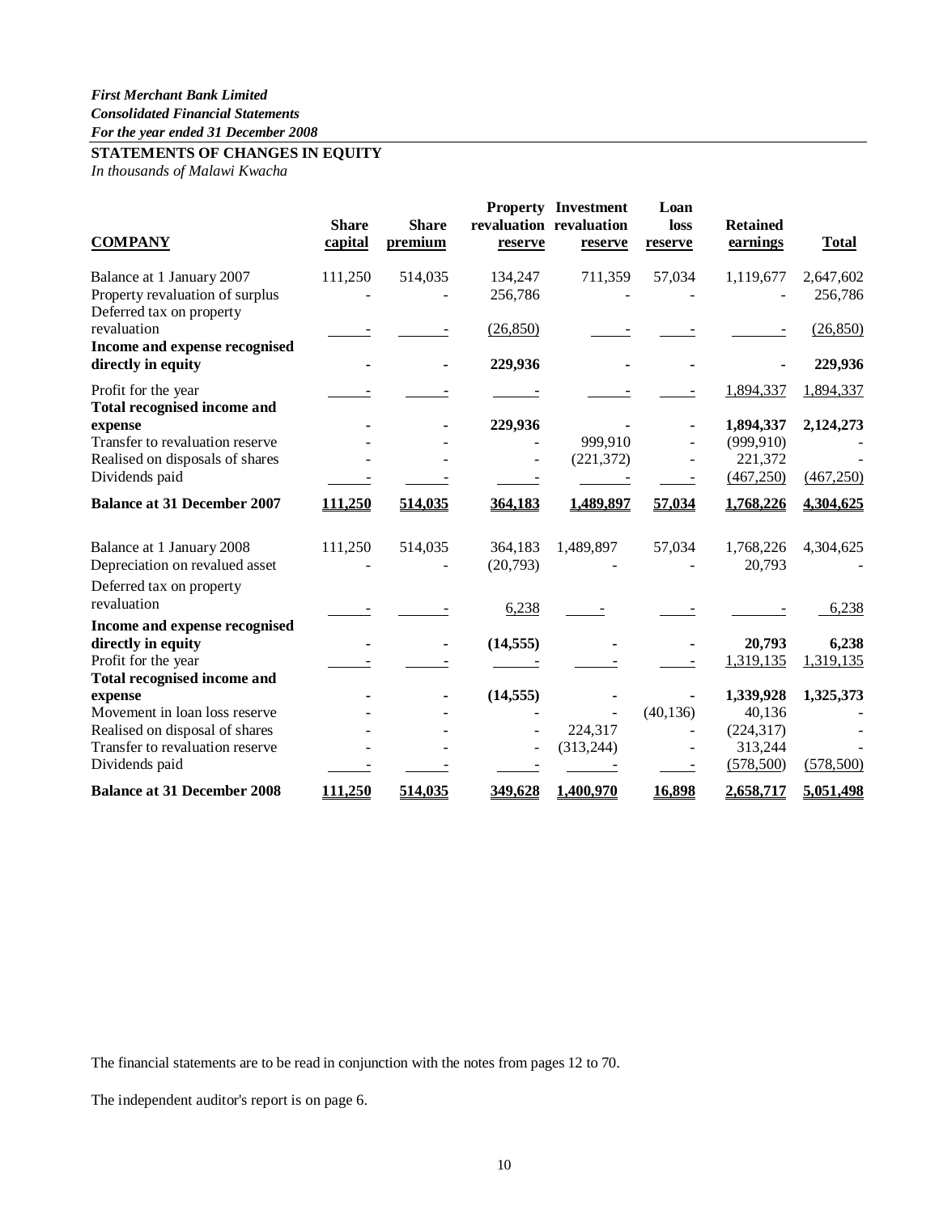*First Merchant Bank Limited*
*Consolidated Financial Statements*
*For the year ended 31 December 2008*

## STATEMENTS OF CHANGES IN EQUITY

*In thousands of Malawi Kwacha*

| COMPANY | Share capital | Share premium | Property revaluation reserve | Investment revaluation reserve | Loan loss reserve | Retained earnings | Total |
|---|---|---|---|---|---|---|---|
| Balance at 1 January 2007 | 111,250 | 514,035 | 134,247 | 711,359 | 57,034 | 1,119,677 | 2,647,602 |
| Property revaluation of surplus | - | - | 256,786 | - | - | - | 256,786 |
| Deferred tax on property revaluation | - | - | (26,850) | - | - | - | (26,850) |
| **Income and expense recognised directly in equity** | **-** | **-** | **229,936** | **-** | **-** | **-** | **229,936** |
| Profit for the year | - | - | - | - | - | 1,894,337 | 1,894,337 |
| **Total recognised income and expense** | **-** | **-** | **229,936** | **-** | **-** | **1,894,337** | **2,124,273** |
| Transfer to revaluation reserve | - | - | - | 999,910 | - | (999,910) | - |
| Realised on disposals of shares | - | - | - | (221,372) | - | 221,372 | - |
| Dividends paid | - | - | - | - | - | (467,250) | (467,250) |
| **Balance at 31 December 2007** | **111,250** | **514,035** | **364,183** | **1,489,897** | **57,034** | **1,768,226** | **4,304,625** |
| Balance at 1 January 2008 | 111,250 | 514,035 | 364,183 | 1,489,897 | 57,034 | 1,768,226 | 4,304,625 |
| Depreciation on revalued asset | - | - | (20,793) | - | - | 20,793 | - |
| Deferred tax on property revaluation | - | - | 6,238 | - | - | - | 6,238 |
| **Income and expense recognised directly in equity** | **-** | **-** | **(14,555)** | **-** | **-** | **20,793** | **6,238** |
| Profit for the year | - | - | - | - | - | 1,319,135 | 1,319,135 |
| **Total recognised income and expense** | **-** | **-** | **(14,555)** | **-** | **-** | **1,339,928** | **1,325,373** |
| Movement in loan loss reserve | - | - | - | - | (40,136) | 40,136 | - |
| Realised on disposal of shares | - | - | - | 224,317 | - | (224,317) | - |
| Transfer to revaluation reserve | - | - | - | (313,244) | - | 313,244 | - |
| Dividends paid | - | - | - | - | - | (578,500) | (578,500) |
| **Balance at 31 December 2008** | **111,250** | **514,035** | **349,628** | **1,400,970** | **16,898** | **2,658,717** | **5,051,498** |

The financial statements are to be read in conjunction with the notes from pages 12 to 70.

The independent auditor's report is on page 6.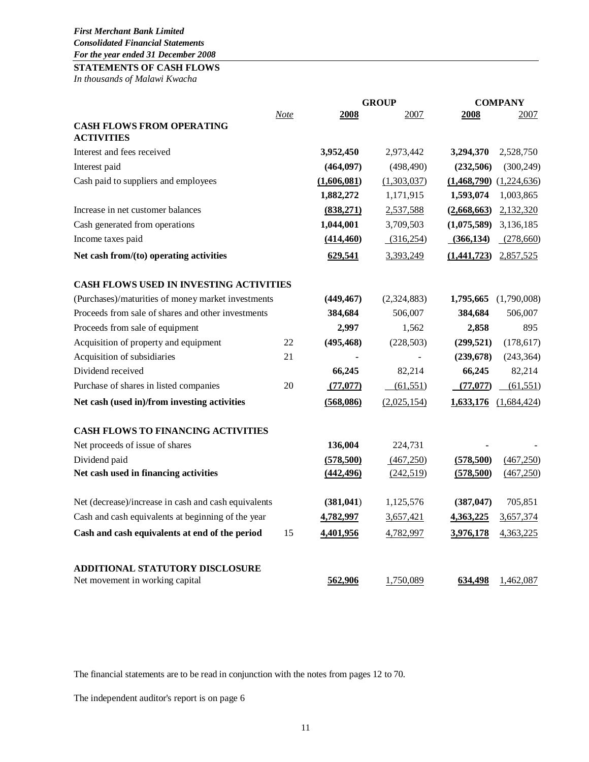*First Merchant Bank Limited*
*Consolidated Financial Statements*
*For the year ended 31 December 2008*

**STATEMENTS OF CASH FLOWS**

*In thousands of Malawi Kwacha*

| | Note | GROUP | | COMPANY | |
|---|---|---|---|---|---|
| | | **2008** | 2007 | **2008** | 2007 |
| **CASH FLOWS FROM OPERATING ACTIVITIES** | | | | | |
| Interest and fees received | | **3,952,450** | 2,973,442 | **3,294,370** | 2,528,750 |
| Interest paid | | **(464,097)** | (498,490) | **(232,506)** | (300,249) |
| Cash paid to suppliers and employees | | **(1,606,081)** | (1,303,037) | **(1,468,790)** | (1,224,636) |
| | | **1,882,272** | 1,171,915 | **1,593,074** | 1,003,865 |
| Increase in net customer balances | | **(838,271)** | 2,537,588 | **(2,668,663)** | 2,132,320 |
| Cash generated from operations | | **1,044,001** | 3,709,503 | **(1,075,589)** | 3,136,185 |
| Income taxes paid | | **(414,460)** | (316,254) | **(366,134)** | (278,660) |
| **Net cash from/(to) operating activities** | | **629,541** | 3,393,249 | **(1,441,723)** | 2,857,525 |
| **CASH FLOWS USED IN INVESTING ACTIVITIES** | | | | | |
| (Purchases)/maturities of money market investments | | **(449,467)** | (2,324,883) | **1,795,665** | (1,790,008) |
| Proceeds from sale of shares and other investments | | **384,684** | 506,007 | **384,684** | 506,007 |
| Proceeds from sale of equipment | | **2,997** | 1,562 | **2,858** | 895 |
| Acquisition of property and equipment | 22 | **(495,468)** | (228,503) | **(299,521)** | (178,617) |
| Acquisition of subsidiaries | 21 | **-** | - | **(239,678)** | (243,364) |
| Dividend received | | **66,245** | 82,214 | **66,245** | 82,214 |
| Purchase of shares in listed companies | 20 | **(77,077)** | (61,551) | **(77,077)** | (61,551) |
| **Net cash (used in)/from investing activities** | | **(568,086)** | (2,025,154) | **1,633,176** | (1,684,424) |
| **CASH FLOWS TO FINANCING ACTIVITIES** | | | | | |
| Net proceeds of issue of shares | | **136,004** | 224,731 | **-** | - |
| Dividend paid | | **(578,500)** | (467,250) | **(578,500)** | (467,250) |
| **Net cash used in financing activities** | | **(442,496)** | (242,519) | **(578,500)** | (467,250) |
| Net (decrease)/increase in cash and cash equivalents | | **(381,041)** | 1,125,576 | **(387,047)** | 705,851 |
| Cash and cash equivalents at beginning of the year | | **4,782,997** | 3,657,421 | **4,363,225** | 3,657,374 |
| **Cash and cash equivalents at end of the period** | 15 | **4,401,956** | 4,782,997 | **3,976,178** | 4,363,225 |
| **ADDITIONAL STATUTORY DISCLOSURE** | | | | | |
| Net movement in working capital | | **562,906** | 1,750,089 | **634,498** | 1,462,087 |

The financial statements are to be read in conjunction with the notes from pages 12 to 70.

The independent auditor's report is on page 6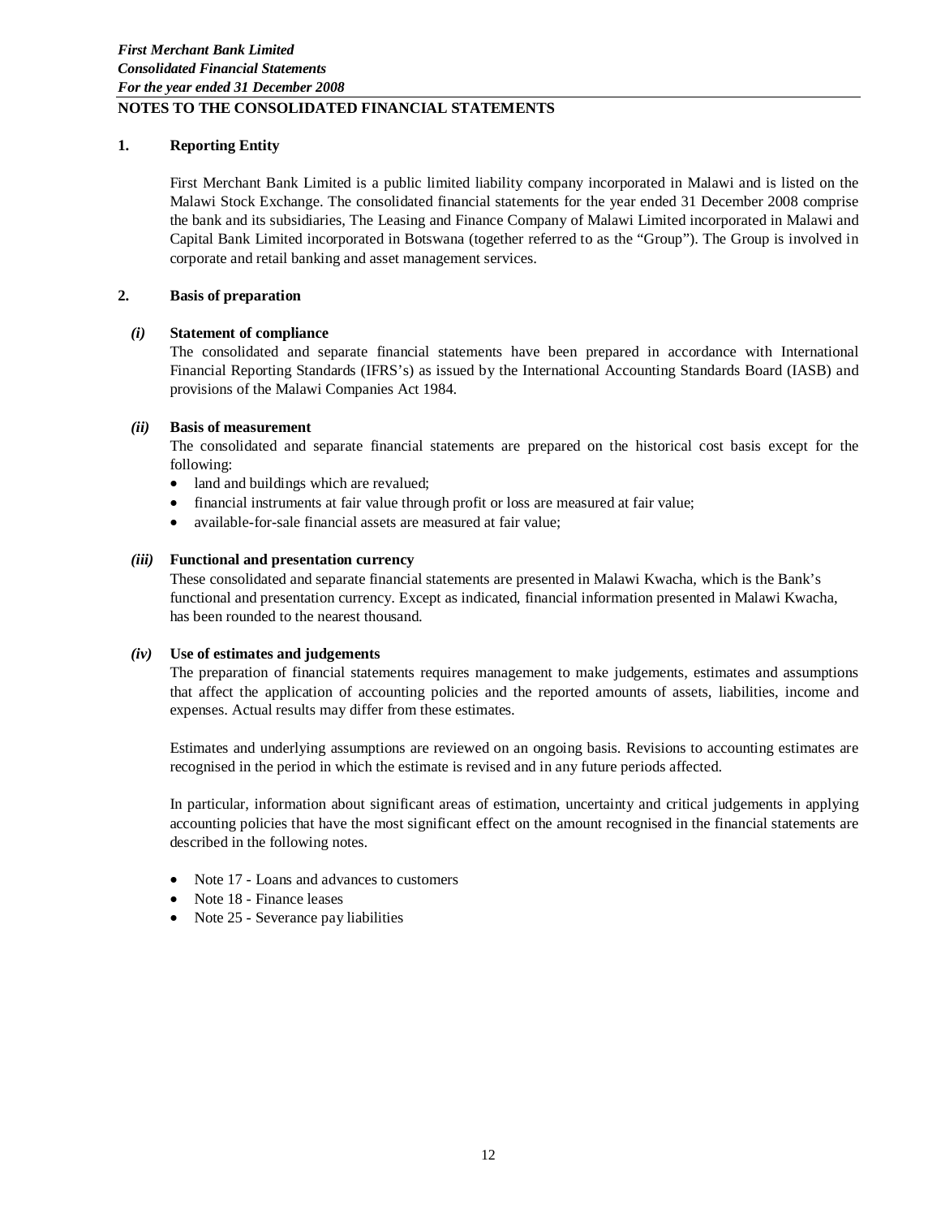## NOTES TO THE CONSOLIDATED FINANCIAL STATEMENTS

### 1. Reporting Entity

First Merchant Bank Limited is a public limited liability company incorporated in Malawi and is listed on the Malawi Stock Exchange. The consolidated financial statements for the year ended 31 December 2008 comprise the bank and its subsidiaries, The Leasing and Finance Company of Malawi Limited incorporated in Malawi and Capital Bank Limited incorporated in Botswana (together referred to as the "Group"). The Group is involved in corporate and retail banking and asset management services.

### 2. Basis of preparation

#### *(i)* Statement of compliance

The consolidated and separate financial statements have been prepared in accordance with International Financial Reporting Standards (IFRS's) as issued by the International Accounting Standards Board (IASB) and provisions of the Malawi Companies Act 1984.

#### *(ii)* Basis of measurement

The consolidated and separate financial statements are prepared on the historical cost basis except for the following:

- land and buildings which are revalued;
- financial instruments at fair value through profit or loss are measured at fair value;
- available-for-sale financial assets are measured at fair value;

#### *(iii)* Functional and presentation currency

These consolidated and separate financial statements are presented in Malawi Kwacha, which is the Bank's functional and presentation currency. Except as indicated, financial information presented in Malawi Kwacha, has been rounded to the nearest thousand.

#### *(iv)* Use of estimates and judgements

The preparation of financial statements requires management to make judgements, estimates and assumptions that affect the application of accounting policies and the reported amounts of assets, liabilities, income and expenses. Actual results may differ from these estimates.

Estimates and underlying assumptions are reviewed on an ongoing basis. Revisions to accounting estimates are recognised in the period in which the estimate is revised and in any future periods affected.

In particular, information about significant areas of estimation, uncertainty and critical judgements in applying accounting policies that have the most significant effect on the amount recognised in the financial statements are described in the following notes.

- Note 17 - Loans and advances to customers
- Note 18 - Finance leases
- Note 25 - Severance pay liabilities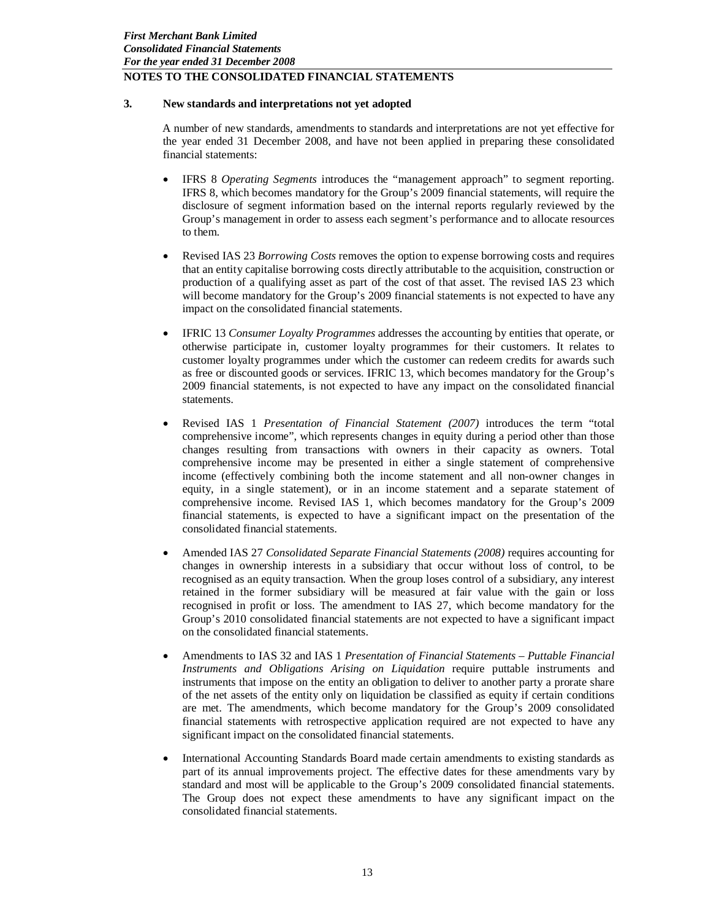## 3. New standards and interpretations not yet adopted

A number of new standards, amendments to standards and interpretations are not yet effective for the year ended 31 December 2008, and have not been applied in preparing these consolidated financial statements:

- IFRS 8 *Operating Segments* introduces the "management approach" to segment reporting. IFRS 8, which becomes mandatory for the Group's 2009 financial statements, will require the disclosure of segment information based on the internal reports regularly reviewed by the Group's management in order to assess each segment's performance and to allocate resources to them.

- Revised IAS 23 *Borrowing Costs* removes the option to expense borrowing costs and requires that an entity capitalise borrowing costs directly attributable to the acquisition, construction or production of a qualifying asset as part of the cost of that asset. The revised IAS 23 which will become mandatory for the Group's 2009 financial statements is not expected to have any impact on the consolidated financial statements.

- IFRIC 13 *Consumer Loyalty Programmes* addresses the accounting by entities that operate, or otherwise participate in, customer loyalty programmes for their customers. It relates to customer loyalty programmes under which the customer can redeem credits for awards such as free or discounted goods or services. IFRIC 13, which becomes mandatory for the Group's 2009 financial statements, is not expected to have any impact on the consolidated financial statements.

- Revised IAS 1 *Presentation of Financial Statement (2007)* introduces the term "total comprehensive income", which represents changes in equity during a period other than those changes resulting from transactions with owners in their capacity as owners. Total comprehensive income may be presented in either a single statement of comprehensive income (effectively combining both the income statement and all non-owner changes in equity, in a single statement), or in an income statement and a separate statement of comprehensive income. Revised IAS 1, which becomes mandatory for the Group's 2009 financial statements, is expected to have a significant impact on the presentation of the consolidated financial statements.

- Amended IAS 27 *Consolidated Separate Financial Statements (2008)* requires accounting for changes in ownership interests in a subsidiary that occur without loss of control, to be recognised as an equity transaction. When the group loses control of a subsidiary, any interest retained in the former subsidiary will be measured at fair value with the gain or loss recognised in profit or loss. The amendment to IAS 27, which become mandatory for the Group's 2010 consolidated financial statements are not expected to have a significant impact on the consolidated financial statements.

- Amendments to IAS 32 and IAS 1 *Presentation of Financial Statements – Puttable Financial Instruments and Obligations Arising on Liquidation* require puttable instruments and instruments that impose on the entity an obligation to deliver to another party a prorate share of the net assets of the entity only on liquidation be classified as equity if certain conditions are met. The amendments, which become mandatory for the Group's 2009 consolidated financial statements with retrospective application required are not expected to have any significant impact on the consolidated financial statements.

- International Accounting Standards Board made certain amendments to existing standards as part of its annual improvements project. The effective dates for these amendments vary by standard and most will be applicable to the Group's 2009 consolidated financial statements. The Group does not expect these amendments to have any significant impact on the consolidated financial statements.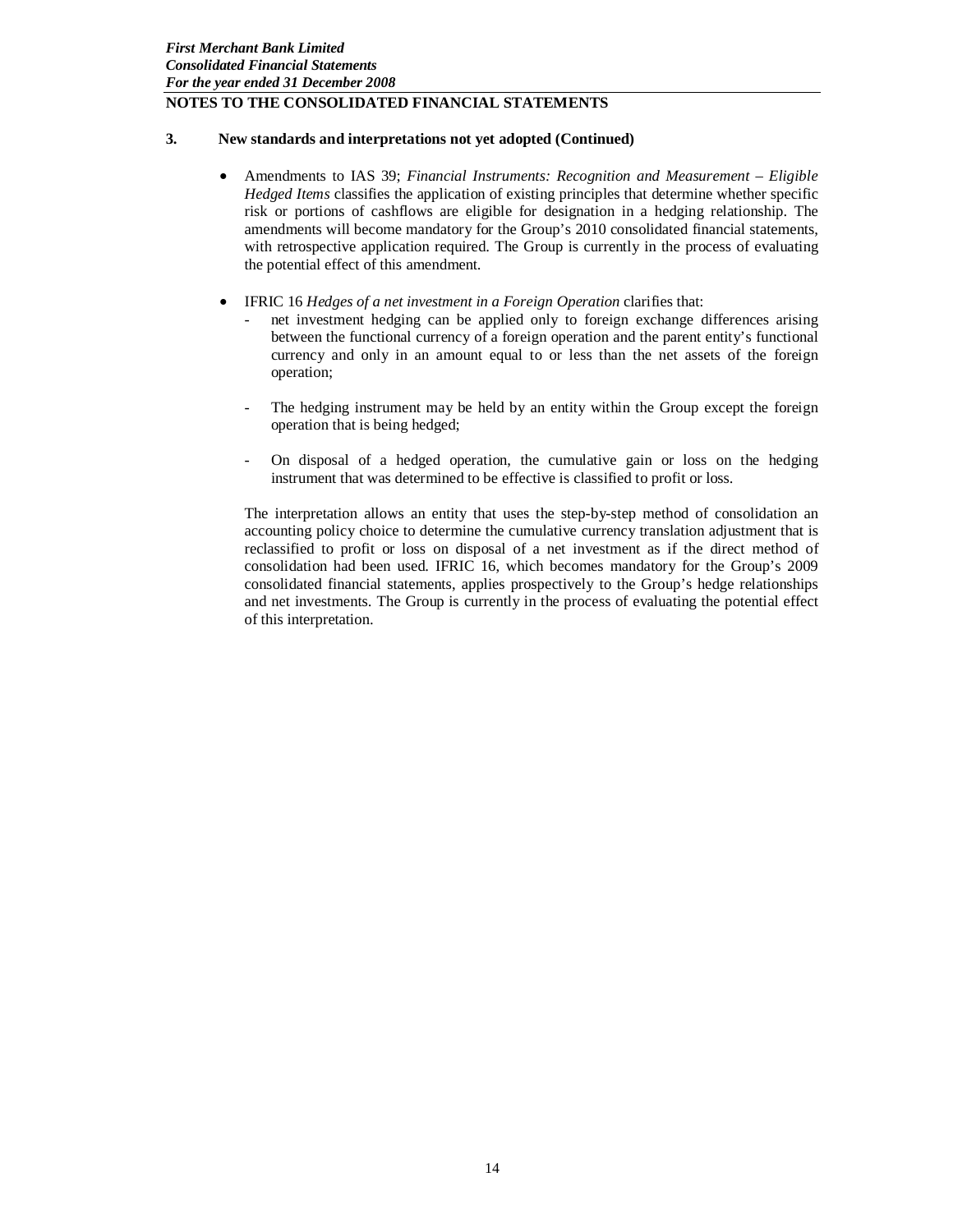### 3. New standards and interpretations not yet adopted (Continued)

- Amendments to IAS 39; *Financial Instruments: Recognition and Measurement – Eligible Hedged Items* classifies the application of existing principles that determine whether specific risk or portions of cashflows are eligible for designation in a hedging relationship. The amendments will become mandatory for the Group's 2010 consolidated financial statements, with retrospective application required. The Group is currently in the process of evaluating the potential effect of this amendment.

- IFRIC 16 *Hedges of a net investment in a Foreign Operation* clarifies that:
  - net investment hedging can be applied only to foreign exchange differences arising between the functional currency of a foreign operation and the parent entity's functional currency and only in an amount equal to or less than the net assets of the foreign operation;
  - The hedging instrument may be held by an entity within the Group except the foreign operation that is being hedged;
  - On disposal of a hedged operation, the cumulative gain or loss on the hedging instrument that was determined to be effective is classified to profit or loss.

  The interpretation allows an entity that uses the step-by-step method of consolidation an accounting policy choice to determine the cumulative currency translation adjustment that is reclassified to profit or loss on disposal of a net investment as if the direct method of consolidation had been used. IFRIC 16, which becomes mandatory for the Group's 2009 consolidated financial statements, applies prospectively to the Group's hedge relationships and net investments. The Group is currently in the process of evaluating the potential effect of this interpretation.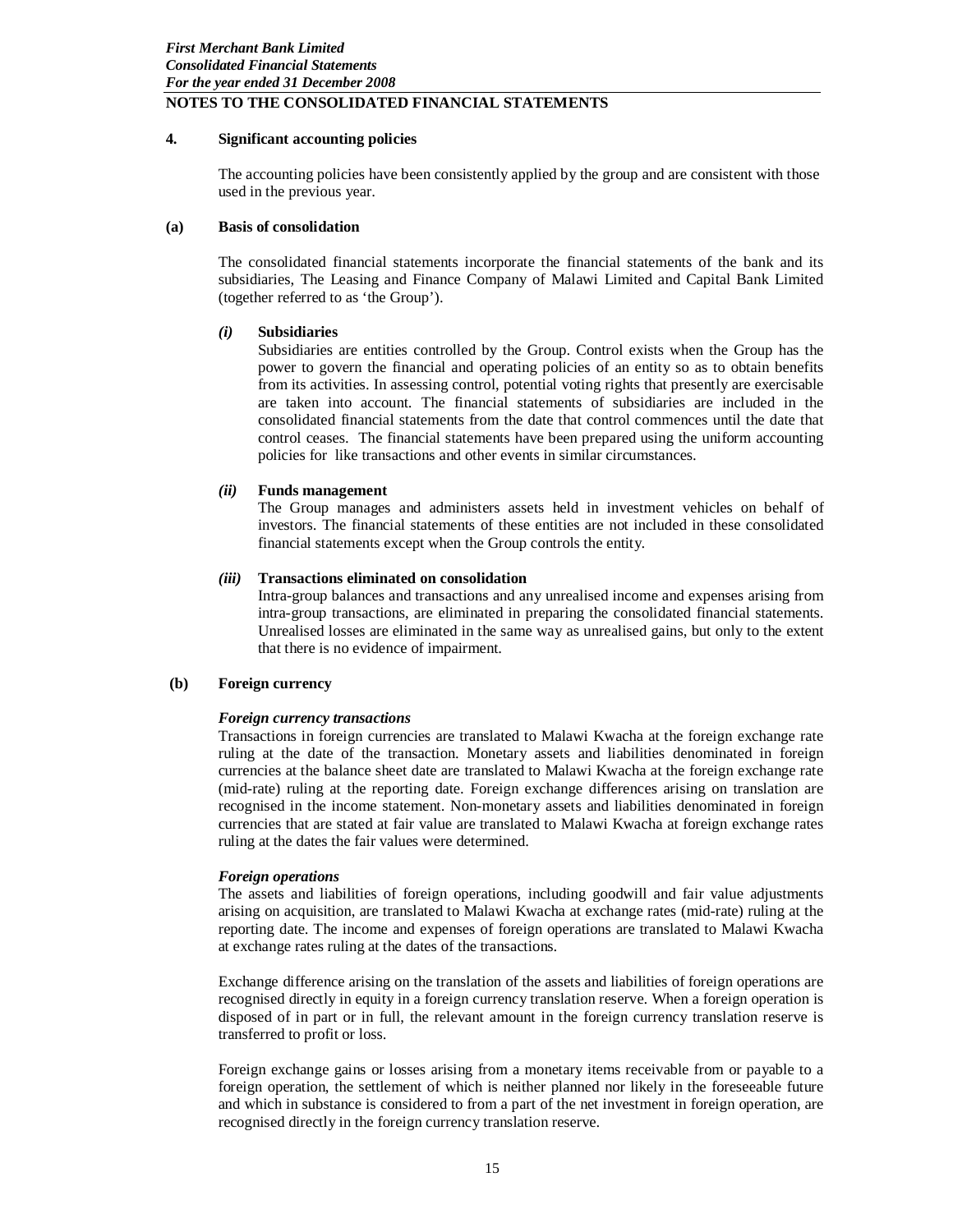## NOTES TO THE CONSOLIDATED FINANCIAL STATEMENTS

### 4. Significant accounting policies

The accounting policies have been consistently applied by the group and are consistent with those used in the previous year.

### (a) Basis of consolidation

The consolidated financial statements incorporate the financial statements of the bank and its subsidiaries, The Leasing and Finance Company of Malawi Limited and Capital Bank Limited (together referred to as 'the Group').

***(i)* Subsidiaries**

Subsidiaries are entities controlled by the Group. Control exists when the Group has the power to govern the financial and operating policies of an entity so as to obtain benefits from its activities. In assessing control, potential voting rights that presently are exercisable are taken into account. The financial statements of subsidiaries are included in the consolidated financial statements from the date that control commences until the date that control ceases. The financial statements have been prepared using the uniform accounting policies for like transactions and other events in similar circumstances.

***(ii)* Funds management**

The Group manages and administers assets held in investment vehicles on behalf of investors. The financial statements of these entities are not included in these consolidated financial statements except when the Group controls the entity.

***(iii)* Transactions eliminated on consolidation**

Intra-group balances and transactions and any unrealised income and expenses arising from intra-group transactions, are eliminated in preparing the consolidated financial statements. Unrealised losses are eliminated in the same way as unrealised gains, but only to the extent that there is no evidence of impairment.

### (b) Foreign currency

***Foreign currency transactions***

Transactions in foreign currencies are translated to Malawi Kwacha at the foreign exchange rate ruling at the date of the transaction. Monetary assets and liabilities denominated in foreign currencies at the balance sheet date are translated to Malawi Kwacha at the foreign exchange rate (mid-rate) ruling at the reporting date. Foreign exchange differences arising on translation are recognised in the income statement. Non-monetary assets and liabilities denominated in foreign currencies that are stated at fair value are translated to Malawi Kwacha at foreign exchange rates ruling at the dates the fair values were determined.

***Foreign operations***

The assets and liabilities of foreign operations, including goodwill and fair value adjustments arising on acquisition, are translated to Malawi Kwacha at exchange rates (mid-rate) ruling at the reporting date. The income and expenses of foreign operations are translated to Malawi Kwacha at exchange rates ruling at the dates of the transactions.

Exchange difference arising on the translation of the assets and liabilities of foreign operations are recognised directly in equity in a foreign currency translation reserve. When a foreign operation is disposed of in part or in full, the relevant amount in the foreign currency translation reserve is transferred to profit or loss.

Foreign exchange gains or losses arising from a monetary items receivable from or payable to a foreign operation, the settlement of which is neither planned nor likely in the foreseeable future and which in substance is considered to from a part of the net investment in foreign operation, are recognised directly in the foreign currency translation reserve.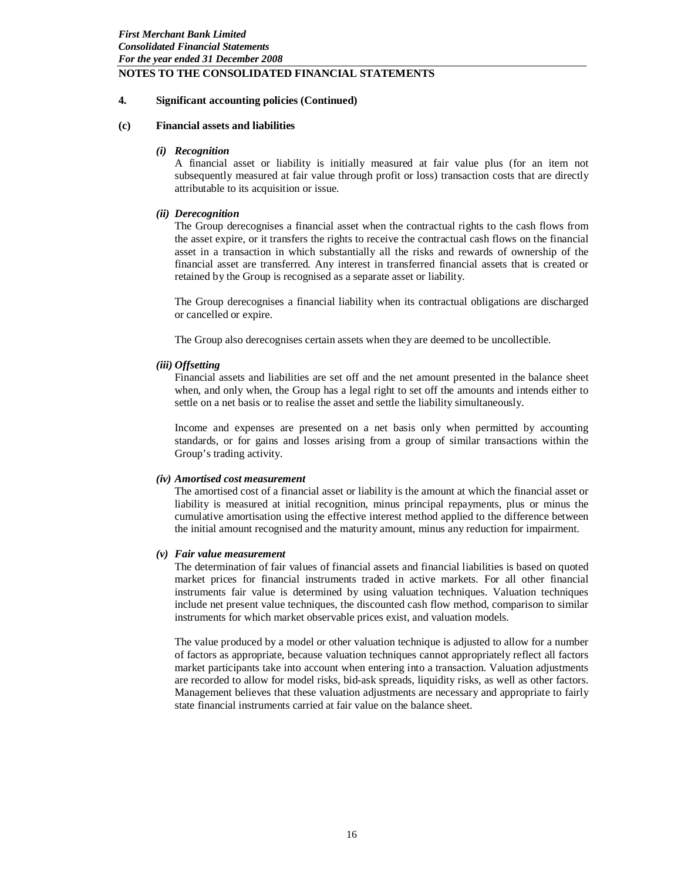## 4. Significant accounting policies (Continued)

### (c) Financial assets and liabilities

#### *(i) Recognition*

A financial asset or liability is initially measured at fair value plus (for an item not subsequently measured at fair value through profit or loss) transaction costs that are directly attributable to its acquisition or issue.

#### *(ii) Derecognition*

The Group derecognises a financial asset when the contractual rights to the cash flows from the asset expire, or it transfers the rights to receive the contractual cash flows on the financial asset in a transaction in which substantially all the risks and rewards of ownership of the financial asset are transferred. Any interest in transferred financial assets that is created or retained by the Group is recognised as a separate asset or liability.

The Group derecognises a financial liability when its contractual obligations are discharged or cancelled or expire.

The Group also derecognises certain assets when they are deemed to be uncollectible.

#### *(iii) Offsetting*

Financial assets and liabilities are set off and the net amount presented in the balance sheet when, and only when, the Group has a legal right to set off the amounts and intends either to settle on a net basis or to realise the asset and settle the liability simultaneously.

Income and expenses are presented on a net basis only when permitted by accounting standards, or for gains and losses arising from a group of similar transactions within the Group's trading activity.

#### *(iv) Amortised cost measurement*

The amortised cost of a financial asset or liability is the amount at which the financial asset or liability is measured at initial recognition, minus principal repayments, plus or minus the cumulative amortisation using the effective interest method applied to the difference between the initial amount recognised and the maturity amount, minus any reduction for impairment.

#### *(v) Fair value measurement*

The determination of fair values of financial assets and financial liabilities is based on quoted market prices for financial instruments traded in active markets. For all other financial instruments fair value is determined by using valuation techniques. Valuation techniques include net present value techniques, the discounted cash flow method, comparison to similar instruments for which market observable prices exist, and valuation models.

The value produced by a model or other valuation technique is adjusted to allow for a number of factors as appropriate, because valuation techniques cannot appropriately reflect all factors market participants take into account when entering into a transaction. Valuation adjustments are recorded to allow for model risks, bid-ask spreads, liquidity risks, as well as other factors. Management believes that these valuation adjustments are necessary and appropriate to fairly state financial instruments carried at fair value on the balance sheet.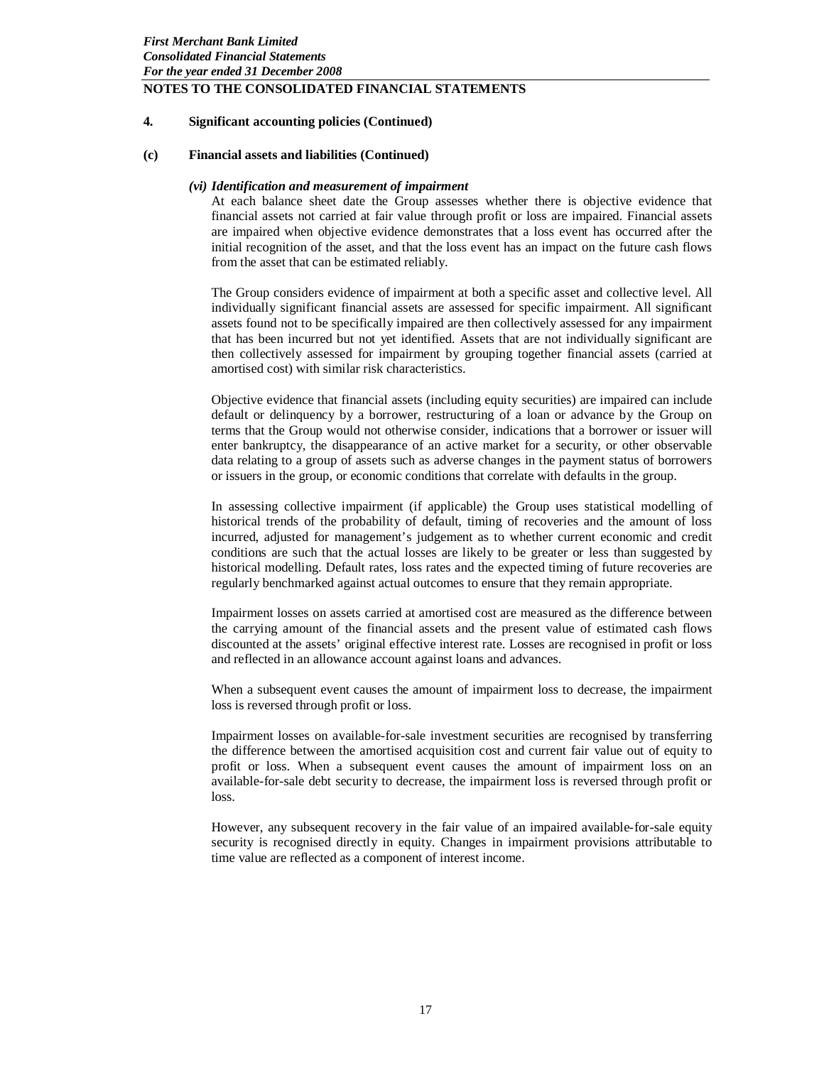**4. Significant accounting policies (Continued)**

**(c) Financial assets and liabilities (Continued)**

***(vi) Identification and measurement of impairment***

At each balance sheet date the Group assesses whether there is objective evidence that financial assets not carried at fair value through profit or loss are impaired. Financial assets are impaired when objective evidence demonstrates that a loss event has occurred after the initial recognition of the asset, and that the loss event has an impact on the future cash flows from the asset that can be estimated reliably.

The Group considers evidence of impairment at both a specific asset and collective level. All individually significant financial assets are assessed for specific impairment. All significant assets found not to be specifically impaired are then collectively assessed for any impairment that has been incurred but not yet identified. Assets that are not individually significant are then collectively assessed for impairment by grouping together financial assets (carried at amortised cost) with similar risk characteristics.

Objective evidence that financial assets (including equity securities) are impaired can include default or delinquency by a borrower, restructuring of a loan or advance by the Group on terms that the Group would not otherwise consider, indications that a borrower or issuer will enter bankruptcy, the disappearance of an active market for a security, or other observable data relating to a group of assets such as adverse changes in the payment status of borrowers or issuers in the group, or economic conditions that correlate with defaults in the group.

In assessing collective impairment (if applicable) the Group uses statistical modelling of historical trends of the probability of default, timing of recoveries and the amount of loss incurred, adjusted for management's judgement as to whether current economic and credit conditions are such that the actual losses are likely to be greater or less than suggested by historical modelling. Default rates, loss rates and the expected timing of future recoveries are regularly benchmarked against actual outcomes to ensure that they remain appropriate.

Impairment losses on assets carried at amortised cost are measured as the difference between the carrying amount of the financial assets and the present value of estimated cash flows discounted at the assets' original effective interest rate. Losses are recognised in profit or loss and reflected in an allowance account against loans and advances.

When a subsequent event causes the amount of impairment loss to decrease, the impairment loss is reversed through profit or loss.

Impairment losses on available-for-sale investment securities are recognised by transferring the difference between the amortised acquisition cost and current fair value out of equity to profit or loss. When a subsequent event causes the amount of impairment loss on an available-for-sale debt security to decrease, the impairment loss is reversed through profit or loss.

However, any subsequent recovery in the fair value of an impaired available-for-sale equity security is recognised directly in equity. Changes in impairment provisions attributable to time value are reflected as a component of interest income.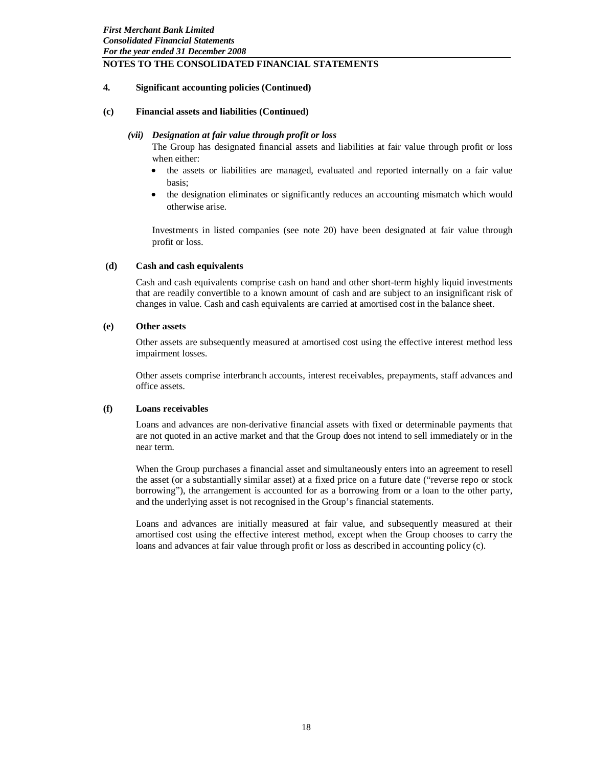## 4. Significant accounting policies (Continued)

### (c) Financial assets and liabilities (Continued)

#### *(vii) Designation at fair value through profit or loss*

The Group has designated financial assets and liabilities at fair value through profit or loss when either:

- the assets or liabilities are managed, evaluated and reported internally on a fair value basis;
- the designation eliminates or significantly reduces an accounting mismatch which would otherwise arise.

Investments in listed companies (see note 20) have been designated at fair value through profit or loss.

### (d) Cash and cash equivalents

Cash and cash equivalents comprise cash on hand and other short-term highly liquid investments that are readily convertible to a known amount of cash and are subject to an insignificant risk of changes in value. Cash and cash equivalents are carried at amortised cost in the balance sheet.

### (e) Other assets

Other assets are subsequently measured at amortised cost using the effective interest method less impairment losses.

Other assets comprise interbranch accounts, interest receivables, prepayments, staff advances and office assets.

### (f) Loans receivables

Loans and advances are non-derivative financial assets with fixed or determinable payments that are not quoted in an active market and that the Group does not intend to sell immediately or in the near term.

When the Group purchases a financial asset and simultaneously enters into an agreement to resell the asset (or a substantially similar asset) at a fixed price on a future date ("reverse repo or stock borrowing"), the arrangement is accounted for as a borrowing from or a loan to the other party, and the underlying asset is not recognised in the Group's financial statements.

Loans and advances are initially measured at fair value, and subsequently measured at their amortised cost using the effective interest method, except when the Group chooses to carry the loans and advances at fair value through profit or loss as described in accounting policy (c).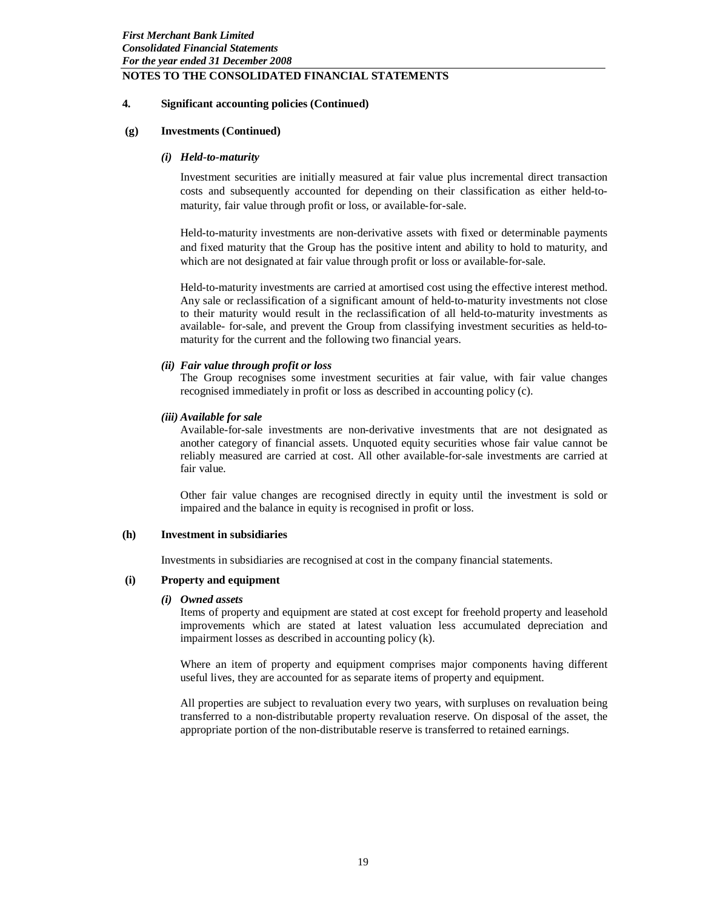## 4. Significant accounting policies (Continued)

### (g) Investments (Continued)

#### *(i) Held-to-maturity*

Investment securities are initially measured at fair value plus incremental direct transaction costs and subsequently accounted for depending on their classification as either held-to-maturity, fair value through profit or loss, or available-for-sale.

Held-to-maturity investments are non-derivative assets with fixed or determinable payments and fixed maturity that the Group has the positive intent and ability to hold to maturity, and which are not designated at fair value through profit or loss or available-for-sale.

Held-to-maturity investments are carried at amortised cost using the effective interest method. Any sale or reclassification of a significant amount of held-to-maturity investments not close to their maturity would result in the reclassification of all held-to-maturity investments as available- for-sale, and prevent the Group from classifying investment securities as held-to-maturity for the current and the following two financial years.

#### *(ii) Fair value through profit or loss*

The Group recognises some investment securities at fair value, with fair value changes recognised immediately in profit or loss as described in accounting policy (c).

#### *(iii) Available for sale*

Available-for-sale investments are non-derivative investments that are not designated as another category of financial assets. Unquoted equity securities whose fair value cannot be reliably measured are carried at cost. All other available-for-sale investments are carried at fair value.

Other fair value changes are recognised directly in equity until the investment is sold or impaired and the balance in equity is recognised in profit or loss.

### (h) Investment in subsidiaries

Investments in subsidiaries are recognised at cost in the company financial statements.

### (i) Property and equipment

#### *(i) Owned assets*

Items of property and equipment are stated at cost except for freehold property and leasehold improvements which are stated at latest valuation less accumulated depreciation and impairment losses as described in accounting policy (k).

Where an item of property and equipment comprises major components having different useful lives, they are accounted for as separate items of property and equipment.

All properties are subject to revaluation every two years, with surpluses on revaluation being transferred to a non-distributable property revaluation reserve. On disposal of the asset, the appropriate portion of the non-distributable reserve is transferred to retained earnings.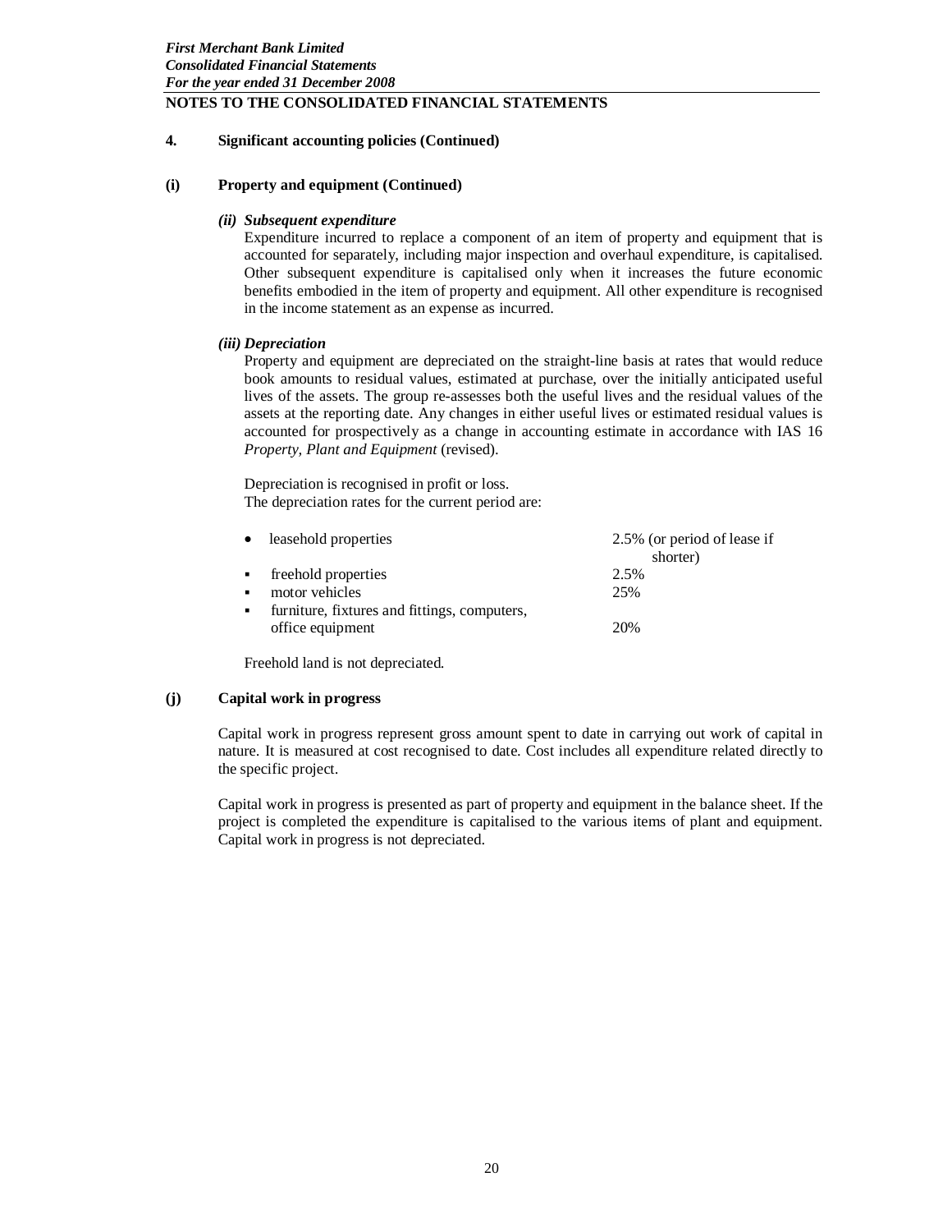## 4. Significant accounting policies (Continued)

### (i) Property and equipment (Continued)

#### *(ii) Subsequent expenditure*

Expenditure incurred to replace a component of an item of property and equipment that is accounted for separately, including major inspection and overhaul expenditure, is capitalised. Other subsequent expenditure is capitalised only when it increases the future economic benefits embodied in the item of property and equipment. All other expenditure is recognised in the income statement as an expense as incurred.

#### *(iii) Depreciation*

Property and equipment are depreciated on the straight-line basis at rates that would reduce book amounts to residual values, estimated at purchase, over the initially anticipated useful lives of the assets. The group re-assesses both the useful lives and the residual values of the assets at the reporting date. Any changes in either useful lives or estimated residual values is accounted for prospectively as a change in accounting estimate in accordance with IAS 16 *Property, Plant and Equipment* (revised).

Depreciation is recognised in profit or loss.
The depreciation rates for the current period are:

| | |
|---|---|
| • leasehold properties | 2.5% (or period of lease if shorter) |
| ▪ freehold properties | 2.5% |
| ▪ motor vehicles | 25% |
| ▪ furniture, fixtures and fittings, computers, office equipment | 20% |

Freehold land is not depreciated.

### (j) Capital work in progress

Capital work in progress represent gross amount spent to date in carrying out work of capital in nature. It is measured at cost recognised to date. Cost includes all expenditure related directly to the specific project.

Capital work in progress is presented as part of property and equipment in the balance sheet. If the project is completed the expenditure is capitalised to the various items of plant and equipment. Capital work in progress is not depreciated.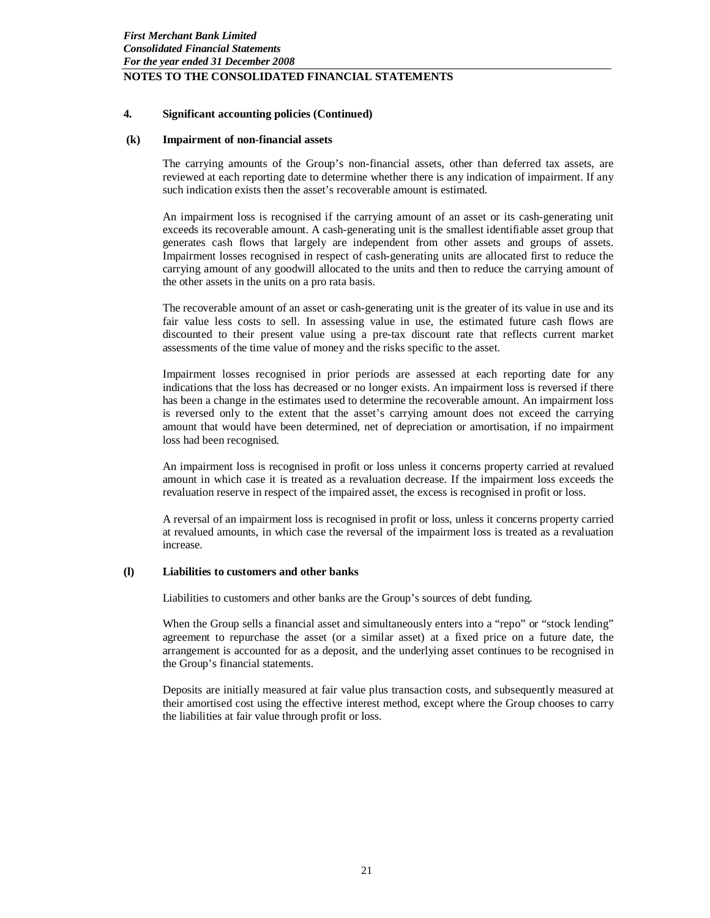### 4. Significant accounting policies (Continued)

#### (k) Impairment of non-financial assets

The carrying amounts of the Group's non-financial assets, other than deferred tax assets, are reviewed at each reporting date to determine whether there is any indication of impairment. If any such indication exists then the asset's recoverable amount is estimated.

An impairment loss is recognised if the carrying amount of an asset or its cash-generating unit exceeds its recoverable amount. A cash-generating unit is the smallest identifiable asset group that generates cash flows that largely are independent from other assets and groups of assets. Impairment losses recognised in respect of cash-generating units are allocated first to reduce the carrying amount of any goodwill allocated to the units and then to reduce the carrying amount of the other assets in the units on a pro rata basis.

The recoverable amount of an asset or cash-generating unit is the greater of its value in use and its fair value less costs to sell. In assessing value in use, the estimated future cash flows are discounted to their present value using a pre-tax discount rate that reflects current market assessments of the time value of money and the risks specific to the asset.

Impairment losses recognised in prior periods are assessed at each reporting date for any indications that the loss has decreased or no longer exists. An impairment loss is reversed if there has been a change in the estimates used to determine the recoverable amount. An impairment loss is reversed only to the extent that the asset's carrying amount does not exceed the carrying amount that would have been determined, net of depreciation or amortisation, if no impairment loss had been recognised.

An impairment loss is recognised in profit or loss unless it concerns property carried at revalued amount in which case it is treated as a revaluation decrease. If the impairment loss exceeds the revaluation reserve in respect of the impaired asset, the excess is recognised in profit or loss.

A reversal of an impairment loss is recognised in profit or loss, unless it concerns property carried at revalued amounts, in which case the reversal of the impairment loss is treated as a revaluation increase.

#### (l) Liabilities to customers and other banks

Liabilities to customers and other banks are the Group's sources of debt funding.

When the Group sells a financial asset and simultaneously enters into a "repo" or "stock lending" agreement to repurchase the asset (or a similar asset) at a fixed price on a future date, the arrangement is accounted for as a deposit, and the underlying asset continues to be recognised in the Group's financial statements.

Deposits are initially measured at fair value plus transaction costs, and subsequently measured at their amortised cost using the effective interest method, except where the Group chooses to carry the liabilities at fair value through profit or loss.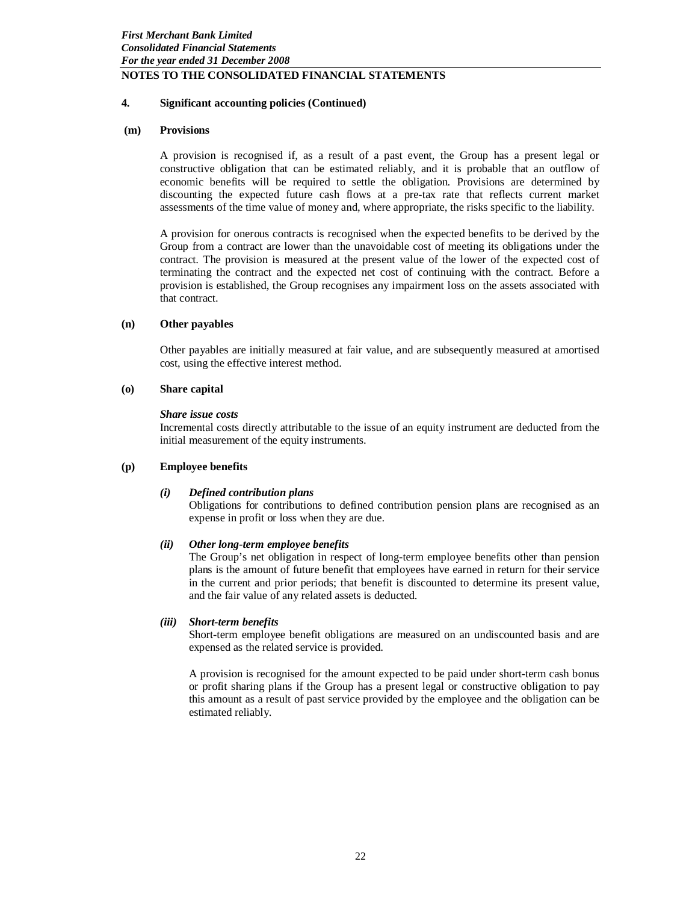## 4. Significant accounting policies (Continued)

### (m) Provisions

A provision is recognised if, as a result of a past event, the Group has a present legal or constructive obligation that can be estimated reliably, and it is probable that an outflow of economic benefits will be required to settle the obligation. Provisions are determined by discounting the expected future cash flows at a pre-tax rate that reflects current market assessments of the time value of money and, where appropriate, the risks specific to the liability.

A provision for onerous contracts is recognised when the expected benefits to be derived by the Group from a contract are lower than the unavoidable cost of meeting its obligations under the contract. The provision is measured at the present value of the lower of the expected cost of terminating the contract and the expected net cost of continuing with the contract. Before a provision is established, the Group recognises any impairment loss on the assets associated with that contract.

### (n) Other payables

Other payables are initially measured at fair value, and are subsequently measured at amortised cost, using the effective interest method.

### (o) Share capital

***Share issue costs***
Incremental costs directly attributable to the issue of an equity instrument are deducted from the initial measurement of the equity instruments.

### (p) Employee benefits

***(i) Defined contribution plans***
Obligations for contributions to defined contribution pension plans are recognised as an expense in profit or loss when they are due.

***(ii) Other long-term employee benefits***
The Group's net obligation in respect of long-term employee benefits other than pension plans is the amount of future benefit that employees have earned in return for their service in the current and prior periods; that benefit is discounted to determine its present value, and the fair value of any related assets is deducted.

***(iii) Short-term benefits***
Short-term employee benefit obligations are measured on an undiscounted basis and are expensed as the related service is provided.

A provision is recognised for the amount expected to be paid under short-term cash bonus or profit sharing plans if the Group has a present legal or constructive obligation to pay this amount as a result of past service provided by the employee and the obligation can be estimated reliably.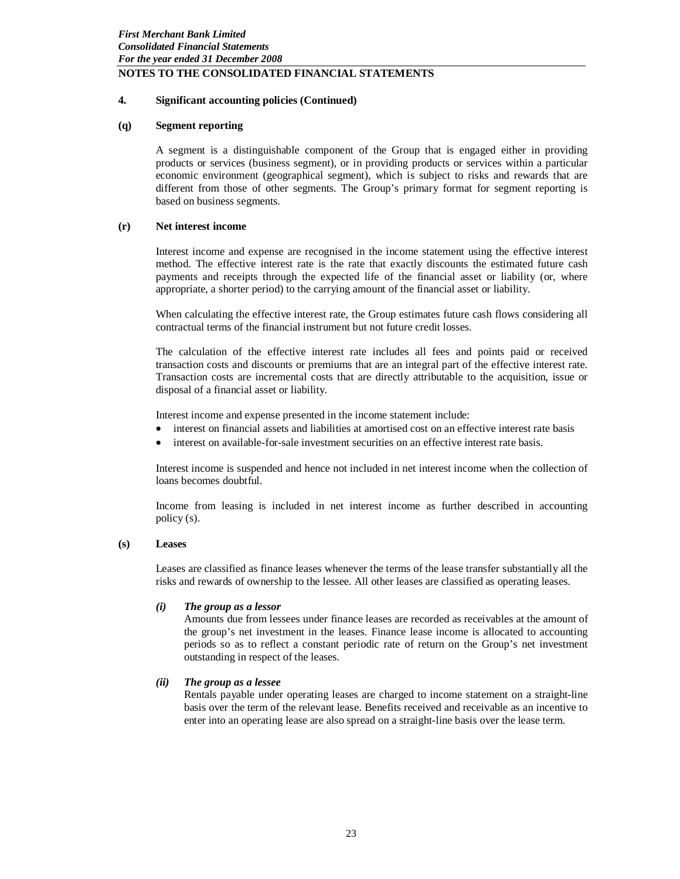## 4. Significant accounting policies (Continued)

### (q) Segment reporting

A segment is a distinguishable component of the Group that is engaged either in providing products or services (business segment), or in providing products or services within a particular economic environment (geographical segment), which is subject to risks and rewards that are different from those of other segments. The Group's primary format for segment reporting is based on business segments.

### (r) Net interest income

Interest income and expense are recognised in the income statement using the effective interest method. The effective interest rate is the rate that exactly discounts the estimated future cash payments and receipts through the expected life of the financial asset or liability (or, where appropriate, a shorter period) to the carrying amount of the financial asset or liability.

When calculating the effective interest rate, the Group estimates future cash flows considering all contractual terms of the financial instrument but not future credit losses.

The calculation of the effective interest rate includes all fees and points paid or received transaction costs and discounts or premiums that are an integral part of the effective interest rate. Transaction costs are incremental costs that are directly attributable to the acquisition, issue or disposal of a financial asset or liability.

Interest income and expense presented in the income statement include:

- interest on financial assets and liabilities at amortised cost on an effective interest rate basis
- interest on available-for-sale investment securities on an effective interest rate basis.

Interest income is suspended and hence not included in net interest income when the collection of loans becomes doubtful.

Income from leasing is included in net interest income as further described in accounting policy (s).

### (s) Leases

Leases are classified as finance leases whenever the terms of the lease transfer substantially all the risks and rewards of ownership to the lessee. All other leases are classified as operating leases.

***(i) The group as a lessor***

Amounts due from lessees under finance leases are recorded as receivables at the amount of the group's net investment in the leases. Finance lease income is allocated to accounting periods so as to reflect a constant periodic rate of return on the Group's net investment outstanding in respect of the leases.

***(ii) The group as a lessee***

Rentals payable under operating leases are charged to income statement on a straight-line basis over the term of the relevant lease. Benefits received and receivable as an incentive to enter into an operating lease are also spread on a straight-line basis over the lease term.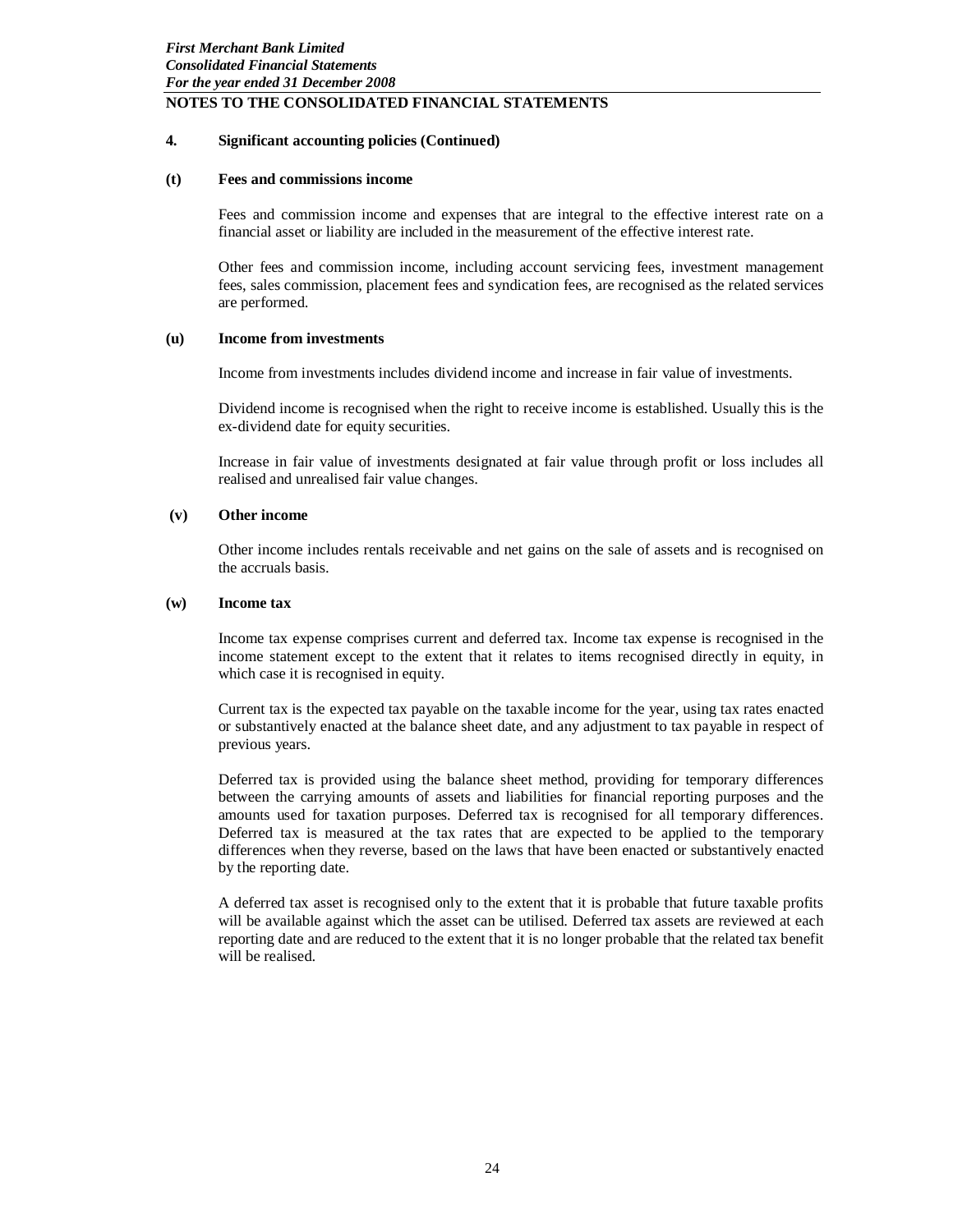## 4. Significant accounting policies (Continued)

### (t) Fees and commissions income

Fees and commission income and expenses that are integral to the effective interest rate on a financial asset or liability are included in the measurement of the effective interest rate.

Other fees and commission income, including account servicing fees, investment management fees, sales commission, placement fees and syndication fees, are recognised as the related services are performed.

### (u) Income from investments

Income from investments includes dividend income and increase in fair value of investments.

Dividend income is recognised when the right to receive income is established. Usually this is the ex-dividend date for equity securities.

Increase in fair value of investments designated at fair value through profit or loss includes all realised and unrealised fair value changes.

### (v) Other income

Other income includes rentals receivable and net gains on the sale of assets and is recognised on the accruals basis.

### (w) Income tax

Income tax expense comprises current and deferred tax. Income tax expense is recognised in the income statement except to the extent that it relates to items recognised directly in equity, in which case it is recognised in equity.

Current tax is the expected tax payable on the taxable income for the year, using tax rates enacted or substantively enacted at the balance sheet date, and any adjustment to tax payable in respect of previous years.

Deferred tax is provided using the balance sheet method, providing for temporary differences between the carrying amounts of assets and liabilities for financial reporting purposes and the amounts used for taxation purposes. Deferred tax is recognised for all temporary differences. Deferred tax is measured at the tax rates that are expected to be applied to the temporary differences when they reverse, based on the laws that have been enacted or substantively enacted by the reporting date.

A deferred tax asset is recognised only to the extent that it is probable that future taxable profits will be available against which the asset can be utilised. Deferred tax assets are reviewed at each reporting date and are reduced to the extent that it is no longer probable that the related tax benefit will be realised.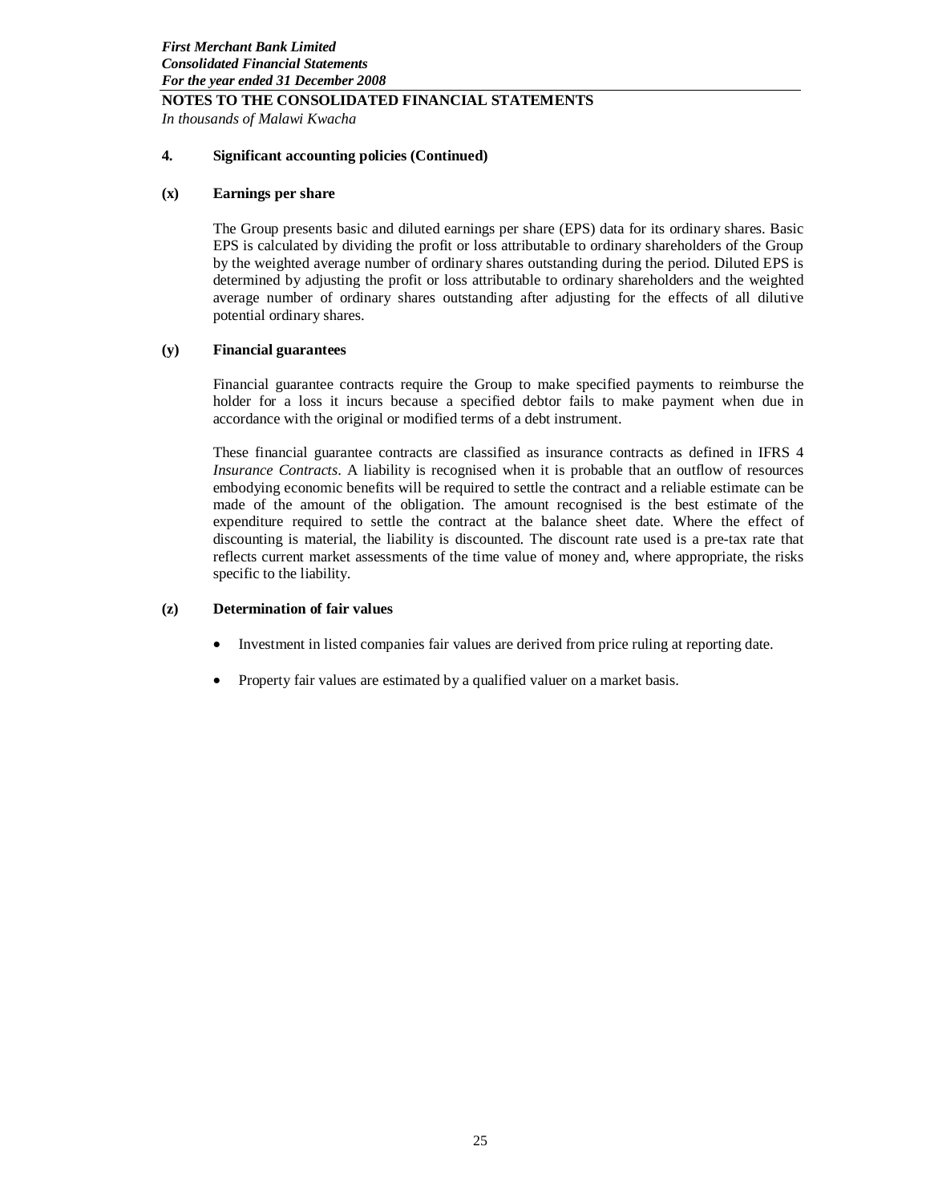**NOTES TO THE CONSOLIDATED FINANCIAL STATEMENTS**

*In thousands of Malawi Kwacha*

## 4. Significant accounting policies (Continued)

### (x) Earnings per share

The Group presents basic and diluted earnings per share (EPS) data for its ordinary shares. Basic EPS is calculated by dividing the profit or loss attributable to ordinary shareholders of the Group by the weighted average number of ordinary shares outstanding during the period. Diluted EPS is determined by adjusting the profit or loss attributable to ordinary shareholders and the weighted average number of ordinary shares outstanding after adjusting for the effects of all dilutive potential ordinary shares.

### (y) Financial guarantees

Financial guarantee contracts require the Group to make specified payments to reimburse the holder for a loss it incurs because a specified debtor fails to make payment when due in accordance with the original or modified terms of a debt instrument.

These financial guarantee contracts are classified as insurance contracts as defined in IFRS 4 *Insurance Contracts*. A liability is recognised when it is probable that an outflow of resources embodying economic benefits will be required to settle the contract and a reliable estimate can be made of the amount of the obligation. The amount recognised is the best estimate of the expenditure required to settle the contract at the balance sheet date. Where the effect of discounting is material, the liability is discounted. The discount rate used is a pre-tax rate that reflects current market assessments of the time value of money and, where appropriate, the risks specific to the liability.

### (z) Determination of fair values

- Investment in listed companies fair values are derived from price ruling at reporting date.
- Property fair values are estimated by a qualified valuer on a market basis.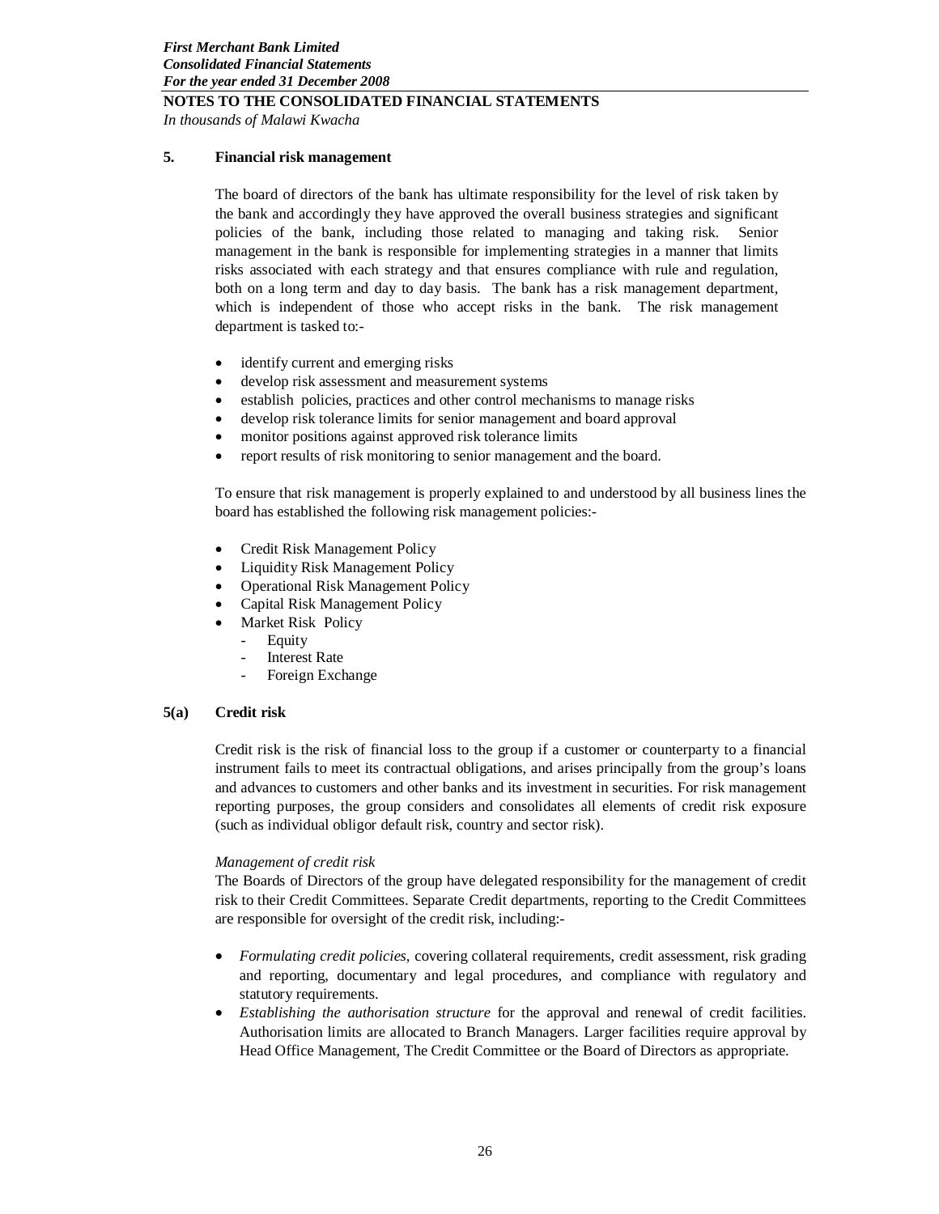**NOTES TO THE CONSOLIDATED FINANCIAL STATEMENTS**

*In thousands of Malawi Kwacha*

## 5. Financial risk management

The board of directors of the bank has ultimate responsibility for the level of risk taken by the bank and accordingly they have approved the overall business strategies and significant policies of the bank, including those related to managing and taking risk. Senior management in the bank is responsible for implementing strategies in a manner that limits risks associated with each strategy and that ensures compliance with rule and regulation, both on a long term and day to day basis. The bank has a risk management department, which is independent of those who accept risks in the bank. The risk management department is tasked to:-

- identify current and emerging risks
- develop risk assessment and measurement systems
- establish policies, practices and other control mechanisms to manage risks
- develop risk tolerance limits for senior management and board approval
- monitor positions against approved risk tolerance limits
- report results of risk monitoring to senior management and the board.

To ensure that risk management is properly explained to and understood by all business lines the board has established the following risk management policies:-

- Credit Risk Management Policy
- Liquidity Risk Management Policy
- Operational Risk Management Policy
- Capital Risk Management Policy
- Market Risk Policy
  - Equity
  - Interest Rate
  - Foreign Exchange

## 5(a) Credit risk

Credit risk is the risk of financial loss to the group if a customer or counterparty to a financial instrument fails to meet its contractual obligations, and arises principally from the group's loans and advances to customers and other banks and its investment in securities. For risk management reporting purposes, the group considers and consolidates all elements of credit risk exposure (such as individual obligor default risk, country and sector risk).

*Management of credit risk*

The Boards of Directors of the group have delegated responsibility for the management of credit risk to their Credit Committees. Separate Credit departments, reporting to the Credit Committees are responsible for oversight of the credit risk, including:-

- *Formulating credit policies*, covering collateral requirements, credit assessment, risk grading and reporting, documentary and legal procedures, and compliance with regulatory and statutory requirements.
- *Establishing the authorisation structure* for the approval and renewal of credit facilities. Authorisation limits are allocated to Branch Managers. Larger facilities require approval by Head Office Management, The Credit Committee or the Board of Directors as appropriate.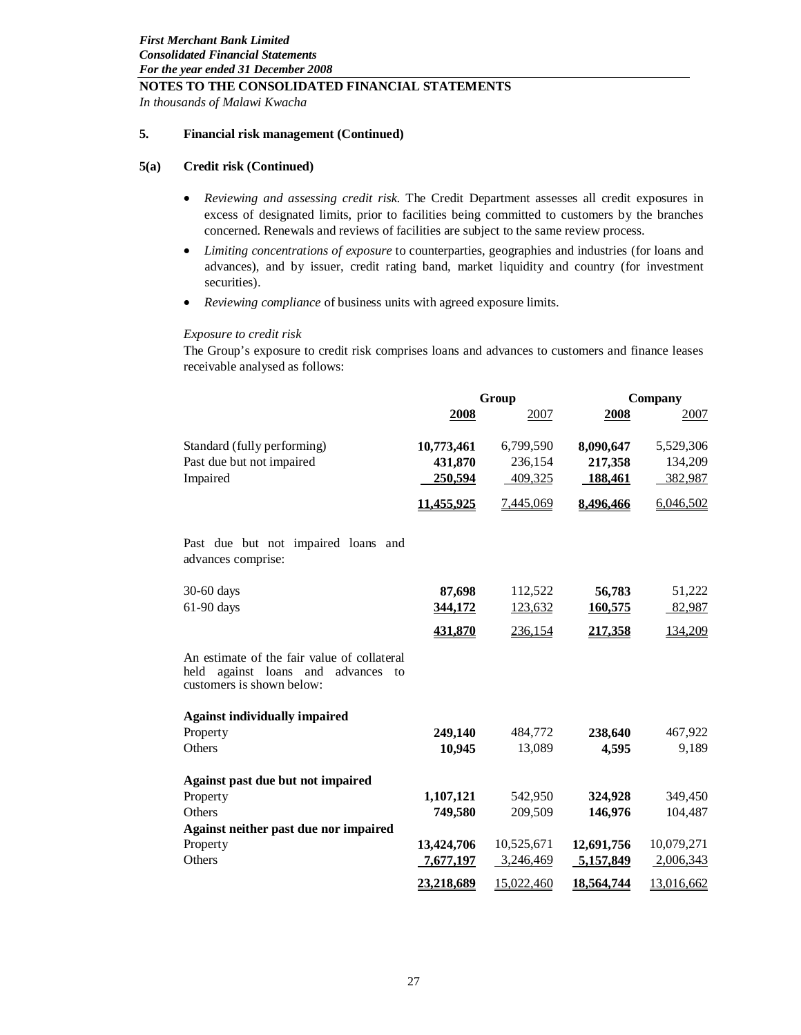## NOTES TO THE CONSOLIDATED FINANCIAL STATEMENTS

*In thousands of Malawi Kwacha*

### 5. Financial risk management (Continued)

#### 5(a) Credit risk (Continued)

- *Reviewing and assessing credit risk.* The Credit Department assesses all credit exposures in excess of designated limits, prior to facilities being committed to customers by the branches concerned. Renewals and reviews of facilities are subject to the same review process.
- *Limiting concentrations of exposure* to counterparties, geographies and industries (for loans and advances), and by issuer, credit rating band, market liquidity and country (for investment securities).
- *Reviewing compliance* of business units with agreed exposure limits.

*Exposure to credit risk*

The Group's exposure to credit risk comprises loans and advances to customers and finance leases receivable analysed as follows:

| | Group | | Company | |
|---|---|---|---|---|
| | **2008** | 2007 | **2008** | 2007 |
| Standard (fully performing) | **10,773,461** | 6,799,590 | **8,090,647** | 5,529,306 |
| Past due but not impaired | **431,870** | 236,154 | **217,358** | 134,209 |
| Impaired | **250,594** | 409,325 | **188,461** | 382,987 |
| | **11,455,925** | 7,445,069 | **8,496,466** | 6,046,502 |
| Past due but not impaired loans and advances comprise: | | | | |
| 30-60 days | **87,698** | 112,522 | **56,783** | 51,222 |
| 61-90 days | **344,172** | 123,632 | **160,575** | 82,987 |
| | **431,870** | 236,154 | **217,358** | 134,209 |
| An estimate of the fair value of collateral held against loans and advances to customers is shown below: | | | | |
| **Against individually impaired** | | | | |
| Property | **249,140** | 484,772 | **238,640** | 467,922 |
| Others | **10,945** | 13,089 | **4,595** | 9,189 |
| **Against past due but not impaired** | | | | |
| Property | **1,107,121** | 542,950 | **324,928** | 349,450 |
| Others | **749,580** | 209,509 | **146,976** | 104,487 |
| **Against neither past due nor impaired** | | | | |
| Property | **13,424,706** | 10,525,671 | **12,691,756** | 10,079,271 |
| Others | **7,677,197** | 3,246,469 | **5,157,849** | 2,006,343 |
| | **23,218,689** | 15,022,460 | **18,564,744** | 13,016,662 |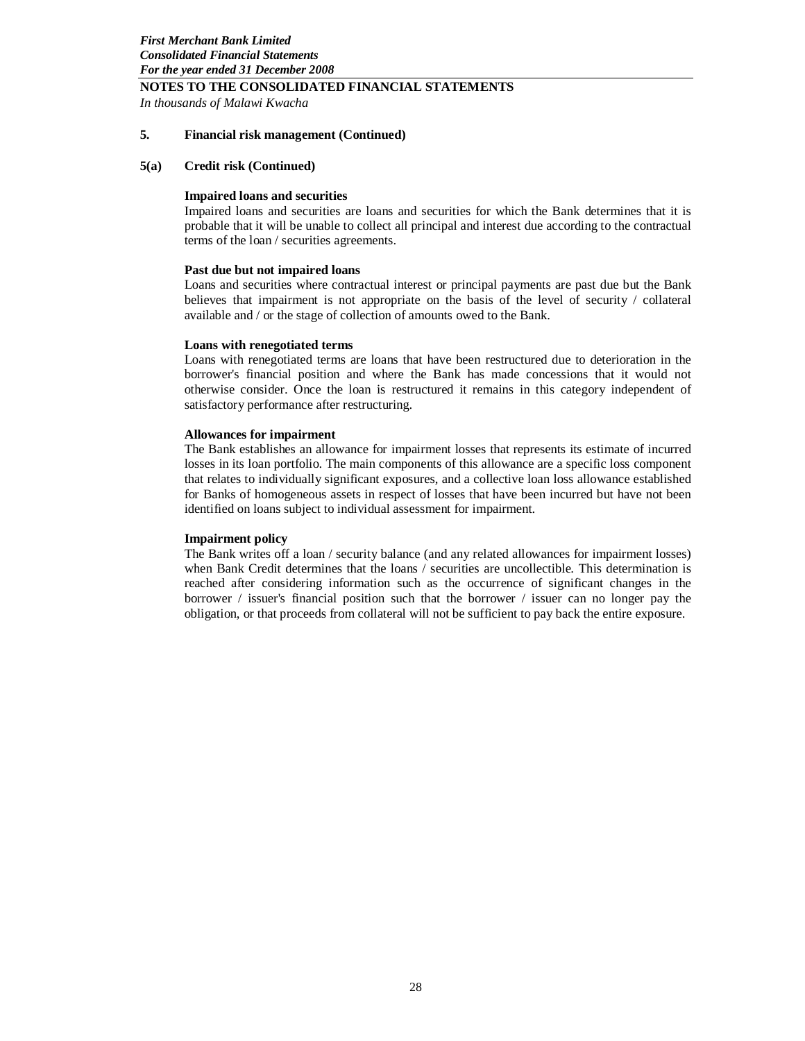## 5. Financial risk management (Continued)

### 5(a) Credit risk (Continued)

**Impaired loans and securities**

Impaired loans and securities are loans and securities for which the Bank determines that it is probable that it will be unable to collect all principal and interest due according to the contractual terms of the loan / securities agreements.

**Past due but not impaired loans**

Loans and securities where contractual interest or principal payments are past due but the Bank believes that impairment is not appropriate on the basis of the level of security / collateral available and / or the stage of collection of amounts owed to the Bank.

**Loans with renegotiated terms**

Loans with renegotiated terms are loans that have been restructured due to deterioration in the borrower's financial position and where the Bank has made concessions that it would not otherwise consider. Once the loan is restructured it remains in this category independent of satisfactory performance after restructuring.

**Allowances for impairment**

The Bank establishes an allowance for impairment losses that represents its estimate of incurred losses in its loan portfolio. The main components of this allowance are a specific loss component that relates to individually significant exposures, and a collective loan loss allowance established for Banks of homogeneous assets in respect of losses that have been incurred but have not been identified on loans subject to individual assessment for impairment.

**Impairment policy**

The Bank writes off a loan / security balance (and any related allowances for impairment losses) when Bank Credit determines that the loans / securities are uncollectible. This determination is reached after considering information such as the occurrence of significant changes in the borrower / issuer's financial position such that the borrower / issuer can no longer pay the obligation, or that proceeds from collateral will not be sufficient to pay back the entire exposure.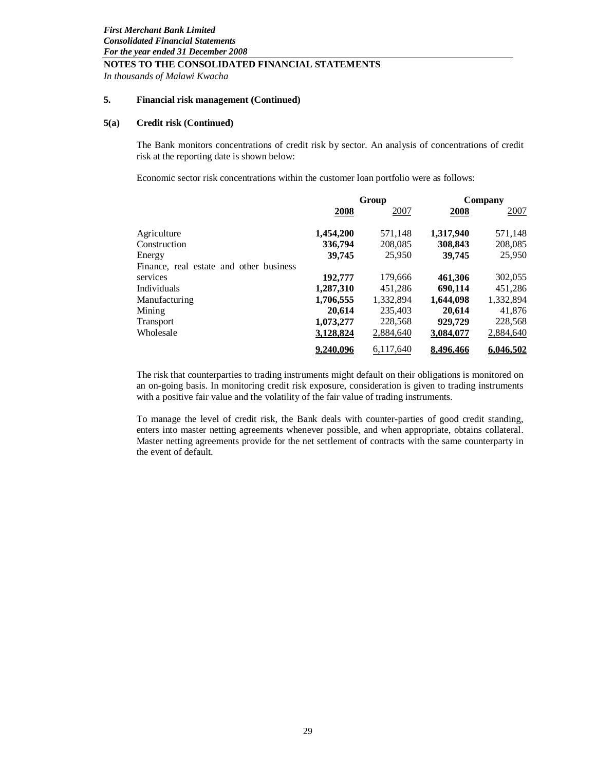## NOTES TO THE CONSOLIDATED FINANCIAL STATEMENTS

*In thousands of Malawi Kwacha*

### 5. Financial risk management (Continued)

### 5(a) Credit risk (Continued)

The Bank monitors concentrations of credit risk by sector. An analysis of concentrations of credit risk at the reporting date is shown below:

Economic sector risk concentrations within the customer loan portfolio were as follows:

| | Group | | Company | |
|---|---|---|---|---|
| | **2008** | 2007 | **2008** | 2007 |
| Agriculture | **1,454,200** | 571,148 | **1,317,940** | 571,148 |
| Construction | **336,794** | 208,085 | **308,843** | 208,085 |
| Energy | **39,745** | 25,950 | **39,745** | 25,950 |
| Finance, real estate and other business services | **192,777** | 179,666 | **461,306** | 302,055 |
| Individuals | **1,287,310** | 451,286 | **690,114** | 451,286 |
| Manufacturing | **1,706,555** | 1,332,894 | **1,644,098** | 1,332,894 |
| Mining | **20,614** | 235,403 | **20,614** | 41,876 |
| Transport | **1,073,277** | 228,568 | **929,729** | 228,568 |
| Wholesale | **3,128,824** | 2,884,640 | **3,084,077** | 2,884,640 |
| | **9,240,096** | 6,117,640 | **8,496,466** | **6,046,502** |

The risk that counterparties to trading instruments might default on their obligations is monitored on an on-going basis. In monitoring credit risk exposure, consideration is given to trading instruments with a positive fair value and the volatility of the fair value of trading instruments.

To manage the level of credit risk, the Bank deals with counter-parties of good credit standing, enters into master netting agreements whenever possible, and when appropriate, obtains collateral. Master netting agreements provide for the net settlement of contracts with the same counterparty in the event of default.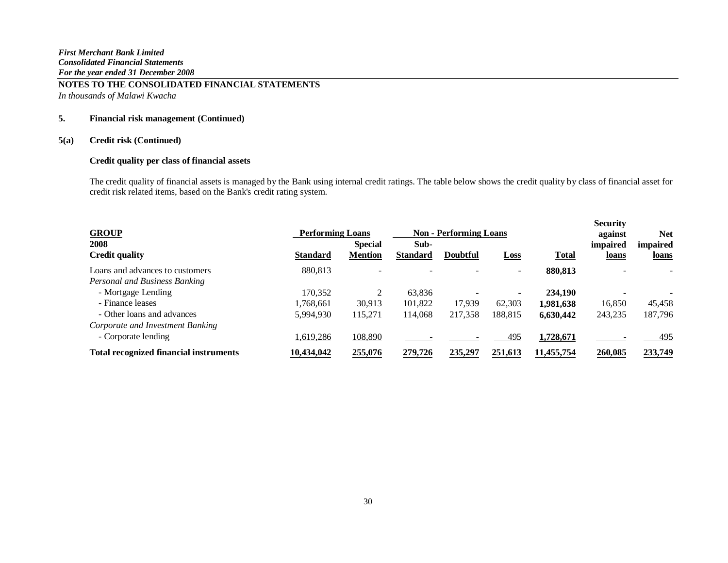*First Merchant Bank Limited*
*Consolidated Financial Statements*
*For the year ended 31 December 2008*

**NOTES TO THE CONSOLIDATED FINANCIAL STATEMENTS**
*In thousands of Malawi Kwacha*

## 5. Financial risk management (Continued)

### 5(a) Credit risk (Continued)

**Credit quality per class of financial assets**

The credit quality of financial assets is managed by the Bank using internal credit ratings. The table below shows the credit quality by class of financial asset for credit risk related items, based on the Bank's credit rating system.

| **GROUP** | **Performing Loans** | | **Non - Performing Loans** | | | | | |
|---|---|---|---|---|---|---|---|---|
| **2008** | | | | | | | **Security against** | **Net** |
| **Credit quality** | **Standard** | **Special Mention** | **Sub-Standard** | **Doubtful** | **Loss** | **Total** | **impaired loans** | **impaired loans** |
| Loans and advances to customers | 880,813 | - | - | - | - | **880,813** | - | - |
| *Personal and Business Banking* | | | | | | | | |
| - Mortgage Lending | 170,352 | 2 | 63,836 | - | - | **234,190** | - | - |
| - Finance leases | 1,768,661 | 30,913 | 101,822 | 17,939 | 62,303 | **1,981,638** | 16,850 | 45,458 |
| - Other loans and advances | 5,994,930 | 115,271 | 114,068 | 217,358 | 188,815 | **6,630,442** | 243,235 | 187,796 |
| *Corporate and Investment Banking* | | | | | | | | |
| - Corporate lending | 1,619,286 | 108,890 | - | - | 495 | **1,728,671** | - | 495 |
| **Total recognized financial instruments** | **10,434,042** | **255,076** | **279,726** | **235,297** | **251,613** | **11,455,754** | **260,085** | **233,749** |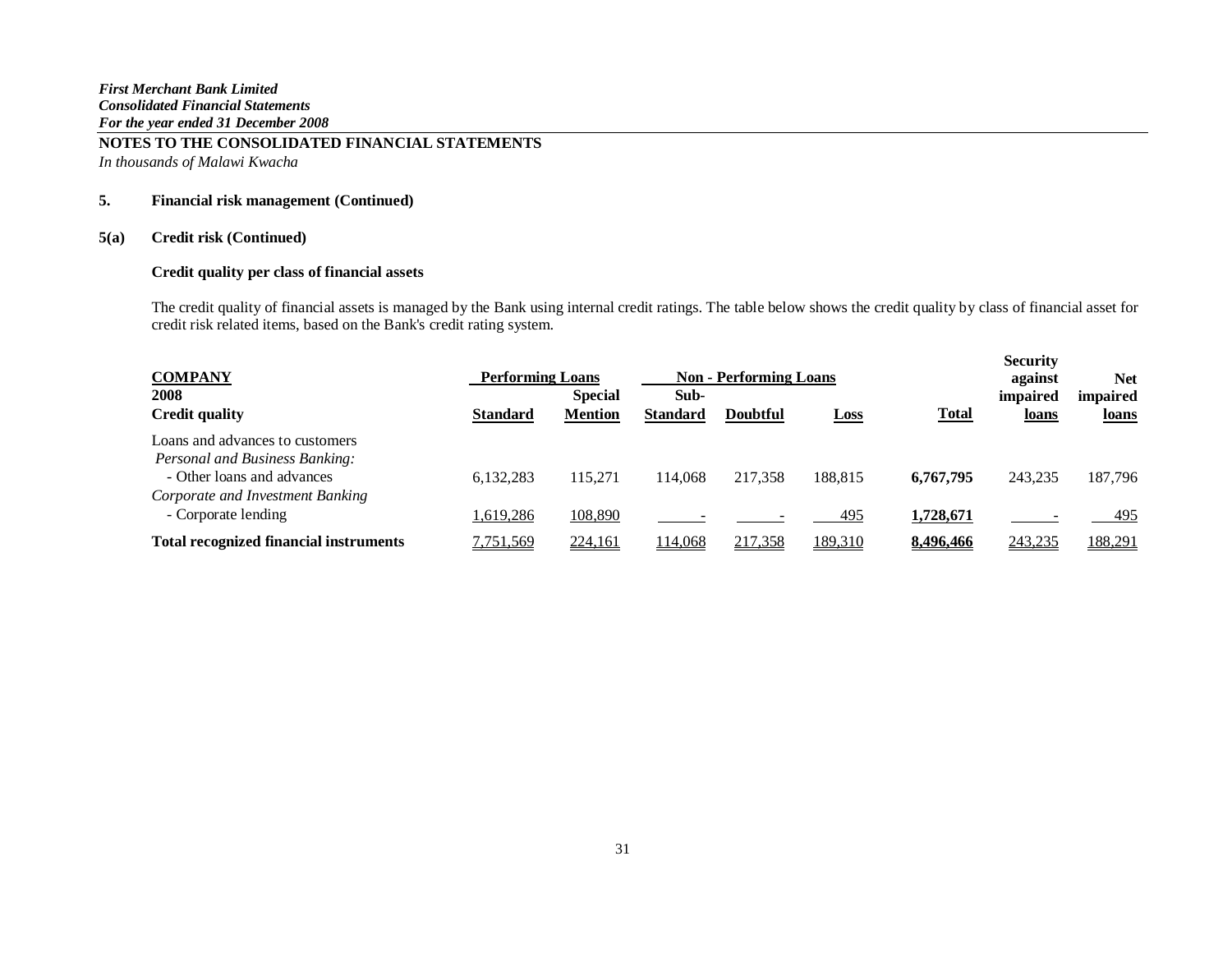*First Merchant Bank Limited*
*Consolidated Financial Statements*
*For the year ended 31 December 2008*

**NOTES TO THE CONSOLIDATED FINANCIAL STATEMENTS**
*In thousands of Malawi Kwacha*

**5. Financial risk management (Continued)**

**5(a) Credit risk (Continued)**

**Credit quality per class of financial assets**

The credit quality of financial assets is managed by the Bank using internal credit ratings. The table below shows the credit quality by class of financial asset for credit risk related items, based on the Bank's credit rating system.

| **COMPANY** | **Performing Loans** | | **Non - Performing Loans** | | | | **Security against** | **Net** |
|---|---|---|---|---|---|---|---|---|
| **2008 Credit quality** | **Standard** | **Special Mention** | **Sub-Standard** | **Doubtful** | **Loss** | **Total** | **impaired loans** | **impaired loans** |
| Loans and advances to customers | | | | | | | | |
| *Personal and Business Banking:* | | | | | | | | |
| - Other loans and advances | 6,132,283 | 115,271 | 114,068 | 217,358 | 188,815 | **6,767,795** | 243,235 | 187,796 |
| *Corporate and Investment Banking* | | | | | | | | |
| - Corporate lending | 1,619,286 | 108,890 | - | - | 495 | **1,728,671** | - | 495 |
| **Total recognized financial instruments** | 7,751,569 | 224,161 | 114,068 | 217,358 | 189,310 | **8,496,466** | 243,235 | 188,291 |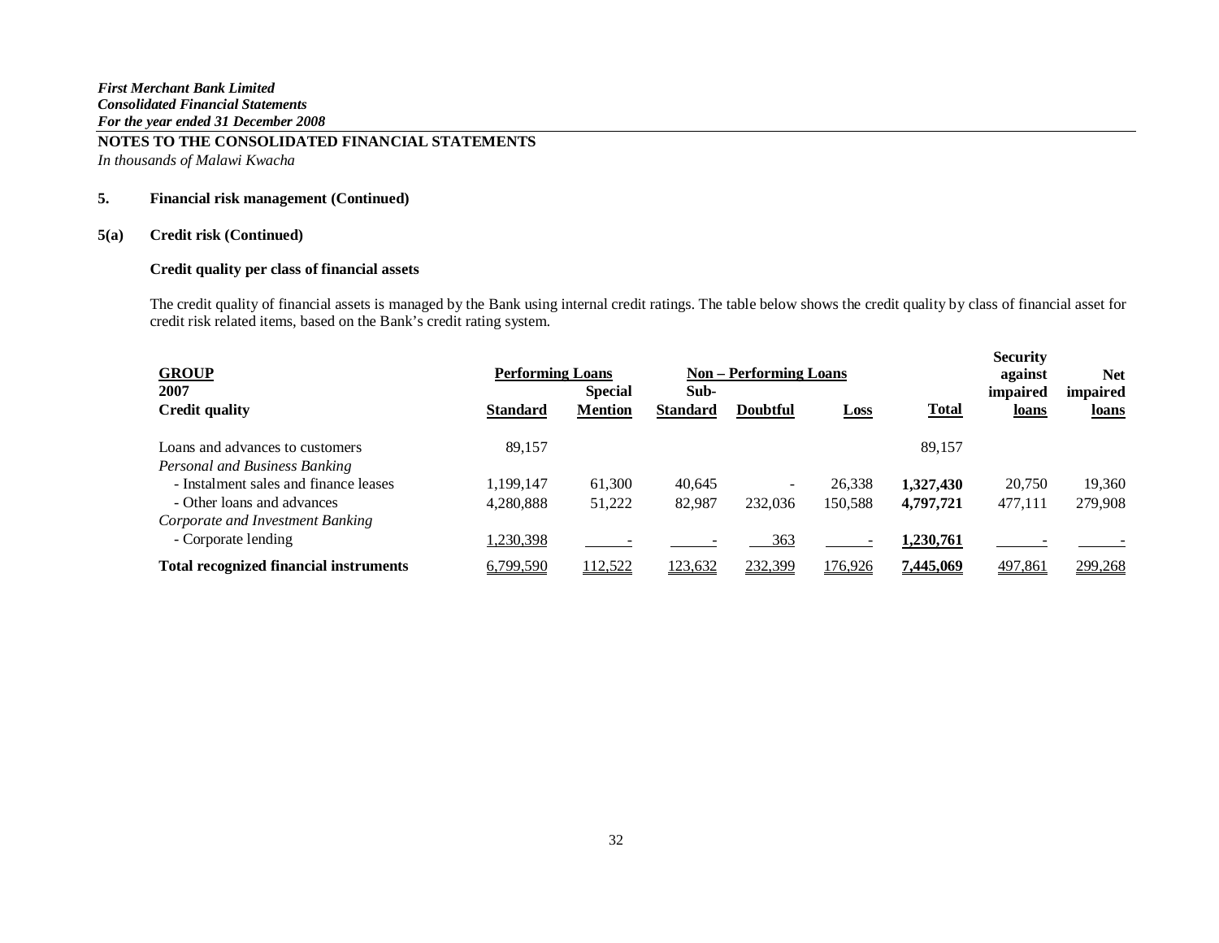*First Merchant Bank Limited*
*Consolidated Financial Statements*
*For the year ended 31 December 2008*

**NOTES TO THE CONSOLIDATED FINANCIAL STATEMENTS**
*In thousands of Malawi Kwacha*

**5. Financial risk management (Continued)**

**5(a) Credit risk (Continued)**

**Credit quality per class of financial assets**

The credit quality of financial assets is managed by the Bank using internal credit ratings. The table below shows the credit quality by class of financial asset for credit risk related items, based on the Bank's credit rating system.

| **GROUP** | **Performing Loans** | | **Non – Performing Loans** | | | | **Security against impaired loans** | **Net impaired loans** |
|---|---|---|---|---|---|---|---|---|
| **2007** | | **Special** | **Sub-** | | | | | |
| **Credit quality** | **Standard** | **Mention** | **Standard** | **Doubtful** | **Loss** | **Total** | | |
| Loans and advances to customers | 89,157 | | | | | 89,157 | | |
| *Personal and Business Banking* | | | | | | | | |
| - Instalment sales and finance leases | 1,199,147 | 61,300 | 40,645 | - | 26,338 | **1,327,430** | 20,750 | 19,360 |
| - Other loans and advances | 4,280,888 | 51,222 | 82,987 | 232,036 | 150,588 | **4,797,721** | 477,111 | 279,908 |
| *Corporate and Investment Banking* | | | | | | | | |
| - Corporate lending | 1,230,398 | - | - | 363 | - | **1,230,761** | - | - |
| **Total recognized financial instruments** | 6,799,590 | 112,522 | 123,632 | 232,399 | 176,926 | **7,445,069** | 497,861 | 299,268 |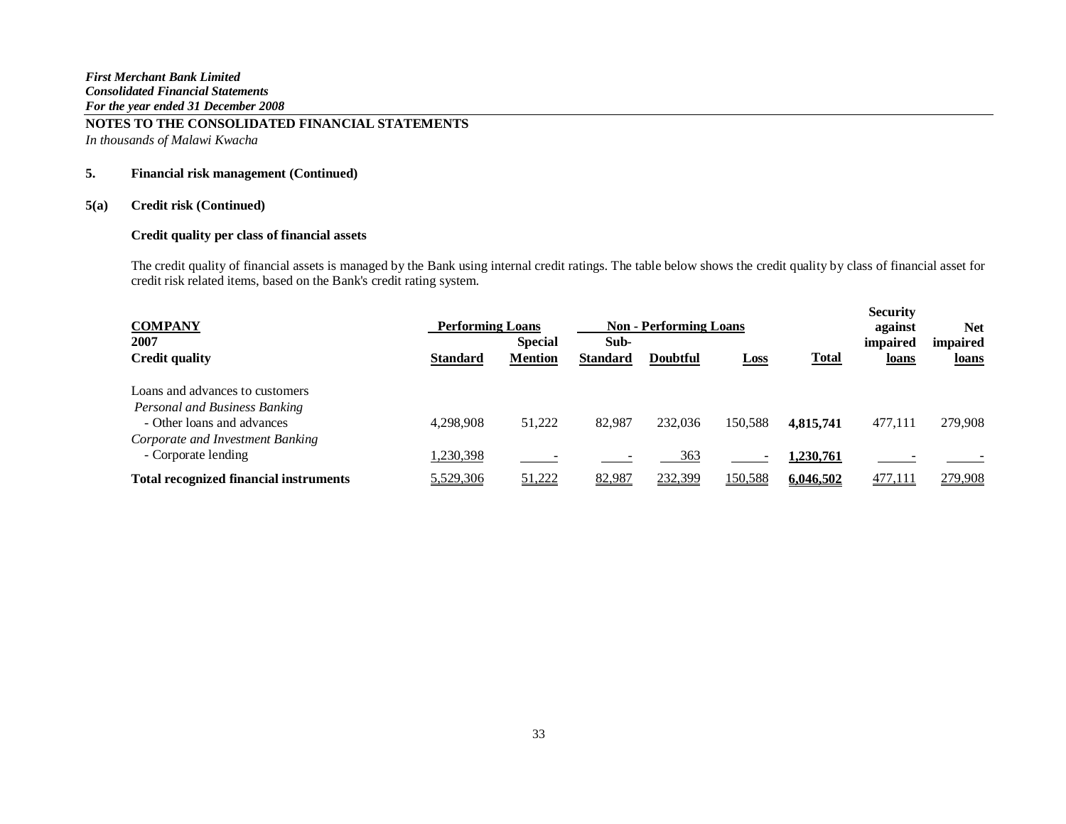*First Merchant Bank Limited*
*Consolidated Financial Statements*
*For the year ended 31 December 2008*

## NOTES TO THE CONSOLIDATED FINANCIAL STATEMENTS

*In thousands of Malawi Kwacha*

### 5. Financial risk management (Continued)

### 5(a) Credit risk (Continued)

**Credit quality per class of financial assets**

The credit quality of financial assets is managed by the Bank using internal credit ratings. The table below shows the credit quality by class of financial asset for credit risk related items, based on the Bank's credit rating system.

| COMPANY | Performing Loans | | Non - Performing Loans | | | | Security against impaired loans | Net impaired loans |
|---|---|---|---|---|---|---|---|---|
| **2007** | | | | | | | | |
| **Credit quality** | **Standard** | **Special Mention** | **Sub-Standard** | **Doubtful** | **Loss** | **Total** | | |
| Loans and advances to customers | | | | | | | | |
| *Personal and Business Banking* | | | | | | | | |
| - Other loans and advances | 4,298,908 | 51,222 | 82,987 | 232,036 | 150,588 | **4,815,741** | 477,111 | 279,908 |
| *Corporate and Investment Banking* | | | | | | | | |
| - Corporate lending | 1,230,398 | - | - | 363 | - | **1,230,761** | - | - |
| **Total recognized financial instruments** | 5,529,306 | 51,222 | 82,987 | 232,399 | 150,588 | **6,046,502** | 477,111 | 279,908 |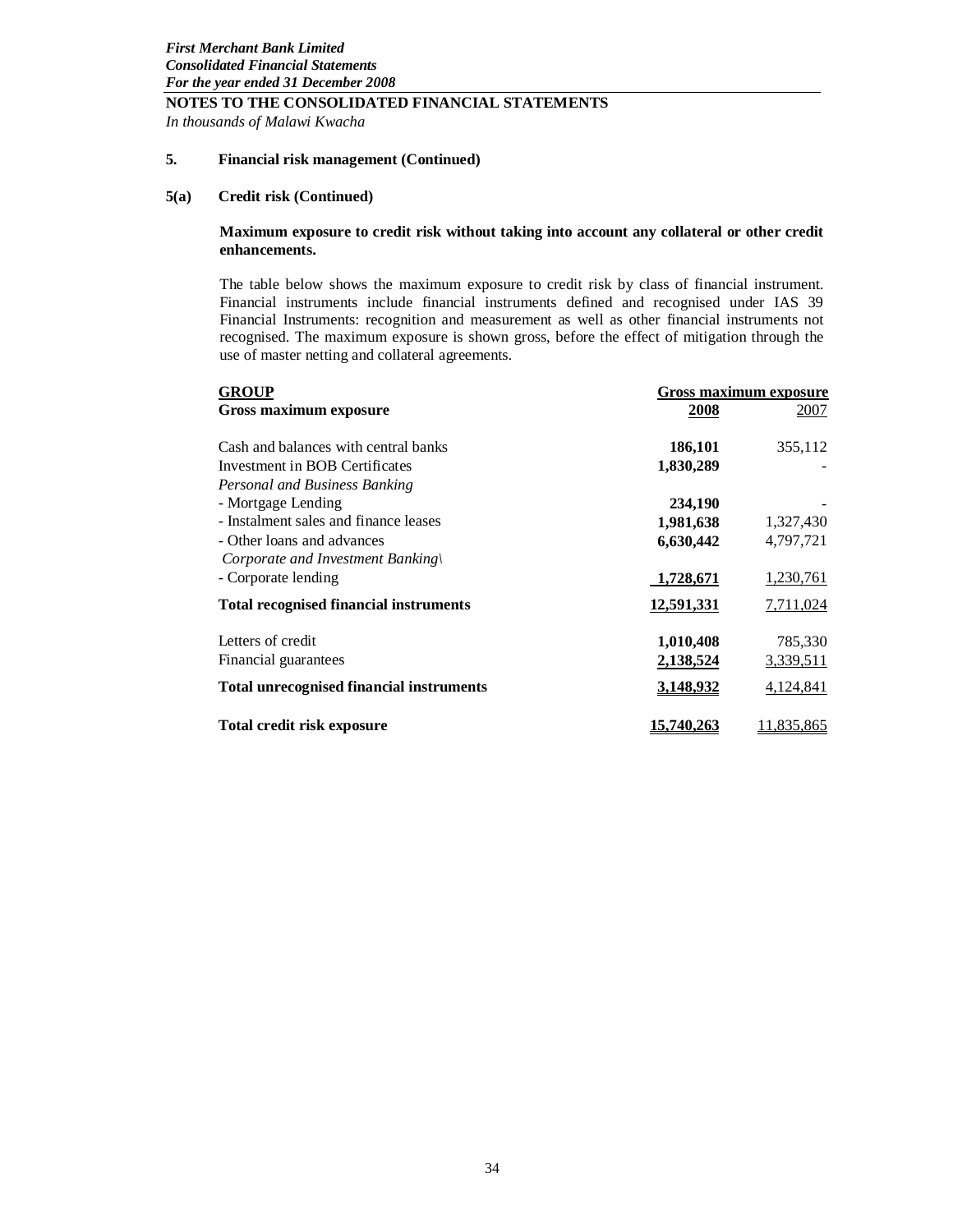*First Merchant Bank Limited*
*Consolidated Financial Statements*
*For the year ended 31 December 2008*

**NOTES TO THE CONSOLIDATED FINANCIAL STATEMENTS**
*In thousands of Malawi Kwacha*

**5. Financial risk management (Continued)**

**5(a) Credit risk (Continued)**

**Maximum exposure to credit risk without taking into account any collateral or other credit enhancements.**

The table below shows the maximum exposure to credit risk by class of financial instrument. Financial instruments include financial instruments defined and recognised under IAS 39 Financial Instruments: recognition and measurement as well as other financial instruments not recognised. The maximum exposure is shown gross, before the effect of mitigation through the use of master netting and collateral agreements.

| **GROUP** | **Gross maximum exposure** | |
|---|---|---|
| **Gross maximum exposure** | **2008** | 2007 |
| Cash and balances with central banks | **186,101** | 355,112 |
| Investment in BOB Certificates | **1,830,289** | - |
| *Personal and Business Banking* | | |
| - Mortgage Lending | **234,190** | - |
| - Instalment sales and finance leases | **1,981,638** | 1,327,430 |
| - Other loans and advances | **6,630,442** | 4,797,721 |
| *Corporate and Investment Banking\* | | |
| - Corporate lending | **1,728,671** | 1,230,761 |
| **Total recognised financial instruments** | **12,591,331** | 7,711,024 |
| Letters of credit | **1,010,408** | 785,330 |
| Financial guarantees | **2,138,524** | 3,339,511 |
| **Total unrecognised financial instruments** | **3,148,932** | 4,124,841 |
| **Total credit risk exposure** | **15,740,263** | 11,835,865 |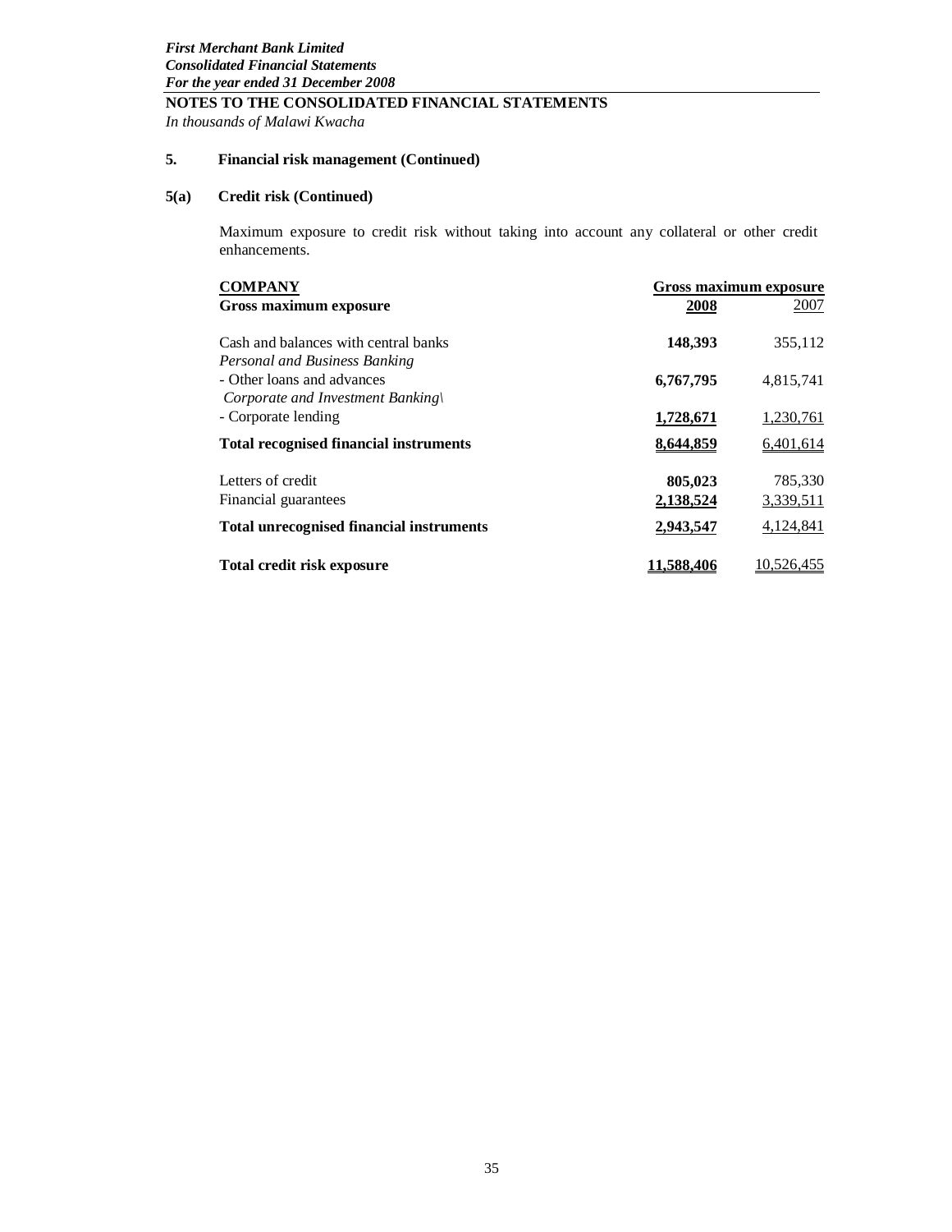*First Merchant Bank Limited*
***Consolidated Financial Statements***
***For the year ended 31 December 2008***

**NOTES TO THE CONSOLIDATED FINANCIAL STATEMENTS**
*In thousands of Malawi Kwacha*

**5. Financial risk management (Continued)**

**5(a) Credit risk (Continued)**

Maximum exposure to credit risk without taking into account any collateral or other credit enhancements.

| **COMPANY** | **Gross maximum exposure** | |
|---|---|---|
| **Gross maximum exposure** | **2008** | 2007 |
| Cash and balances with central banks | **148,393** | 355,112 |
| *Personal and Business Banking* | | |
| - Other loans and advances | **6,767,795** | 4,815,741 |
| *Corporate and Investment Banking\* | | |
| - Corporate lending | **1,728,671** | 1,230,761 |
| **Total recognised financial instruments** | **8,644,859** | 6,401,614 |
| Letters of credit | **805,023** | 785,330 |
| Financial guarantees | **2,138,524** | 3,339,511 |
| **Total unrecognised financial instruments** | **2,943,547** | 4,124,841 |
| **Total credit risk exposure** | **11,588,406** | 10,526,455 |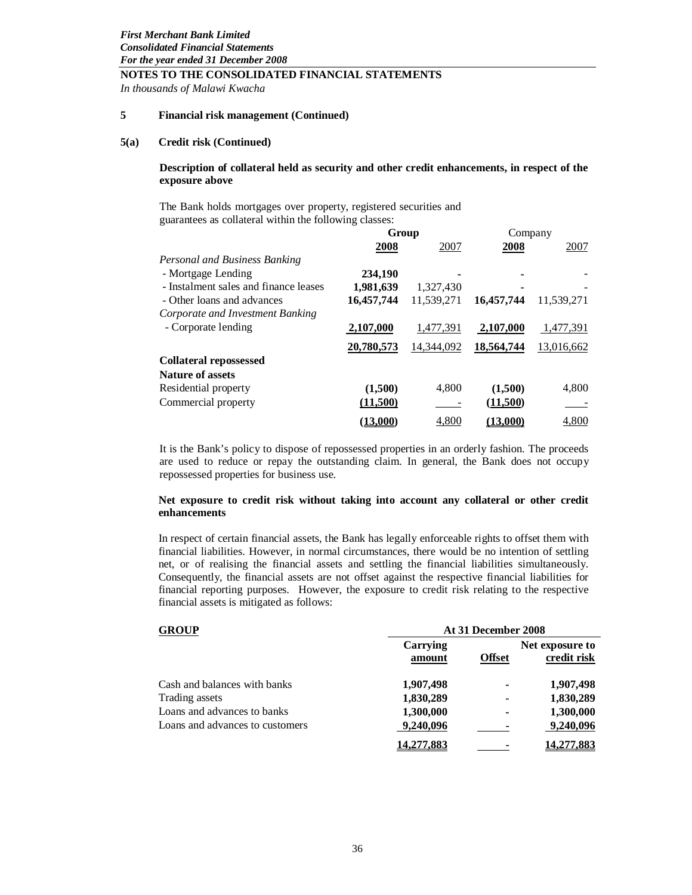**NOTES TO THE CONSOLIDATED FINANCIAL STATEMENTS**

*In thousands of Malawi Kwacha*

**5 Financial risk management (Continued)**

**5(a) Credit risk (Continued)**

**Description of collateral held as security and other credit enhancements, in respect of the exposure above**

The Bank holds mortgages over property, registered securities and guarantees as collateral within the following classes:

| | Group | | Company | |
|---|---|---|---|---|
| | **2008** | 2007 | **2008** | 2007 |
| *Personal and Business Banking* | | | | |
| - Mortgage Lending | **234,190** | - | **-** | - |
| - Instalment sales and finance leases | **1,981,639** | 1,327,430 | **-** | - |
| - Other loans and advances | **16,457,744** | 11,539,271 | **16,457,744** | 11,539,271 |
| *Corporate and Investment Banking* | | | | |
| - Corporate lending | **2,107,000** | 1,477,391 | **2,107,000** | 1,477,391 |
| | **20,780,573** | 14,344,092 | **18,564,744** | 13,016,662 |
| **Collateral repossessed** | | | | |
| **Nature of assets** | | | | |
| Residential property | **(1,500)** | 4,800 | **(1,500)** | 4,800 |
| Commercial property | **(11,500)** | - | **(11,500)** | - |
| | **(13,000)** | 4,800 | **(13,000)** | 4,800 |

It is the Bank's policy to dispose of repossessed properties in an orderly fashion. The proceeds are used to reduce or repay the outstanding claim. In general, the Bank does not occupy repossessed properties for business use.

**Net exposure to credit risk without taking into account any collateral or other credit enhancements**

In respect of certain financial assets, the Bank has legally enforceable rights to offset them with financial liabilities. However, in normal circumstances, there would be no intention of settling net, or of realising the financial assets and settling the financial liabilities simultaneously. Consequently, the financial assets are not offset against the respective financial liabilities for financial reporting purposes. However, the exposure to credit risk relating to the respective financial assets is mitigated as follows:

| **GROUP** | **At 31 December 2008** | | |
|---|---|---|---|
| | **Carrying amount** | **Offset** | **Net exposure to credit risk** |
| Cash and balances with banks | **1,907,498** | **-** | **1,907,498** |
| Trading assets | **1,830,289** | **-** | **1,830,289** |
| Loans and advances to banks | **1,300,000** | **-** | **1,300,000** |
| Loans and advances to customers | **9,240,096** | **-** | **9,240,096** |
| | **14,277,883** | **-** | **14,277,883** |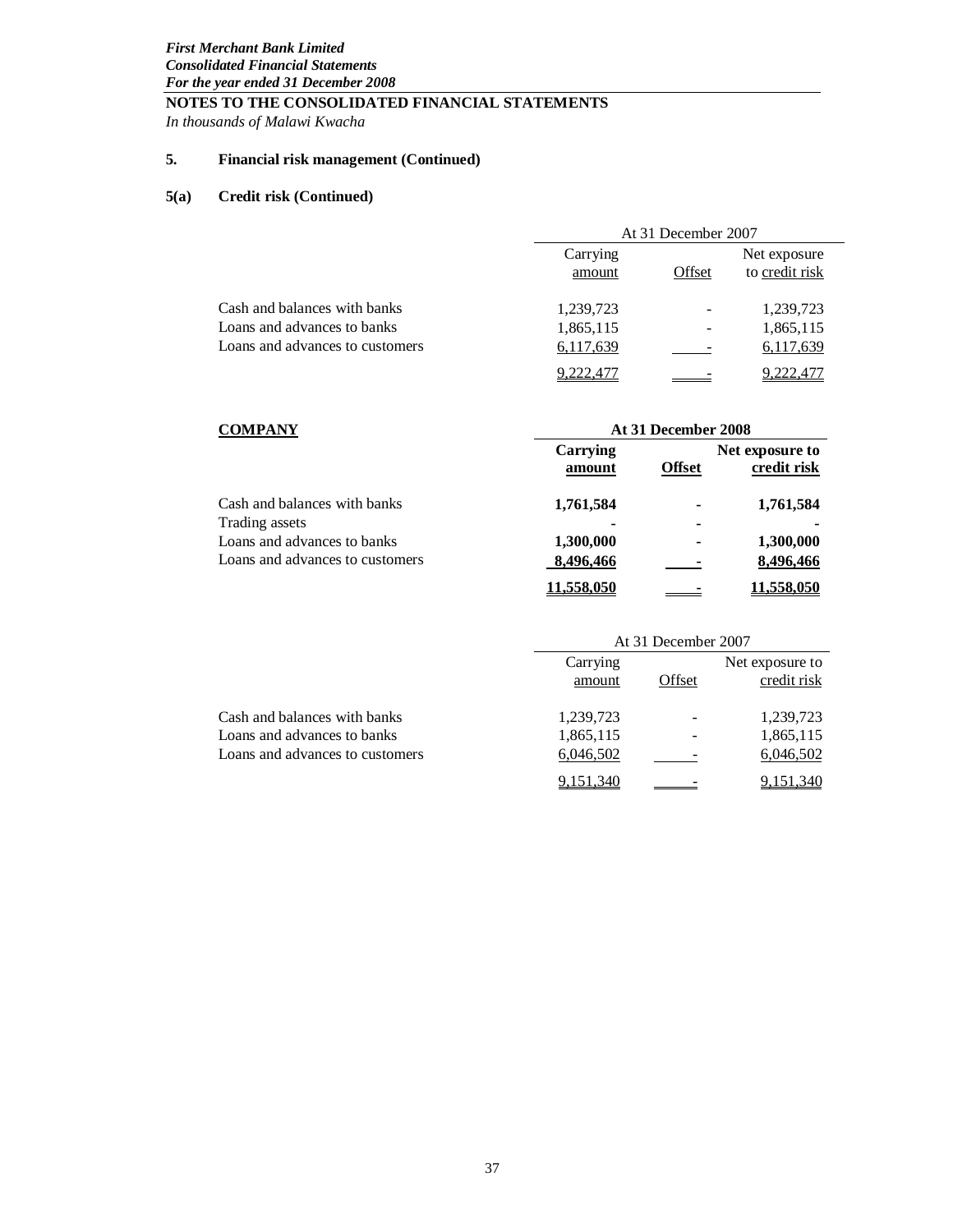*First Merchant Bank Limited*
*Consolidated Financial Statements*
*For the year ended 31 December 2008*

**NOTES TO THE CONSOLIDATED FINANCIAL STATEMENTS**

*In thousands of Malawi Kwacha*

## 5. Financial risk management (Continued)

### 5(a) Credit risk (Continued)

| | At 31 December 2007 | | |
|---|---|---|---|
| | Carrying amount | Offset | Net exposure to credit risk |
| Cash and balances with banks | 1,239,723 | - | 1,239,723 |
| Loans and advances to banks | 1,865,115 | - | 1,865,115 |
| Loans and advances to customers | 6,117,639 | - | 6,117,639 |
| | 9,222,477 | - | 9,222,477 |

**COMPANY**

| | **At 31 December 2008** | | |
|---|---|---|---|
| | **Carrying amount** | **Offset** | **Net exposure to credit risk** |
| Cash and balances with banks | **1,761,584** | **-** | **1,761,584** |
| Trading assets | **-** | **-** | **-** |
| Loans and advances to banks | **1,300,000** | **-** | **1,300,000** |
| Loans and advances to customers | **8,496,466** | **-** | **8,496,466** |
| | **11,558,050** | **-** | **11,558,050** |

| | At 31 December 2007 | | |
|---|---|---|---|
| | Carrying amount | Offset | Net exposure to credit risk |
| Cash and balances with banks | 1,239,723 | - | 1,239,723 |
| Loans and advances to banks | 1,865,115 | - | 1,865,115 |
| Loans and advances to customers | 6,046,502 | - | 6,046,502 |
| | 9,151,340 | - | 9,151,340 |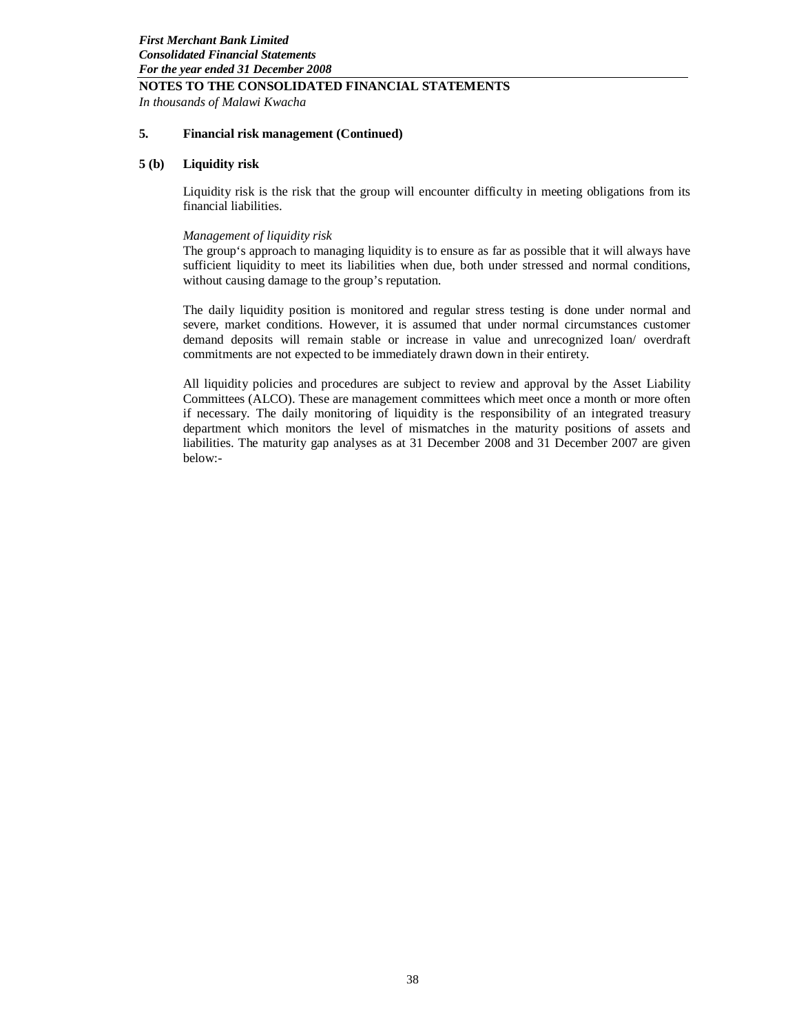## 5. Financial risk management (Continued)

### 5 (b) Liquidity risk

Liquidity risk is the risk that the group will encounter difficulty in meeting obligations from its financial liabilities.

*Management of liquidity risk*

The group's approach to managing liquidity is to ensure as far as possible that it will always have sufficient liquidity to meet its liabilities when due, both under stressed and normal conditions, without causing damage to the group's reputation.

The daily liquidity position is monitored and regular stress testing is done under normal and severe, market conditions. However, it is assumed that under normal circumstances customer demand deposits will remain stable or increase in value and unrecognized loan/ overdraft commitments are not expected to be immediately drawn down in their entirety.

All liquidity policies and procedures are subject to review and approval by the Asset Liability Committees (ALCO). These are management committees which meet once a month or more often if necessary. The daily monitoring of liquidity is the responsibility of an integrated treasury department which monitors the level of mismatches in the maturity positions of assets and liabilities. The maturity gap analyses as at 31 December 2008 and 31 December 2007 are given below:-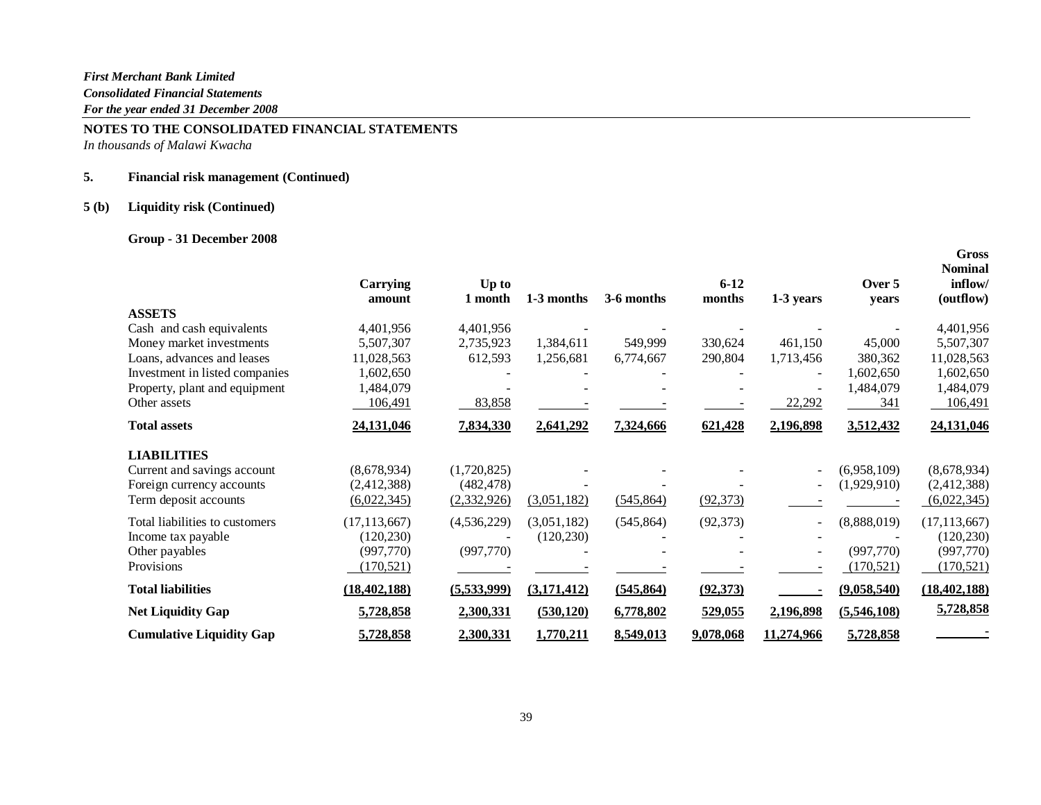*First Merchant Bank Limited*
*Consolidated Financial Statements*
*For the year ended 31 December 2008*

**NOTES TO THE CONSOLIDATED FINANCIAL STATEMENTS**
*In thousands of Malawi Kwacha*

**5. Financial risk management (Continued)**

**5 (b) Liquidity risk (Continued)**

**Group - 31 December 2008**

| | Carrying amount | Up to 1 month | 1-3 months | 3-6 months | 6-12 months | 1-3 years | Over 5 years | Gross Nominal inflow/ (outflow) |
|---|---|---|---|---|---|---|---|---|
| **ASSETS** | | | | | | | | |
| Cash and cash equivalents | 4,401,956 | 4,401,956 | - | - | - | - | - | 4,401,956 |
| Money market investments | 5,507,307 | 2,735,923 | 1,384,611 | 549,999 | 330,624 | 461,150 | 45,000 | 5,507,307 |
| Loans, advances and leases | 11,028,563 | 612,593 | 1,256,681 | 6,774,667 | 290,804 | 1,713,456 | 380,362 | 11,028,563 |
| Investment in listed companies | 1,602,650 | - | - | - | - | - | 1,602,650 | 1,602,650 |
| Property, plant and equipment | 1,484,079 | - | - | - | - | - | 1,484,079 | 1,484,079 |
| Other assets | 106,491 | 83,858 | - | - | - | 22,292 | 341 | 106,491 |
| **Total assets** | **24,131,046** | **7,834,330** | **2,641,292** | **7,324,666** | **621,428** | **2,196,898** | **3,512,432** | **24,131,046** |
| **LIABILITIES** | | | | | | | | |
| Current and savings account | (8,678,934) | (1,720,825) | - | - | - | - | (6,958,109) | (8,678,934) |
| Foreign currency accounts | (2,412,388) | (482,478) | - | - | - | - | (1,929,910) | (2,412,388) |
| Term deposit accounts | (6,022,345) | (2,332,926) | (3,051,182) | (545,864) | (92,373) | - | - | (6,022,345) |
| Total liabilities to customers | (17,113,667) | (4,536,229) | (3,051,182) | (545,864) | (92,373) | - | (8,888,019) | (17,113,667) |
| Income tax payable | (120,230) | - | (120,230) | - | - | - | - | (120,230) |
| Other payables | (997,770) | (997,770) | - | - | - | - | (997,770) | (997,770) |
| Provisions | (170,521) | - | - | - | - | - | (170,521) | (170,521) |
| **Total liabilities** | **(18,402,188)** | **(5,533,999)** | **(3,171,412)** | **(545,864)** | **(92,373)** | **-** | **(9,058,540)** | **(18,402,188)** |
| **Net Liquidity Gap** | **5,728,858** | **2,300,331** | **(530,120)** | **6,778,802** | **529,055** | **2,196,898** | **(5,546,108)** | **5,728,858** |
| **Cumulative Liquidity Gap** | **5,728,858** | **2,300,331** | **1,770,211** | **8,549,013** | **9,078,068** | **11,274,966** | **5,728,858** | **-** |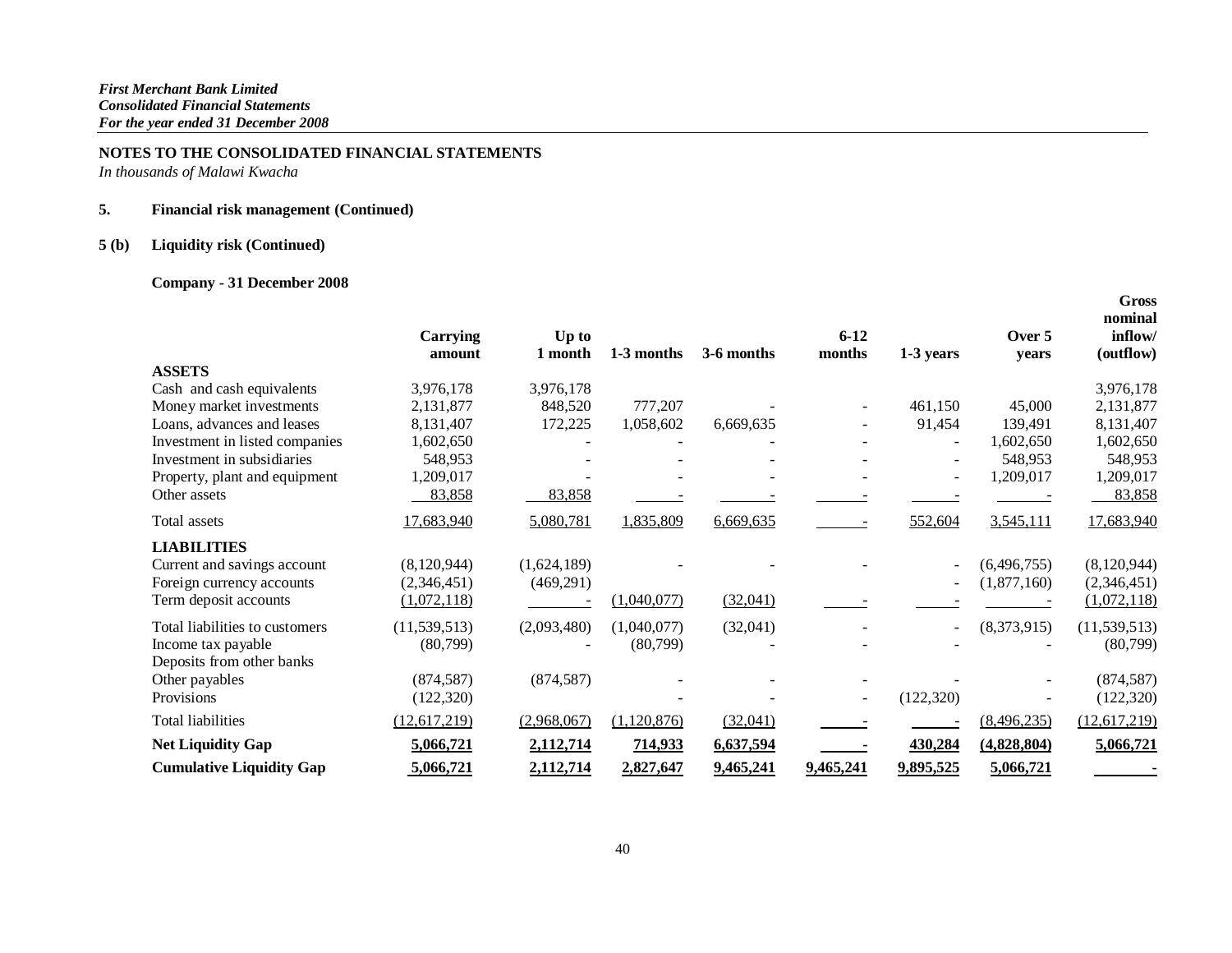*First Merchant Bank Limited*
*Consolidated Financial Statements*
*For the year ended 31 December 2008*

**NOTES TO THE CONSOLIDATED FINANCIAL STATEMENTS**
*In thousands of Malawi Kwacha*

**5. Financial risk management (Continued)**

**5 (b) Liquidity risk (Continued)**

**Company - 31 December 2008**

| | Carrying amount | Up to 1 month | 1-3 months | 3-6 months | 6-12 months | 1-3 years | Over 5 years | Gross nominal inflow/ (outflow) |
|---|---|---|---|---|---|---|---|---|
| **ASSETS** | | | | | | | | |
| Cash and cash equivalents | 3,976,178 | 3,976,178 | | | | | | 3,976,178 |
| Money market investments | 2,131,877 | 848,520 | 777,207 | - | - | 461,150 | 45,000 | 2,131,877 |
| Loans, advances and leases | 8,131,407 | 172,225 | 1,058,602 | 6,669,635 | - | 91,454 | 139,491 | 8,131,407 |
| Investment in listed companies | 1,602,650 | - | - | - | - | - | 1,602,650 | 1,602,650 |
| Investment in subsidiaries | 548,953 | - | - | - | - | - | 548,953 | 548,953 |
| Property, plant and equipment | 1,209,017 | - | - | - | - | - | 1,209,017 | 1,209,017 |
| Other assets | 83,858 | 83,858 | - | - | - | - | - | 83,858 |
| Total assets | 17,683,940 | 5,080,781 | 1,835,809 | 6,669,635 | - | 552,604 | 3,545,111 | 17,683,940 |
| **LIABILITIES** | | | | | | | | |
| Current and savings account | (8,120,944) | (1,624,189) | - | - | - | - | (6,496,755) | (8,120,944) |
| Foreign currency accounts | (2,346,451) | (469,291) | | | | - | (1,877,160) | (2,346,451) |
| Term deposit accounts | (1,072,118) | - | (1,040,077) | (32,041) | - | - | - | (1,072,118) |
| Total liabilities to customers | (11,539,513) | (2,093,480) | (1,040,077) | (32,041) | - | - | (8,373,915) | (11,539,513) |
| Income tax payable | (80,799) | - | (80,799) | - | - | - | - | (80,799) |
| Deposits from other banks | | | | | | | | |
| Other payables | (874,587) | (874,587) | - | - | - | - | - | (874,587) |
| Provisions | (122,320) | | - | - | - | (122,320) | - | (122,320) |
| Total liabilities | (12,617,219) | (2,968,067) | (1,120,876) | (32,041) | - | - | (8,496,235) | (12,617,219) |
| **Net Liquidity Gap** | **5,066,721** | **2,112,714** | **714,933** | **6,637,594** | **-** | **430,284** | **(4,828,804)** | **5,066,721** |
| **Cumulative Liquidity Gap** | **5,066,721** | **2,112,714** | **2,827,647** | **9,465,241** | **9,465,241** | **9,895,525** | **5,066,721** | **-** |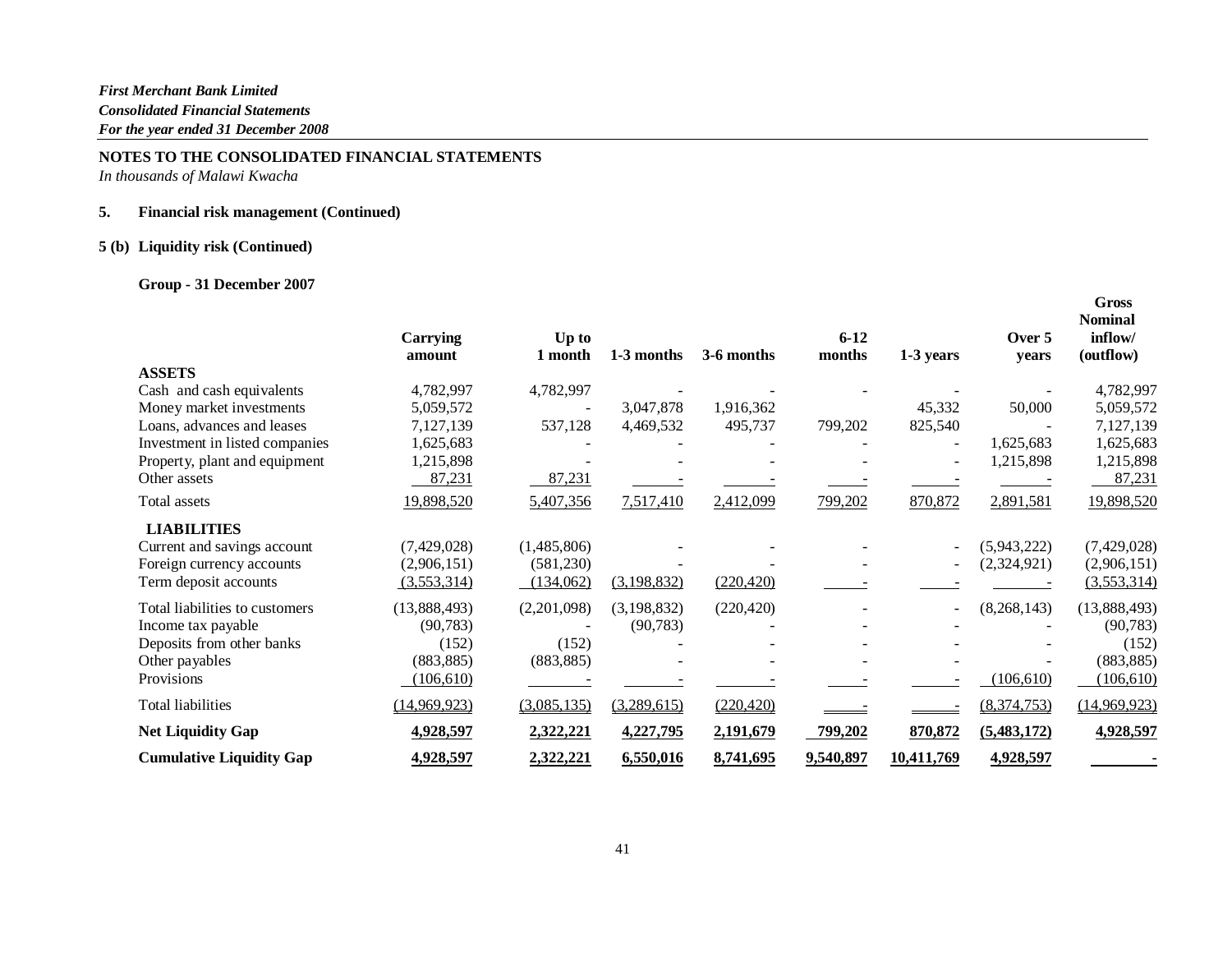*First Merchant Bank Limited*
*Consolidated Financial Statements*
*For the year ended 31 December 2008*

**NOTES TO THE CONSOLIDATED FINANCIAL STATEMENTS**
*In thousands of Malawi Kwacha*

**5. Financial risk management (Continued)**

**5 (b) Liquidity risk (Continued)**

**Group - 31 December 2007**

| | Carrying amount | Up to 1 month | 1-3 months | 3-6 months | 6-12 months | 1-3 years | Over 5 years | Gross Nominal inflow/ (outflow) |
|---|---|---|---|---|---|---|---|---|
| **ASSETS** | | | | | | | | |
| Cash and cash equivalents | 4,782,997 | 4,782,997 | - | - | - | - | - | 4,782,997 |
| Money market investments | 5,059,572 | - | 3,047,878 | 1,916,362 | | 45,332 | 50,000 | 5,059,572 |
| Loans, advances and leases | 7,127,139 | 537,128 | 4,469,532 | 495,737 | 799,202 | 825,540 | - | 7,127,139 |
| Investment in listed companies | 1,625,683 | - | - | - | - | - | 1,625,683 | 1,625,683 |
| Property, plant and equipment | 1,215,898 | - | - | - | - | - | 1,215,898 | 1,215,898 |
| Other assets | 87,231 | 87,231 | - | - | - | - | - | 87,231 |
| Total assets | 19,898,520 | 5,407,356 | 7,517,410 | 2,412,099 | 799,202 | 870,872 | 2,891,581 | 19,898,520 |
| **LIABILITIES** | | | | | | | | |
| Current and savings account | (7,429,028) | (1,485,806) | - | - | - | - | (5,943,222) | (7,429,028) |
| Foreign currency accounts | (2,906,151) | (581,230) | - | - | - | - | (2,324,921) | (2,906,151) |
| Term deposit accounts | (3,553,314) | (134,062) | (3,198,832) | (220,420) | - | - | - | (3,553,314) |
| Total liabilities to customers | (13,888,493) | (2,201,098) | (3,198,832) | (220,420) | - | - | (8,268,143) | (13,888,493) |
| Income tax payable | (90,783) | - | (90,783) | - | - | - | - | (90,783) |
| Deposits from other banks | (152) | (152) | - | - | - | - | - | (152) |
| Other payables | (883,885) | (883,885) | - | - | - | - | - | (883,885) |
| Provisions | (106,610) | - | - | - | - | - | (106,610) | (106,610) |
| Total liabilities | (14,969,923) | (3,085,135) | (3,289,615) | (220,420) | - | - | (8,374,753) | (14,969,923) |
| **Net Liquidity Gap** | **4,928,597** | **2,322,221** | **4,227,795** | **2,191,679** | **799,202** | **870,872** | **(5,483,172)** | **4,928,597** |
| **Cumulative Liquidity Gap** | **4,928,597** | **2,322,221** | **6,550,016** | **8,741,695** | **9,540,897** | **10,411,769** | **4,928,597** | **-** |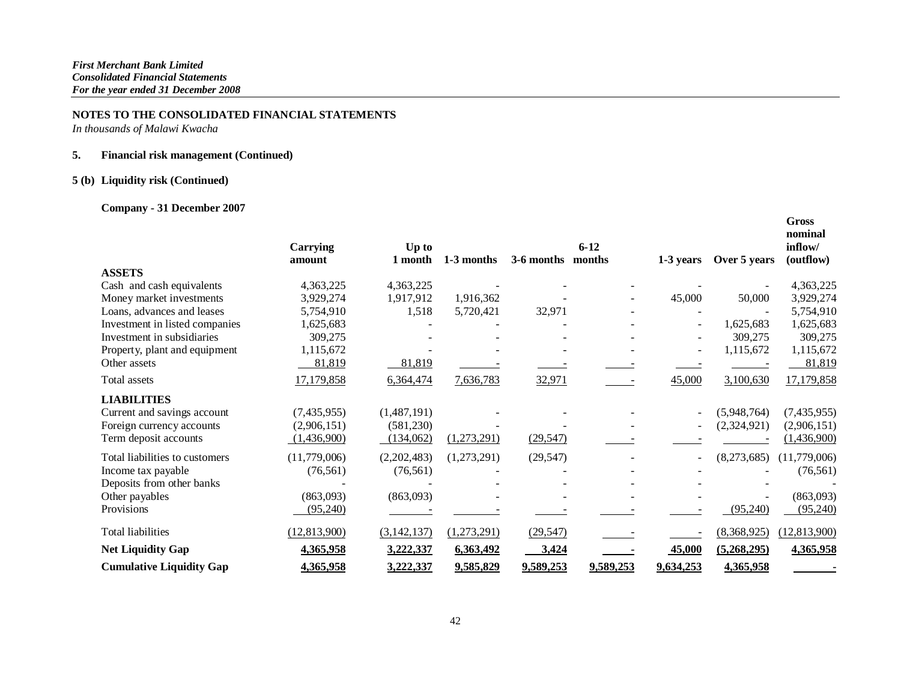*First Merchant Bank Limited*
*Consolidated Financial Statements*
*For the year ended 31 December 2008*

## NOTES TO THE CONSOLIDATED FINANCIAL STATEMENTS

*In thousands of Malawi Kwacha*

### 5. Financial risk management (Continued)

### 5 (b) Liquidity risk (Continued)

**Company - 31 December 2007**

| | Carrying amount | Up to 1 month | 1-3 months | 3-6 months | 6-12 months | 1-3 years | Over 5 years | Gross nominal inflow/ (outflow) |
|---|---|---|---|---|---|---|---|---|
| **ASSETS** | | | | | | | | |
| Cash and cash equivalents | 4,363,225 | 4,363,225 | - | - | - | - | - | 4,363,225 |
| Money market investments | 3,929,274 | 1,917,912 | 1,916,362 | - | - | 45,000 | 50,000 | 3,929,274 |
| Loans, advances and leases | 5,754,910 | 1,518 | 5,720,421 | 32,971 | - | - | - | 5,754,910 |
| Investment in listed companies | 1,625,683 | - | - | - | - | - | 1,625,683 | 1,625,683 |
| Investment in subsidiaries | 309,275 | - | - | - | - | - | 309,275 | 309,275 |
| Property, plant and equipment | 1,115,672 | - | - | - | - | - | 1,115,672 | 1,115,672 |
| Other assets | 81,819 | 81,819 | - | - | - | - | - | 81,819 |
| Total assets | 17,179,858 | 6,364,474 | 7,636,783 | 32,971 | - | 45,000 | 3,100,630 | 17,179,858 |
| **LIABILITIES** | | | | | | | | |
| Current and savings account | (7,435,955) | (1,487,191) | - | - | - | - | (5,948,764) | (7,435,955) |
| Foreign currency accounts | (2,906,151) | (581,230) | - | - | - | - | (2,324,921) | (2,906,151) |
| Term deposit accounts | (1,436,900) | (134,062) | (1,273,291) | (29,547) | - | - | - | (1,436,900) |
| Total liabilities to customers | (11,779,006) | (2,202,483) | (1,273,291) | (29,547) | - | - | (8,273,685) | (11,779,006) |
| Income tax payable | (76,561) | (76,561) | - | - | - | - | - | (76,561) |
| Deposits from other banks | - | - | - | - | - | - | - | - |
| Other payables | (863,093) | (863,093) | - | - | - | - | - | (863,093) |
| Provisions | (95,240) | - | - | - | - | - | (95,240) | (95,240) |
| Total liabilities | (12,813,900) | (3,142,137) | (1,273,291) | (29,547) | - | - | (8,368,925) | (12,813,900) |
| **Net Liquidity Gap** | **4,365,958** | **3,222,337** | **6,363,492** | **3,424** | **-** | **45,000** | **(5,268,295)** | **4,365,958** |
| **Cumulative Liquidity Gap** | **4,365,958** | **3,222,337** | **9,585,829** | **9,589,253** | **9,589,253** | **9,634,253** | **4,365,958** | **-** |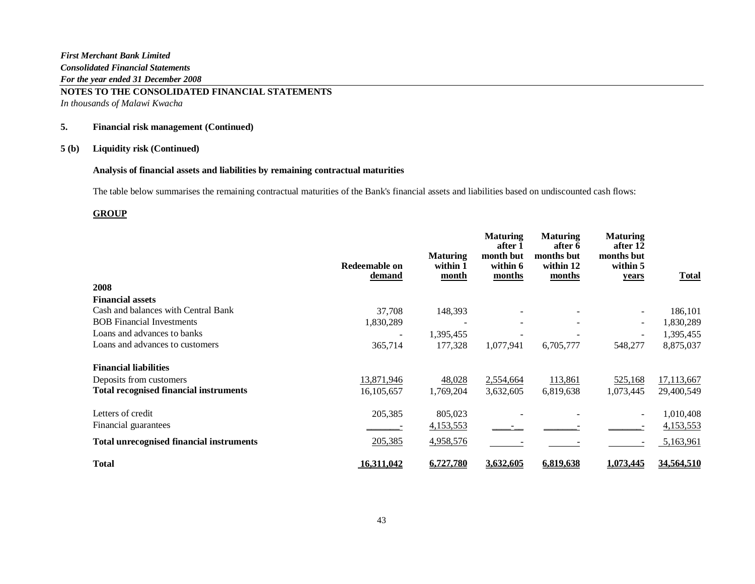*First Merchant Bank Limited*
*Consolidated Financial Statements*
*For the year ended 31 December 2008*

**NOTES TO THE CONSOLIDATED FINANCIAL STATEMENTS**
*In thousands of Malawi Kwacha*

## 5. Financial risk management (Continued)

### 5 (b) Liquidity risk (Continued)

**Analysis of financial assets and liabilities by remaining contractual maturities**

The table below summarises the remaining contractual maturities of the Bank's financial assets and liabilities based on undiscounted cash flows:

**GROUP**

| | Redeemable on demand | Maturing within 1 month | Maturing after 1 month but within 6 months | Maturing after 6 months but within 12 months | Maturing after 12 months but within 5 years | Total |
|---|---|---|---|---|---|---|
| **2008** | | | | | | |
| **Financial assets** | | | | | | |
| Cash and balances with Central Bank | 37,708 | 148,393 | - | - | - | 186,101 |
| BOB Financial Investments | 1,830,289 | - | - | - | - | 1,830,289 |
| Loans and advances to banks | - | 1,395,455 | - | - | - | 1,395,455 |
| Loans and advances to customers | 365,714 | 177,328 | 1,077,941 | 6,705,777 | 548,277 | 8,875,037 |
| **Financial liabilities** | | | | | | |
| Deposits from customers | 13,871,946 | 48,028 | 2,554,664 | 113,861 | 525,168 | 17,113,667 |
| **Total recognised financial instruments** | 16,105,657 | 1,769,204 | 3,632,605 | 6,819,638 | 1,073,445 | 29,400,549 |
| Letters of credit | 205,385 | 805,023 | - | - | - | 1,010,408 |
| Financial guarantees | - | 4,153,553 | - | - | - | 4,153,553 |
| **Total unrecognised financial instruments** | 205,385 | 4,958,576 | - | - | - | 5,163,961 |
| **Total** | **16,311,042** | **6,727,780** | **3,632,605** | **6,819,638** | **1,073,445** | **34,564,510** |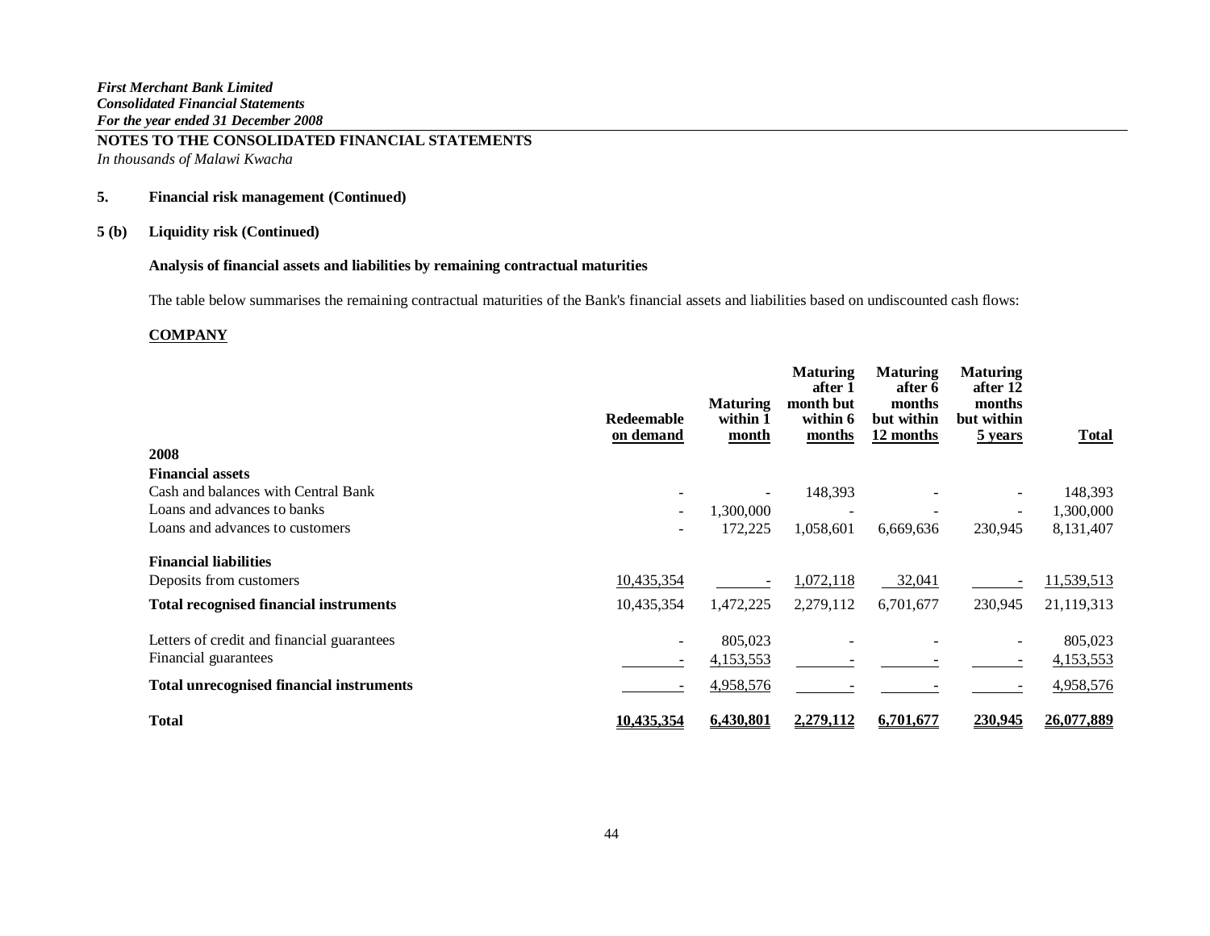*First Merchant Bank Limited*
*Consolidated Financial Statements*
*For the year ended 31 December 2008*

**NOTES TO THE CONSOLIDATED FINANCIAL STATEMENTS**
*In thousands of Malawi Kwacha*

**5. Financial risk management (Continued)**

**5 (b) Liquidity risk (Continued)**

**Analysis of financial assets and liabilities by remaining contractual maturities**

The table below summarises the remaining contractual maturities of the Bank's financial assets and liabilities based on undiscounted cash flows:

**COMPANY**

| | Redeemable on demand | Maturing within 1 month | Maturing after 1 month but within 6 months | Maturing after 6 months but within 12 months | Maturing after 12 months but within 5 years | Total |
|---|---|---|---|---|---|---|
| **2008** | | | | | | |
| **Financial assets** | | | | | | |
| Cash and balances with Central Bank | - | - | 148,393 | - | - | 148,393 |
| Loans and advances to banks | - | 1,300,000 | - | - | - | 1,300,000 |
| Loans and advances to customers | - | 172,225 | 1,058,601 | 6,669,636 | 230,945 | 8,131,407 |
| **Financial liabilities** | | | | | | |
| Deposits from customers | 10,435,354 | - | 1,072,118 | 32,041 | - | 11,539,513 |
| **Total recognised financial instruments** | 10,435,354 | 1,472,225 | 2,279,112 | 6,701,677 | 230,945 | 21,119,313 |
| Letters of credit and financial guarantees | - | 805,023 | - | - | - | 805,023 |
| Financial guarantees | - | 4,153,553 | - | - | - | 4,153,553 |
| **Total unrecognised financial instruments** | - | 4,958,576 | - | - | - | 4,958,576 |
| **Total** | **10,435,354** | **6,430,801** | **2,279,112** | **6,701,677** | **230,945** | **26,077,889** |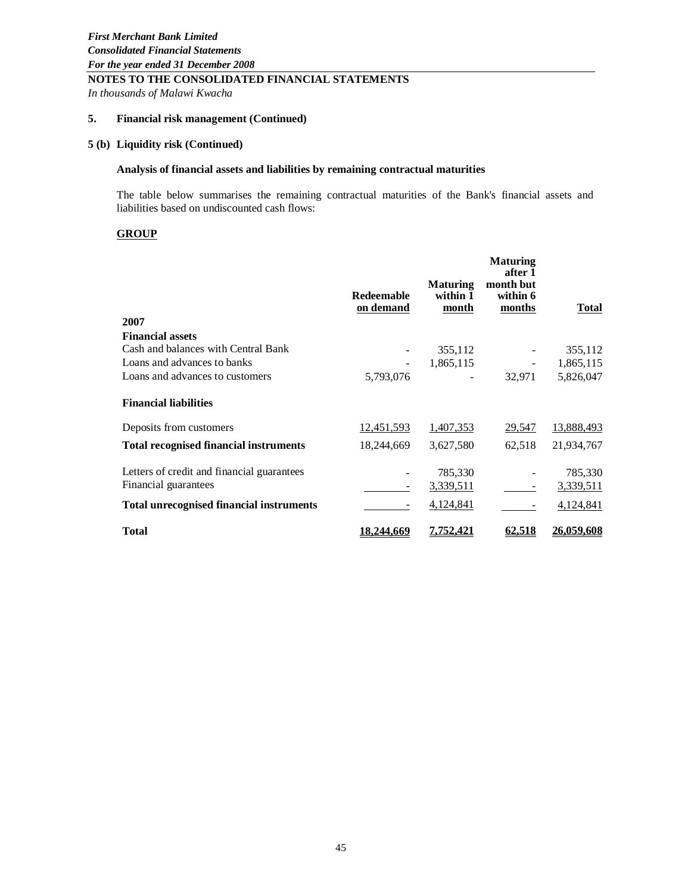*First Merchant Bank Limited*
*Consolidated Financial Statements*
*For the year ended 31 December 2008*

**NOTES TO THE CONSOLIDATED FINANCIAL STATEMENTS**

*In thousands of Malawi Kwacha*

**5. Financial risk management (Continued)**

**5 (b) Liquidity risk (Continued)**

**Analysis of financial assets and liabilities by remaining contractual maturities**

The table below summarises the remaining contractual maturities of the Bank's financial assets and liabilities based on undiscounted cash flows:

**GROUP**

| | Redeemable on demand | Maturing within 1 month | Maturing after 1 month but within 6 months | Total |
|---|---|---|---|---|
| **2007** | | | | |
| **Financial assets** | | | | |
| Cash and balances with Central Bank | - | 355,112 | - | 355,112 |
| Loans and advances to banks | - | 1,865,115 | - | 1,865,115 |
| Loans and advances to customers | 5,793,076 | - | 32,971 | 5,826,047 |
| **Financial liabilities** | | | | |
| Deposits from customers | 12,451,593 | 1,407,353 | 29,547 | 13,888,493 |
| **Total recognised financial instruments** | 18,244,669 | 3,627,580 | 62,518 | 21,934,767 |
| Letters of credit and financial guarantees | - | 785,330 | - | 785,330 |
| Financial guarantees | - | 3,339,511 | - | 3,339,511 |
| **Total unrecognised financial instruments** | - | 4,124,841 | - | 4,124,841 |
| **Total** | **18,244,669** | **7,752,421** | **62,518** | **26,059,608** |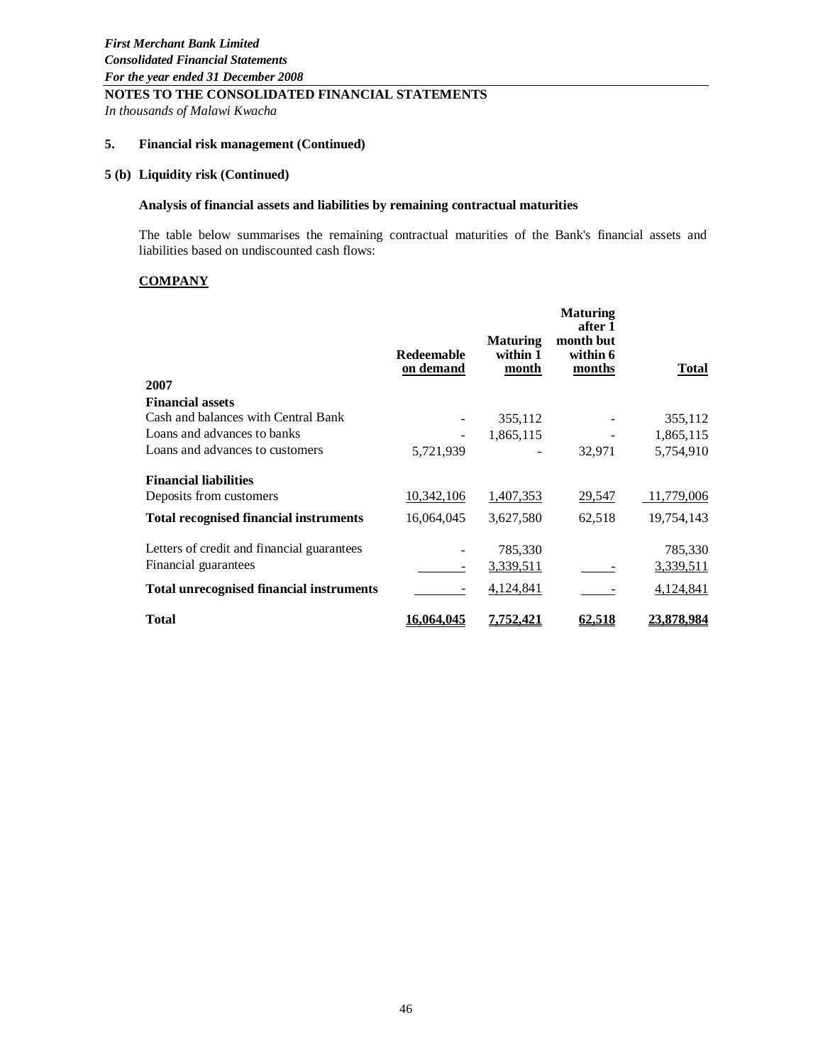*First Merchant Bank Limited*
*Consolidated Financial Statements*
*For the year ended 31 December 2008*

**NOTES TO THE CONSOLIDATED FINANCIAL STATEMENTS**
*In thousands of Malawi Kwacha*

**5. Financial risk management (Continued)**

**5 (b) Liquidity risk (Continued)**

**Analysis of financial assets and liabilities by remaining contractual maturities**

The table below summarises the remaining contractual maturities of the Bank's financial assets and liabilities based on undiscounted cash flows:

**COMPANY**

| | Redeemable on demand | Maturing within 1 month | Maturing after 1 month but within 6 months | Total |
|---|---|---|---|---|
| **2007** | | | | |
| **Financial assets** | | | | |
| Cash and balances with Central Bank | - | 355,112 | - | 355,112 |
| Loans and advances to banks | - | 1,865,115 | - | 1,865,115 |
| Loans and advances to customers | 5,721,939 | - | 32,971 | 5,754,910 |
| **Financial liabilities** | | | | |
| Deposits from customers | 10,342,106 | 1,407,353 | 29,547 | 11,779,006 |
| **Total recognised financial instruments** | 16,064,045 | 3,627,580 | 62,518 | 19,754,143 |
| Letters of credit and financial guarantees | - | 785,330 | | 785,330 |
| Financial guarantees | - | 3,339,511 | - | 3,339,511 |
| **Total unrecognised financial instruments** | - | 4,124,841 | - | 4,124,841 |
| **Total** | **16,064,045** | **7,752,421** | **62,518** | **23,878,984** |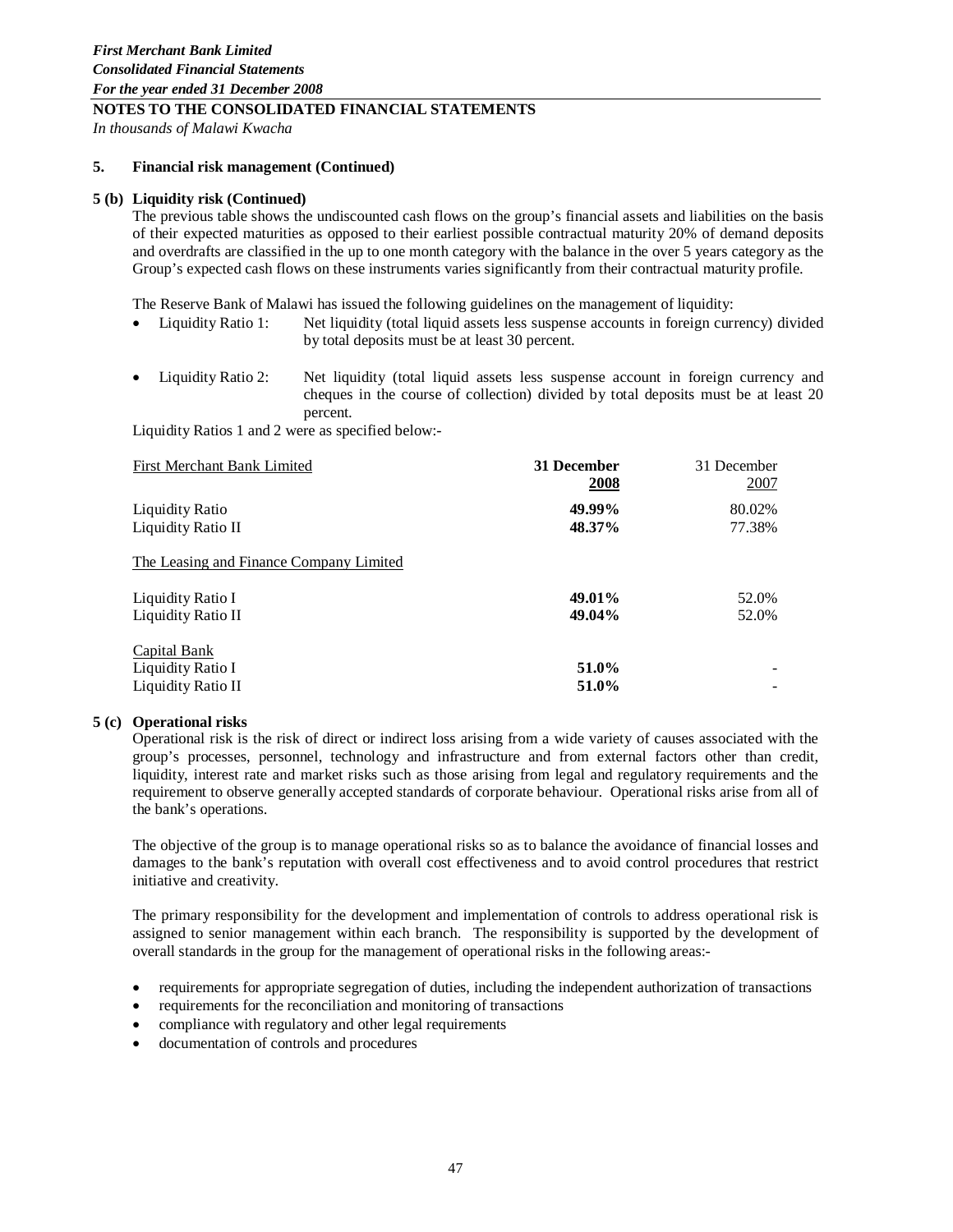*First Merchant Bank Limited*
*Consolidated Financial Statements*
*For the year ended 31 December 2008*

**NOTES TO THE CONSOLIDATED FINANCIAL STATEMENTS**

*In thousands of Malawi Kwacha*

**5. Financial risk management (Continued)**

**5 (b) Liquidity risk (Continued)**

The previous table shows the undiscounted cash flows on the group's financial assets and liabilities on the basis of their expected maturities as opposed to their earliest possible contractual maturity 20% of demand deposits and overdrafts are classified in the up to one month category with the balance in the over 5 years category as the Group's expected cash flows on these instruments varies significantly from their contractual maturity profile.

The Reserve Bank of Malawi has issued the following guidelines on the management of liquidity:

- Liquidity Ratio 1: Net liquidity (total liquid assets less suspense accounts in foreign currency) divided by total deposits must be at least 30 percent.
- Liquidity Ratio 2: Net liquidity (total liquid assets less suspense account in foreign currency and cheques in the course of collection) divided by total deposits must be at least 20 percent.

Liquidity Ratios 1 and 2 were as specified below:-

| First Merchant Bank Limited | **31 December 2008** | 31 December 2007 |
|---|---|---|
| Liquidity Ratio | **49.99%** | 80.02% |
| Liquidity Ratio II | **48.37%** | 77.38% |
| The Leasing and Finance Company Limited | | |
| Liquidity Ratio I | **49.01%** | 52.0% |
| Liquidity Ratio II | **49.04%** | 52.0% |
| Capital Bank | | |
| Liquidity Ratio I | **51.0%** | - |
| Liquidity Ratio II | **51.0%** | - |

**5 (c) Operational risks**

Operational risk is the risk of direct or indirect loss arising from a wide variety of causes associated with the group's processes, personnel, technology and infrastructure and from external factors other than credit, liquidity, interest rate and market risks such as those arising from legal and regulatory requirements and the requirement to observe generally accepted standards of corporate behaviour. Operational risks arise from all of the bank's operations.

The objective of the group is to manage operational risks so as to balance the avoidance of financial losses and damages to the bank's reputation with overall cost effectiveness and to avoid control procedures that restrict initiative and creativity.

The primary responsibility for the development and implementation of controls to address operational risk is assigned to senior management within each branch. The responsibility is supported by the development of overall standards in the group for the management of operational risks in the following areas:-

- requirements for appropriate segregation of duties, including the independent authorization of transactions
- requirements for the reconciliation and monitoring of transactions
- compliance with regulatory and other legal requirements
- documentation of controls and procedures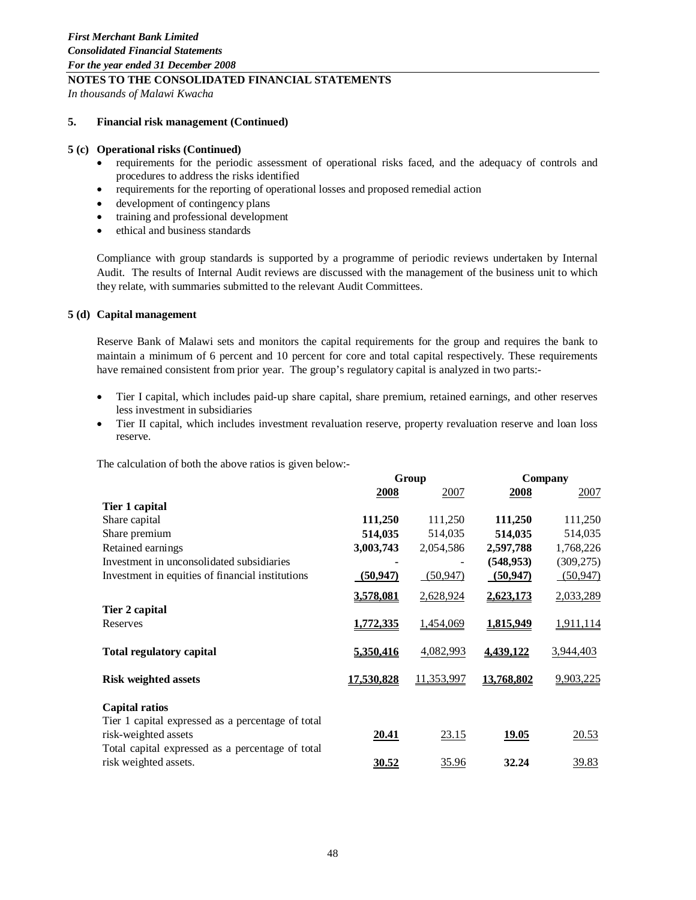*First Merchant Bank Limited*
*Consolidated Financial Statements*
*For the year ended 31 December 2008*

**NOTES TO THE CONSOLIDATED FINANCIAL STATEMENTS**

*In thousands of Malawi Kwacha*

**5. Financial risk management (Continued)**

**5 (c) Operational risks (Continued)**

- requirements for the periodic assessment of operational risks faced, and the adequacy of controls and procedures to address the risks identified
- requirements for the reporting of operational losses and proposed remedial action
- development of contingency plans
- training and professional development
- ethical and business standards

Compliance with group standards is supported by a programme of periodic reviews undertaken by Internal Audit. The results of Internal Audit reviews are discussed with the management of the business unit to which they relate, with summaries submitted to the relevant Audit Committees.

**5 (d) Capital management**

Reserve Bank of Malawi sets and monitors the capital requirements for the group and requires the bank to maintain a minimum of 6 percent and 10 percent for core and total capital respectively. These requirements have remained consistent from prior year. The group's regulatory capital is analyzed in two parts:-

- Tier I capital, which includes paid-up share capital, share premium, retained earnings, and other reserves less investment in subsidiaries
- Tier II capital, which includes investment revaluation reserve, property revaluation reserve and loan loss reserve.

The calculation of both the above ratios is given below:-

| | Group | | Company | |
|---|---|---|---|---|
| | **2008** | 2007 | **2008** | 2007 |
| **Tier 1 capital** | | | | |
| Share capital | **111,250** | 111,250 | **111,250** | 111,250 |
| Share premium | **514,035** | 514,035 | **514,035** | 514,035 |
| Retained earnings | **3,003,743** | 2,054,586 | **2,597,788** | 1,768,226 |
| Investment in unconsolidated subsidiaries | **-** | - | **(548,953)** | (309,275) |
| Investment in equities of financial institutions | **(50,947)** | (50,947) | **(50,947)** | (50,947) |
| | **3,578,081** | 2,628,924 | **2,623,173** | 2,033,289 |
| **Tier 2 capital** | | | | |
| Reserves | **1,772,335** | 1,454,069 | **1,815,949** | 1,911,114 |
| **Total regulatory capital** | **5,350,416** | 4,082,993 | **4,439,122** | 3,944,403 |
| **Risk weighted assets** | **17,530,828** | 11,353,997 | **13,768,802** | 9,903,225 |
| **Capital ratios** | | | | |
| Tier 1 capital expressed as a percentage of total risk-weighted assets | **20.41** | 23.15 | **19.05** | 20.53 |
| Total capital expressed as a percentage of total risk weighted assets. | **30.52** | 35.96 | **32.24** | 39.83 |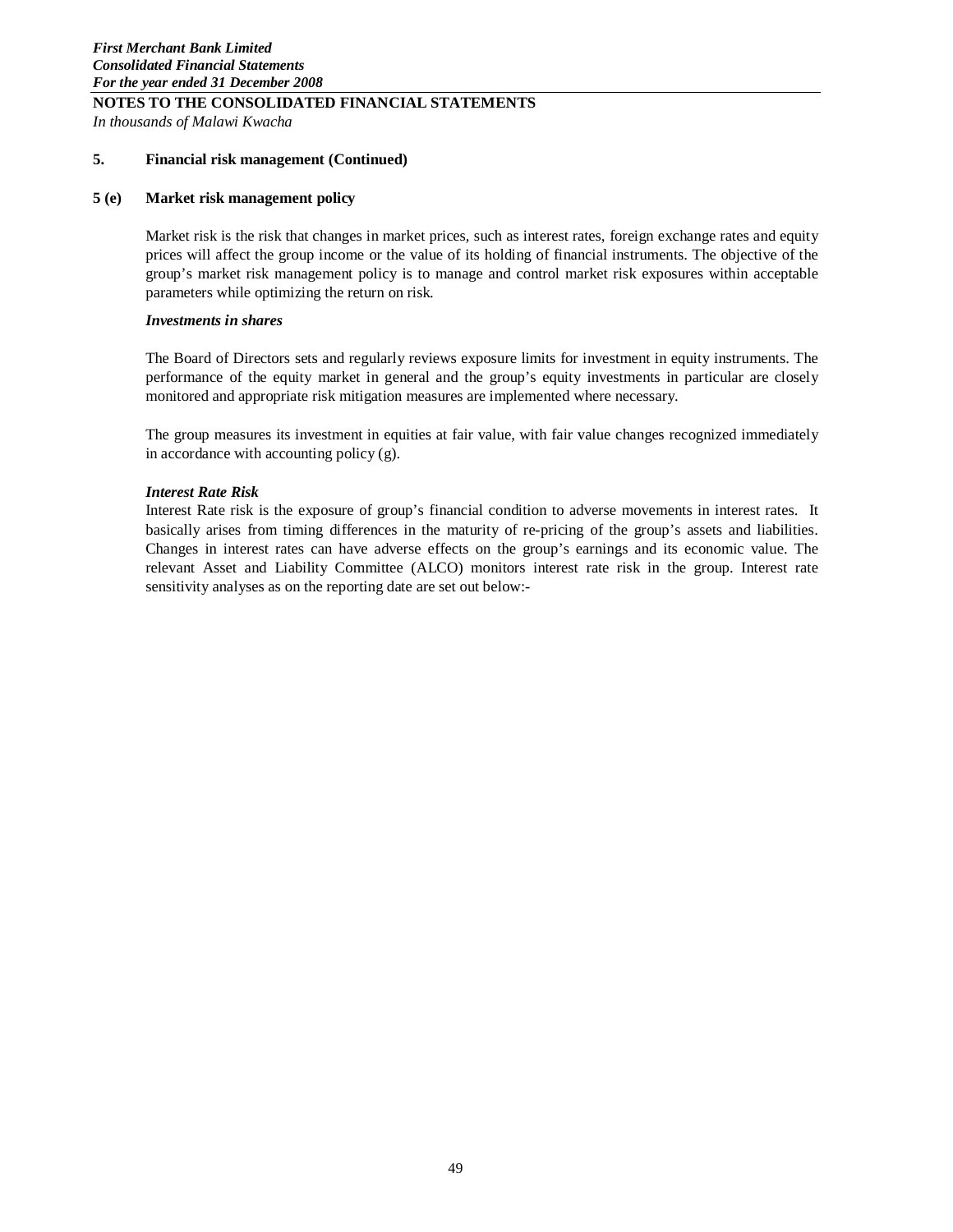## 5. Financial risk management (Continued)

### 5 (e) Market risk management policy

Market risk is the risk that changes in market prices, such as interest rates, foreign exchange rates and equity prices will affect the group income or the value of its holding of financial instruments. The objective of the group's market risk management policy is to manage and control market risk exposures within acceptable parameters while optimizing the return on risk.

***Investments in shares***

The Board of Directors sets and regularly reviews exposure limits for investment in equity instruments. The performance of the equity market in general and the group's equity investments in particular are closely monitored and appropriate risk mitigation measures are implemented where necessary.

The group measures its investment in equities at fair value, with fair value changes recognized immediately in accordance with accounting policy (g).

***Interest Rate Risk***

Interest Rate risk is the exposure of group's financial condition to adverse movements in interest rates. It basically arises from timing differences in the maturity of re-pricing of the group's assets and liabilities. Changes in interest rates can have adverse effects on the group's earnings and its economic value. The relevant Asset and Liability Committee (ALCO) monitors interest rate risk in the group. Interest rate sensitivity analyses as on the reporting date are set out below:-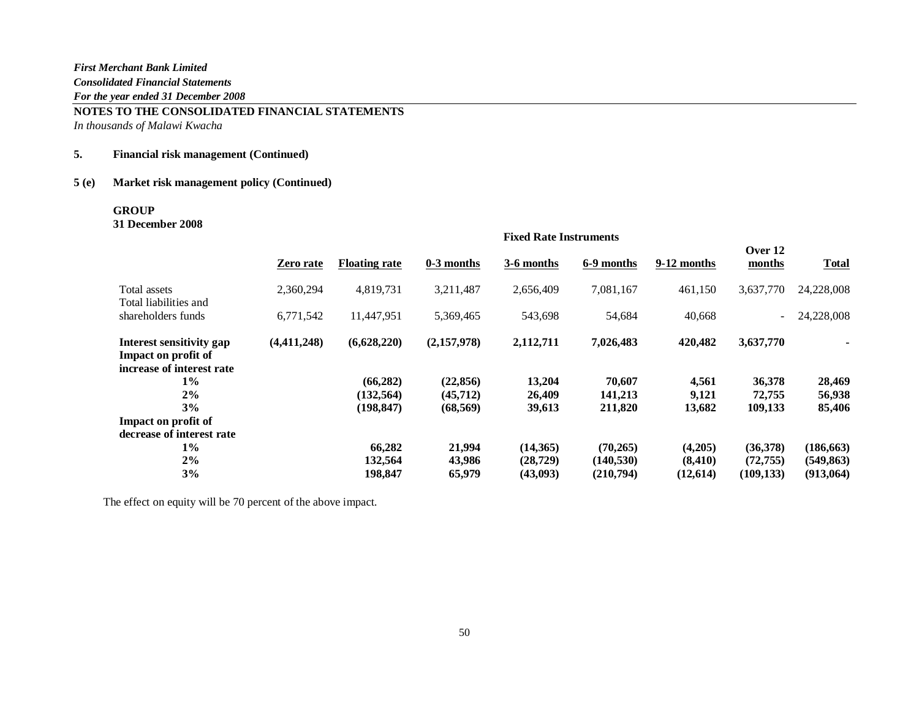*First Merchant Bank Limited*
*Consolidated Financial Statements*
*For the year ended 31 December 2008*

**NOTES TO THE CONSOLIDATED FINANCIAL STATEMENTS**
*In thousands of Malawi Kwacha*

## 5. Financial risk management (Continued)

### 5 (e) Market risk management policy (Continued)

**GROUP**
**31 December 2008**

| | | | Fixed Rate Instruments | | | | | |
|---|---|---|---|---|---|---|---|---|
| | Zero rate | Floating rate | 0-3 months | 3-6 months | 6-9 months | 9-12 months | Over 12 months | Total |
| Total assets | 2,360,294 | 4,819,731 | 3,211,487 | 2,656,409 | 7,081,167 | 461,150 | 3,637,770 | 24,228,008 |
| Total liabilities and shareholders funds | 6,771,542 | 11,447,951 | 5,369,465 | 543,698 | 54,684 | 40,668 | - | 24,228,008 |
| **Interest sensitivity gap** | **(4,411,248)** | **(6,628,220)** | **(2,157,978)** | **2,112,711** | **7,026,483** | **420,482** | **3,637,770** | **-** |
| **Impact on profit of increase of interest rate** | | | | | | | | |
| **1%** | | **(66,282)** | **(22,856)** | **13,204** | **70,607** | **4,561** | **36,378** | **28,469** |
| **2%** | | **(132,564)** | **(45,712)** | **26,409** | **141,213** | **9,121** | **72,755** | **56,938** |
| **3%** | | **(198,847)** | **(68,569)** | **39,613** | **211,820** | **13,682** | **109,133** | **85,406** |
| **Impact on profit of decrease of interest rate** | | | | | | | | |
| **1%** | | **66,282** | **21,994** | **(14,365)** | **(70,265)** | **(4,205)** | **(36,378)** | **(186,663)** |
| **2%** | | **132,564** | **43,986** | **(28,729)** | **(140,530)** | **(8,410)** | **(72,755)** | **(549,863)** |
| **3%** | | **198,847** | **65,979** | **(43,093)** | **(210,794)** | **(12,614)** | **(109,133)** | **(913,064)** |

The effect on equity will be 70 percent of the above impact.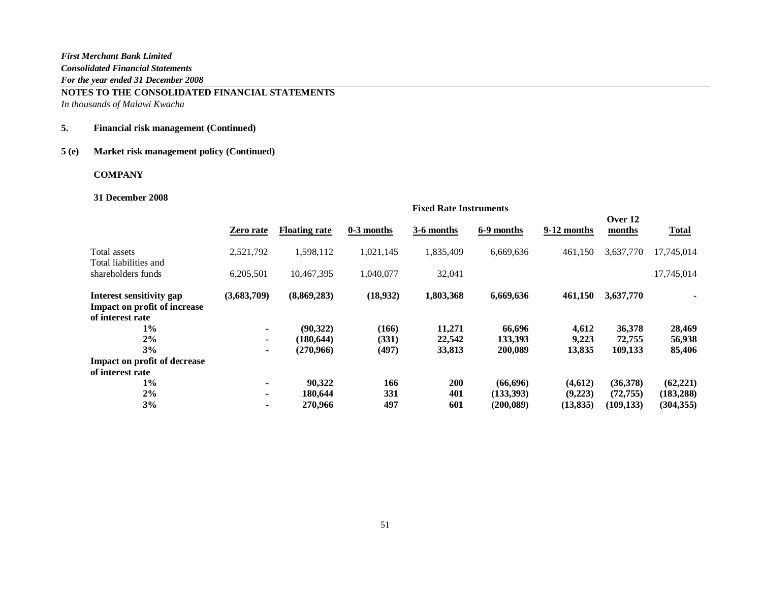*First Merchant Bank Limited*
*Consolidated Financial Statements*
*For the year ended 31 December 2008*

**NOTES TO THE CONSOLIDATED FINANCIAL STATEMENTS**
*In thousands of Malawi Kwacha*

**5. Financial risk management (Continued)**

**5 (e) Market risk management policy (Continued)**

**COMPANY**

**31 December 2008**

| | | | Fixed Rate Instruments | | | | | |
|---|---|---|---|---|---|---|---|---|
| | **Zero rate** | **Floating rate** | **0-3 months** | **3-6 months** | **6-9 months** | **9-12 months** | **Over 12 months** | **Total** |
| Total assets | 2,521,792 | 1,598,112 | 1,021,145 | 1,835,409 | 6,669,636 | 461,150 | 3,637,770 | 17,745,014 |
| Total liabilities and shareholders funds | 6,205,501 | 10,467,395 | 1,040,077 | 32,041 | | | | 17,745,014 |
| **Interest sensitivity gap** | **(3,683,709)** | **(8,869,283)** | **(18,932)** | **1,803,368** | **6,669,636** | **461,150** | **3,637,770** | **-** |
| **Impact on profit of increase of interest rate** | | | | | | | | |
| **1%** | **-** | **(90,322)** | **(166)** | **11,271** | **66,696** | **4,612** | **36,378** | **28,469** |
| **2%** | **-** | **(180,644)** | **(331)** | **22,542** | **133,393** | **9,223** | **72,755** | **56,938** |
| **3%** | **-** | **(270,966)** | **(497)** | **33,813** | **200,089** | **13,835** | **109,133** | **85,406** |
| **Impact on profit of decrease of interest rate** | | | | | | | | |
| **1%** | **-** | **90,322** | **166** | **200** | **(66,696)** | **(4,612)** | **(36,378)** | **(62,221)** |
| **2%** | **-** | **180,644** | **331** | **401** | **(133,393)** | **(9,223)** | **(72,755)** | **(183,288)** |
| **3%** | **-** | **270,966** | **497** | **601** | **(200,089)** | **(13,835)** | **(109,133)** | **(304,355)** |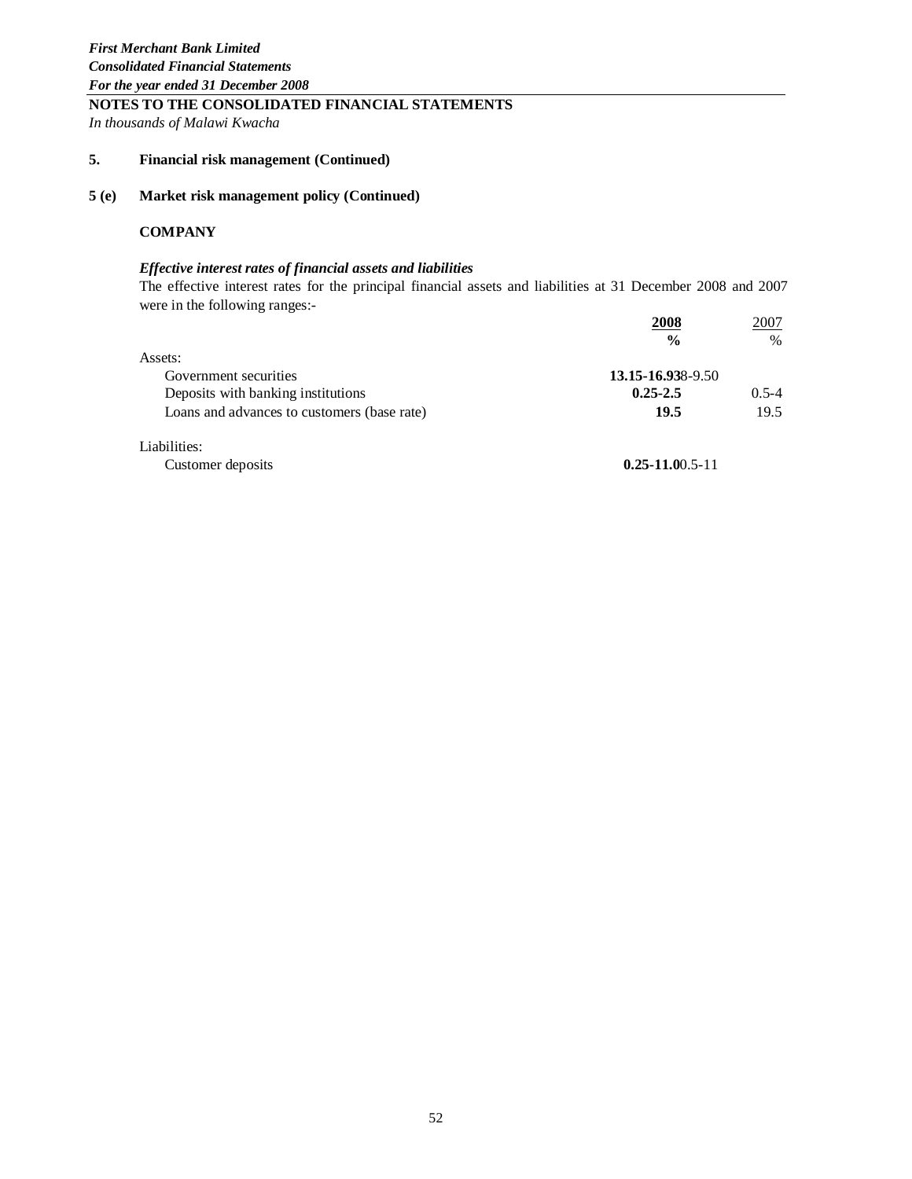*First Merchant Bank Limited*
***Consolidated Financial Statements***
***For the year ended 31 December 2008***

**NOTES TO THE CONSOLIDATED FINANCIAL STATEMENTS**

*In thousands of Malawi Kwacha*

**5. Financial risk management (Continued)**

**5 (e) Market risk management policy (Continued)**

**COMPANY**

***Effective interest rates of financial assets and liabilities***

The effective interest rates for the principal financial assets and liabilities at 31 December 2008 and 2007 were in the following ranges:-

| | **2008** | 2007 |
|---|---|---|
| | **%** | % |
| Assets: | | |
| Government securities | **13.15-16.93** | 8-9.50 |
| Deposits with banking institutions | **0.25-2.5** | 0.5-4 |
| Loans and advances to customers (base rate) | **19.5** | 19.5 |
| Liabilities: | | |
| Customer deposits | **0.25-11.0** | 0.5-11 |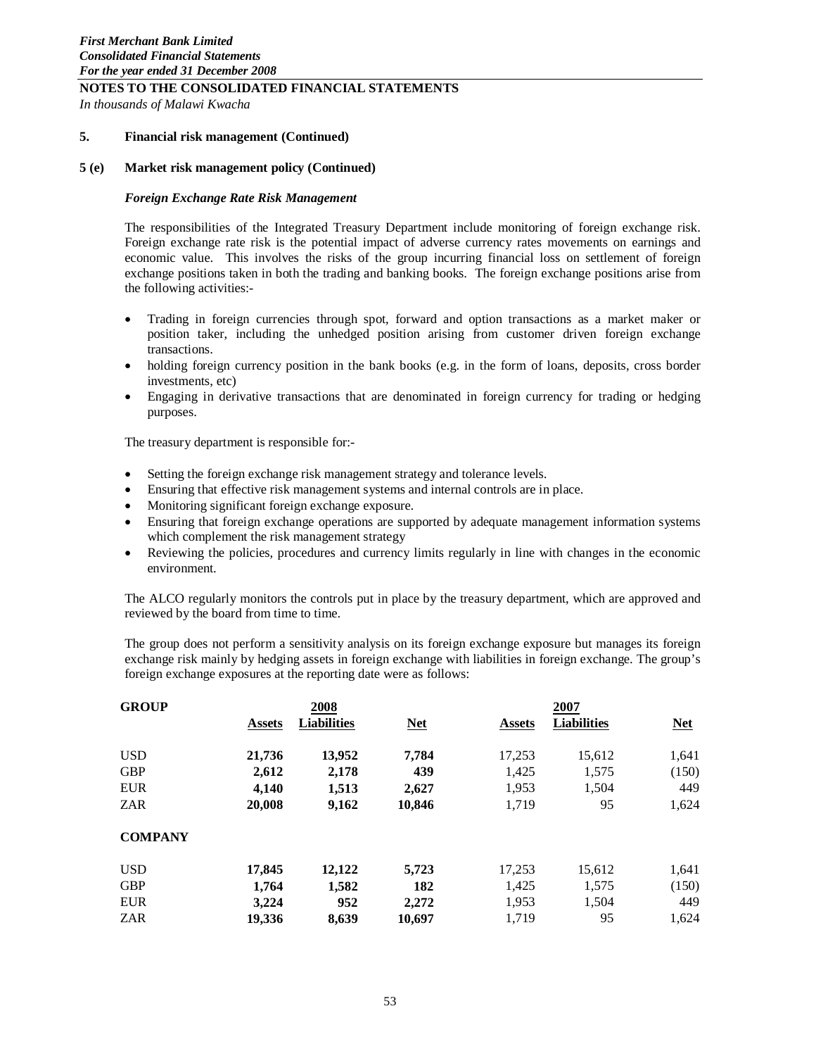**5. Financial risk management (Continued)**

**5 (e) Market risk management policy (Continued)**

***Foreign Exchange Rate Risk Management***

The responsibilities of the Integrated Treasury Department include monitoring of foreign exchange risk. Foreign exchange rate risk is the potential impact of adverse currency rates movements on earnings and economic value. This involves the risks of the group incurring financial loss on settlement of foreign exchange positions taken in both the trading and banking books. The foreign exchange positions arise from the following activities:-

- Trading in foreign currencies through spot, forward and option transactions as a market maker or position taker, including the unhedged position arising from customer driven foreign exchange transactions.
- holding foreign currency position in the bank books (e.g. in the form of loans, deposits, cross border investments, etc)
- Engaging in derivative transactions that are denominated in foreign currency for trading or hedging purposes.

The treasury department is responsible for:-

- Setting the foreign exchange risk management strategy and tolerance levels.
- Ensuring that effective risk management systems and internal controls are in place.
- Monitoring significant foreign exchange exposure.
- Ensuring that foreign exchange operations are supported by adequate management information systems which complement the risk management strategy
- Reviewing the policies, procedures and currency limits regularly in line with changes in the economic environment.

The ALCO regularly monitors the controls put in place by the treasury department, which are approved and reviewed by the board from time to time.

The group does not perform a sensitivity analysis on its foreign exchange exposure but manages its foreign exchange risk mainly by hedging assets in foreign exchange with liabilities in foreign exchange. The group's foreign exchange exposures at the reporting date were as follows:

| **GROUP** | | **2008** | | | **2007** | |
|---|---|---|---|---|---|---|
| | **Assets** | **Liabilities** | **Net** | **Assets** | **Liabilities** | **Net** |
| USD | **21,736** | **13,952** | **7,784** | 17,253 | 15,612 | 1,641 |
| GBP | **2,612** | **2,178** | **439** | 1,425 | 1,575 | (150) |
| EUR | **4,140** | **1,513** | **2,627** | 1,953 | 1,504 | 449 |
| ZAR | **20,008** | **9,162** | **10,846** | 1,719 | 95 | 1,624 |
| **COMPANY** | | | | | | |
| USD | **17,845** | **12,122** | **5,723** | 17,253 | 15,612 | 1,641 |
| GBP | **1,764** | **1,582** | **182** | 1,425 | 1,575 | (150) |
| EUR | **3,224** | **952** | **2,272** | 1,953 | 1,504 | 449 |
| ZAR | **19,336** | **8,639** | **10,697** | 1,719 | 95 | 1,624 |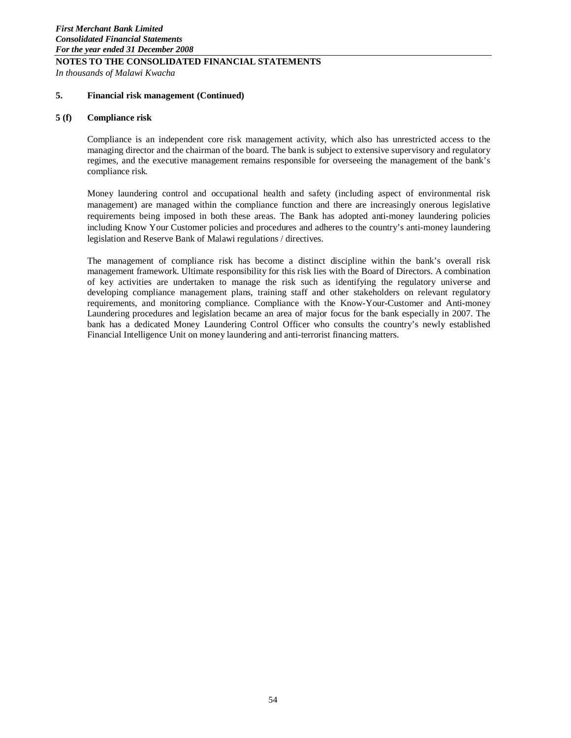## 5. Financial risk management (Continued)

### 5 (f) Compliance risk

Compliance is an independent core risk management activity, which also has unrestricted access to the managing director and the chairman of the board. The bank is subject to extensive supervisory and regulatory regimes, and the executive management remains responsible for overseeing the management of the bank's compliance risk.

Money laundering control and occupational health and safety (including aspect of environmental risk management) are managed within the compliance function and there are increasingly onerous legislative requirements being imposed in both these areas. The Bank has adopted anti-money laundering policies including Know Your Customer policies and procedures and adheres to the country's anti-money laundering legislation and Reserve Bank of Malawi regulations / directives.

The management of compliance risk has become a distinct discipline within the bank's overall risk management framework. Ultimate responsibility for this risk lies with the Board of Directors. A combination of key activities are undertaken to manage the risk such as identifying the regulatory universe and developing compliance management plans, training staff and other stakeholders on relevant regulatory requirements, and monitoring compliance. Compliance with the Know-Your-Customer and Anti-money Laundering procedures and legislation became an area of major focus for the bank especially in 2007. The bank has a dedicated Money Laundering Control Officer who consults the country's newly established Financial Intelligence Unit on money laundering and anti-terrorist financing matters.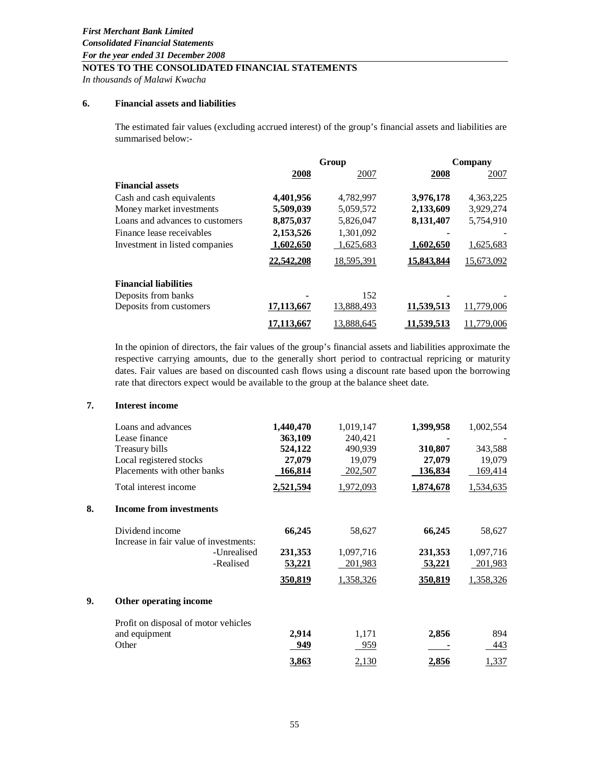*First Merchant Bank Limited*
*Consolidated Financial Statements*
*For the year ended 31 December 2008*

**NOTES TO THE CONSOLIDATED FINANCIAL STATEMENTS**

*In thousands of Malawi Kwacha*

## 6. Financial assets and liabilities

The estimated fair values (excluding accrued interest) of the group's financial assets and liabilities are summarised below:-

| | Group | | Company | |
|---|---|---|---|---|
| | **2008** | 2007 | **2008** | 2007 |
| **Financial assets** | | | | |
| Cash and cash equivalents | **4,401,956** | 4,782,997 | **3,976,178** | 4,363,225 |
| Money market investments | **5,509,039** | 5,059,572 | **2,133,609** | 3,929,274 |
| Loans and advances to customers | **8,875,037** | 5,826,047 | **8,131,407** | 5,754,910 |
| Finance lease receivables | **2,153,526** | 1,301,092 | **-** | - |
| Investment in listed companies | **1,602,650** | 1,625,683 | **1,602,650** | 1,625,683 |
| | **22,542,208** | 18,595,391 | **15,843,844** | 15,673,092 |
| **Financial liabilities** | | | | |
| Deposits from banks | **-** | 152 | **-** | - |
| Deposits from customers | **17,113,667** | 13,888,493 | **11,539,513** | 11,779,006 |
| | **17,113,667** | 13,888,645 | **11,539,513** | 11,779,006 |

In the opinion of directors, the fair values of the group's financial assets and liabilities approximate the respective carrying amounts, due to the generally short period to contractual repricing or maturity dates. Fair values are based on discounted cash flows using a discount rate based upon the borrowing rate that directors expect would be available to the group at the balance sheet date.

## 7. Interest income

| | Group 2008 | Group 2007 | Company 2008 | Company 2007 |
|---|---|---|---|---|
| Loans and advances | **1,440,470** | 1,019,147 | **1,399,958** | 1,002,554 |
| Lease finance | **363,109** | 240,421 | **-** | - |
| Treasury bills | **524,122** | 490,939 | **310,807** | 343,588 |
| Local registered stocks | **27,079** | 19,079 | **27,079** | 19,079 |
| Placements with other banks | **166,814** | 202,507 | **136,834** | 169,414 |
| Total interest income | **2,521,594** | 1,972,093 | **1,874,678** | 1,534,635 |

## 8. Income from investments

| | Group 2008 | Group 2007 | Company 2008 | Company 2007 |
|---|---|---|---|---|
| Dividend income | **66,245** | 58,627 | **66,245** | 58,627 |
| Increase in fair value of investments: | | | | |
| -Unrealised | **231,353** | 1,097,716 | **231,353** | 1,097,716 |
| -Realised | **53,221** | 201,983 | **53,221** | 201,983 |
| | **350,819** | 1,358,326 | **350,819** | 1,358,326 |

## 9. Other operating income

| | Group 2008 | Group 2007 | Company 2008 | Company 2007 |
|---|---|---|---|---|
| Profit on disposal of motor vehicles and equipment | **2,914** | 1,171 | **2,856** | 894 |
| Other | **949** | 959 | **-** | 443 |
| | **3,863** | 2,130 | **2,856** | 1,337 |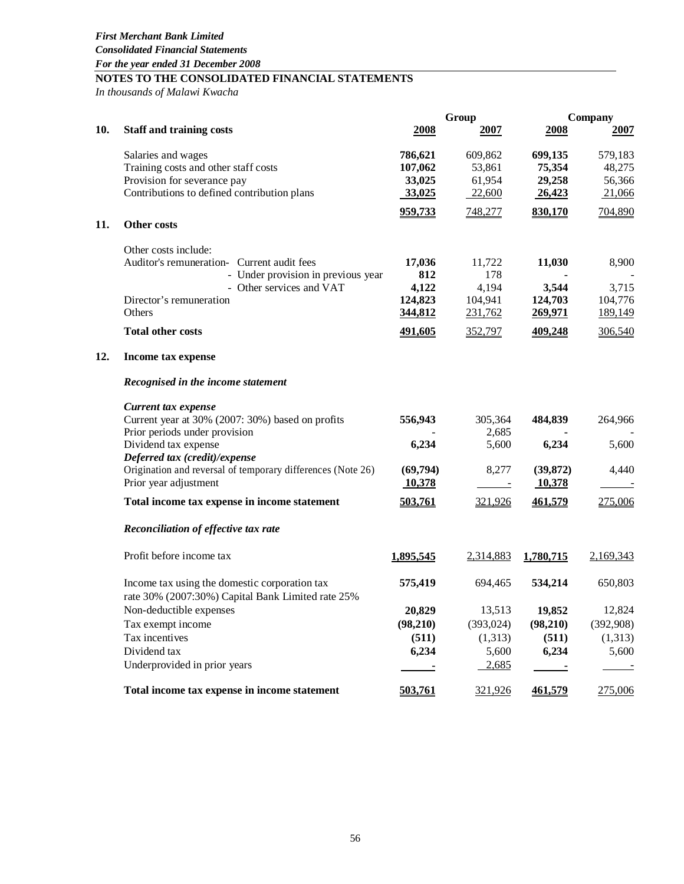*First Merchant Bank Limited*
*Consolidated Financial Statements*
*For the year ended 31 December 2008*

## NOTES TO THE CONSOLIDATED FINANCIAL STATEMENTS

*In thousands of Malawi Kwacha*

| | | Group | | Company | |
|---|---|---|---|---|---|
| **10.** | **Staff and training costs** | **2008** | **2007** | **2008** | **2007** |
| | Salaries and wages | **786,621** | 609,862 | **699,135** | 579,183 |
| | Training costs and other staff costs | **107,062** | 53,861 | **75,354** | 48,275 |
| | Provision for severance pay | **33,025** | 61,954 | **29,258** | 56,366 |
| | Contributions to defined contribution plans | **33,025** | 22,600 | **26,423** | 21,066 |
| | | **959,733** | 748,277 | **830,170** | 704,890 |
| **11.** | **Other costs** | | | | |
| | Other costs include: | | | | |
| | Auditor's remuneration- Current audit fees | **17,036** | 11,722 | **11,030** | 8,900 |
| | - Under provision in previous year | **812** | 178 | **-** | - |
| | - Other services and VAT | **4,122** | 4,194 | **3,544** | 3,715 |
| | Director's remuneration | **124,823** | 104,941 | **124,703** | 104,776 |
| | Others | **344,812** | 231,762 | **269,971** | 189,149 |
| | **Total other costs** | **491,605** | 352,797 | **409,248** | 306,540 |
| **12.** | **Income tax expense** | | | | |
| | ***Recognised in the income statement*** | | | | |
| | ***Current tax expense*** | | | | |
| | Current year at 30% (2007: 30%) based on profits | **556,943** | 305,364 | **484,839** | 264,966 |
| | Prior periods under provision | - | 2,685 | **-** | - |
| | Dividend tax expense | **6,234** | 5,600 | **6,234** | 5,600 |
| | ***Deferred tax (credit)/expense*** | | | | |
| | Origination and reversal of temporary differences (Note 26) | **(69,794)** | 8,277 | **(39,872)** | 4,440 |
| | Prior year adjustment | **10,378** | - | **10,378** | - |
| | **Total income tax expense in income statement** | **503,761** | 321,926 | **461,579** | 275,006 |
| | ***Reconciliation of effective tax rate*** | | | | |
| | Profit before income tax | **1,895,545** | 2,314,883 | **1,780,715** | 2,169,343 |
| | Income tax using the domestic corporation tax rate 30% (2007:30%) Capital Bank Limited rate 25% | **575,419** | 694,465 | **534,214** | 650,803 |
| | Non-deductible expenses | **20,829** | 13,513 | **19,852** | 12,824 |
| | Tax exempt income | **(98,210)** | (393,024) | **(98,210)** | (392,908) |
| | Tax incentives | **(511)** | (1,313) | **(511)** | (1,313) |
| | Dividend tax | **6,234** | 5,600 | **6,234** | 5,600 |
| | Underprovided in prior years | **-** | 2,685 | **-** | - |
| | **Total income tax expense in income statement** | **503,761** | 321,926 | **461,579** | 275,006 |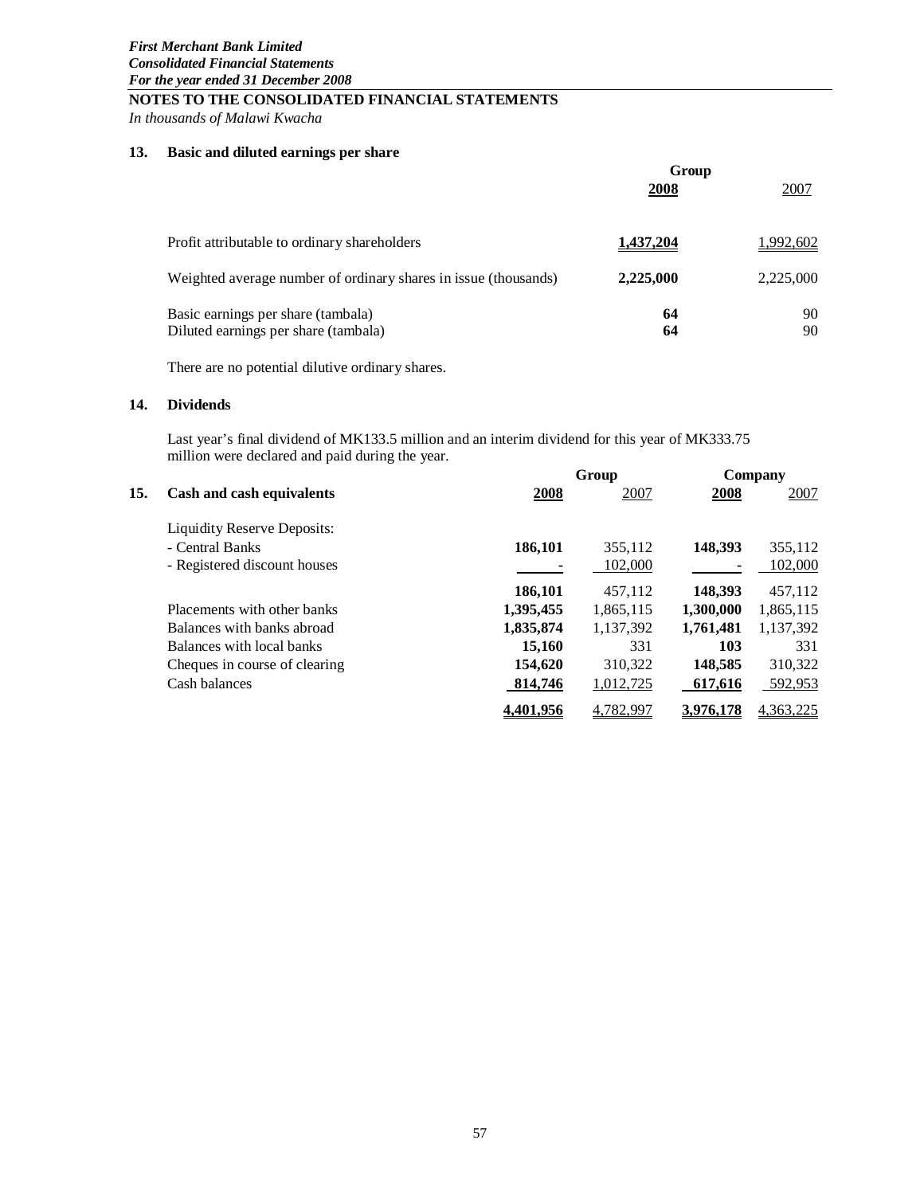*First Merchant Bank Limited*
***Consolidated Financial Statements***
***For the year ended 31 December 2008***

**NOTES TO THE CONSOLIDATED FINANCIAL STATEMENTS**

*In thousands of Malawi Kwacha*

## 13. Basic and diluted earnings per share

| | Group | |
|---|---|---|
| | **2008** | 2007 |
| Profit attributable to ordinary shareholders | **1,437,204** | 1,992,602 |
| Weighted average number of ordinary shares in issue (thousands) | **2,225,000** | 2,225,000 |
| Basic earnings per share (tambala) | **64** | 90 |
| Diluted earnings per share (tambala) | **64** | 90 |

There are no potential dilutive ordinary shares.

## 14. Dividends

Last year's final dividend of MK133.5 million and an interim dividend for this year of MK333.75 million were declared and paid during the year.

## 15. Cash and cash equivalents

| | Group | | Company | |
|---|---|---|---|---|
| | **2008** | 2007 | **2008** | 2007 |
| Liquidity Reserve Deposits: | | | | |
| - Central Banks | **186,101** | 355,112 | **148,393** | 355,112 |
| - Registered discount houses | **-** | 102,000 | **-** | 102,000 |
| | **186,101** | 457,112 | **148,393** | 457,112 |
| Placements with other banks | **1,395,455** | 1,865,115 | **1,300,000** | 1,865,115 |
| Balances with banks abroad | **1,835,874** | 1,137,392 | **1,761,481** | 1,137,392 |
| Balances with local banks | **15,160** | 331 | **103** | 331 |
| Cheques in course of clearing | **154,620** | 310,322 | **148,585** | 310,322 |
| Cash balances | **814,746** | 1,012,725 | **617,616** | 592,953 |
| | **4,401,956** | 4,782,997 | **3,976,178** | 4,363,225 |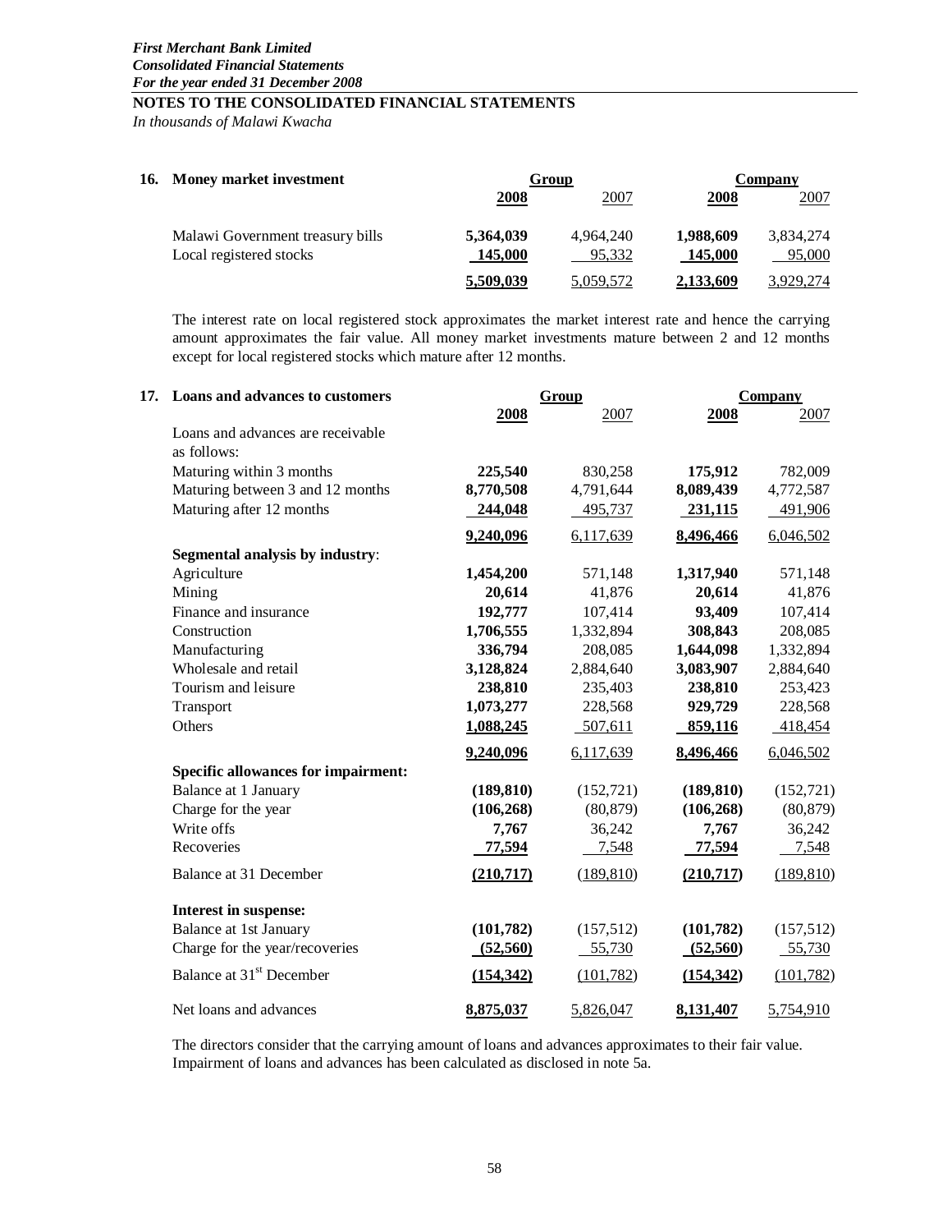*First Merchant Bank Limited*
*Consolidated Financial Statements*
*For the year ended 31 December 2008*

**NOTES TO THE CONSOLIDATED FINANCIAL STATEMENTS**
*In thousands of Malawi Kwacha*

## 16. Money market investment

| | Group | | Company | |
|---|---|---|---|---|
| | **2008** | 2007 | **2008** | 2007 |
| Malawi Government treasury bills | **5,364,039** | 4,964,240 | **1,988,609** | 3,834,274 |
| Local registered stocks | **145,000** | 95,332 | **145,000** | 95,000 |
| | **5,509,039** | 5,059,572 | **2,133,609** | 3,929,274 |

The interest rate on local registered stock approximates the market interest rate and hence the carrying amount approximates the fair value. All money market investments mature between 2 and 12 months except for local registered stocks which mature after 12 months.

## 17. Loans and advances to customers

| | Group | | Company | |
|---|---|---|---|---|
| | **2008** | 2007 | **2008** | 2007 |
| Loans and advances are receivable as follows: | | | | |
| Maturing within 3 months | **225,540** | 830,258 | **175,912** | 782,009 |
| Maturing between 3 and 12 months | **8,770,508** | 4,791,644 | **8,089,439** | 4,772,587 |
| Maturing after 12 months | **244,048** | 495,737 | **231,115** | 491,906 |
| | **9,240,096** | 6,117,639 | **8,496,466** | 6,046,502 |
| **Segmental analysis by industry**: | | | | |
| Agriculture | **1,454,200** | 571,148 | **1,317,940** | 571,148 |
| Mining | **20,614** | 41,876 | **20,614** | 41,876 |
| Finance and insurance | **192,777** | 107,414 | **93,409** | 107,414 |
| Construction | **1,706,555** | 1,332,894 | **308,843** | 208,085 |
| Manufacturing | **336,794** | 208,085 | **1,644,098** | 1,332,894 |
| Wholesale and retail | **3,128,824** | 2,884,640 | **3,083,907** | 2,884,640 |
| Tourism and leisure | **238,810** | 235,403 | **238,810** | 253,423 |
| Transport | **1,073,277** | 228,568 | **929,729** | 228,568 |
| Others | **1,088,245** | 507,611 | **859,116** | 418,454 |
| | **9,240,096** | 6,117,639 | **8,496,466** | 6,046,502 |
| **Specific allowances for impairment:** | | | | |
| Balance at 1 January | **(189,810)** | (152,721) | **(189,810)** | (152,721) |
| Charge for the year | **(106,268)** | (80,879) | **(106,268)** | (80,879) |
| Write offs | **7,767** | 36,242 | **7,767** | 36,242 |
| Recoveries | **77,594** | 7,548 | **77,594** | 7,548 |
| Balance at 31 December | **(210,717)** | (189,810) | **(210,717)** | (189,810) |
| **Interest in suspense:** | | | | |
| Balance at 1st January | **(101,782)** | (157,512) | **(101,782)** | (157,512) |
| Charge for the year/recoveries | **(52,560)** | 55,730 | **(52,560)** | 55,730 |
| Balance at 31st December | **(154,342)** | (101,782) | **(154,342)** | (101,782) |
| Net loans and advances | **8,875,037** | 5,826,047 | **8,131,407** | 5,754,910 |

The directors consider that the carrying amount of loans and advances approximates to their fair value. Impairment of loans and advances has been calculated as disclosed in note 5a.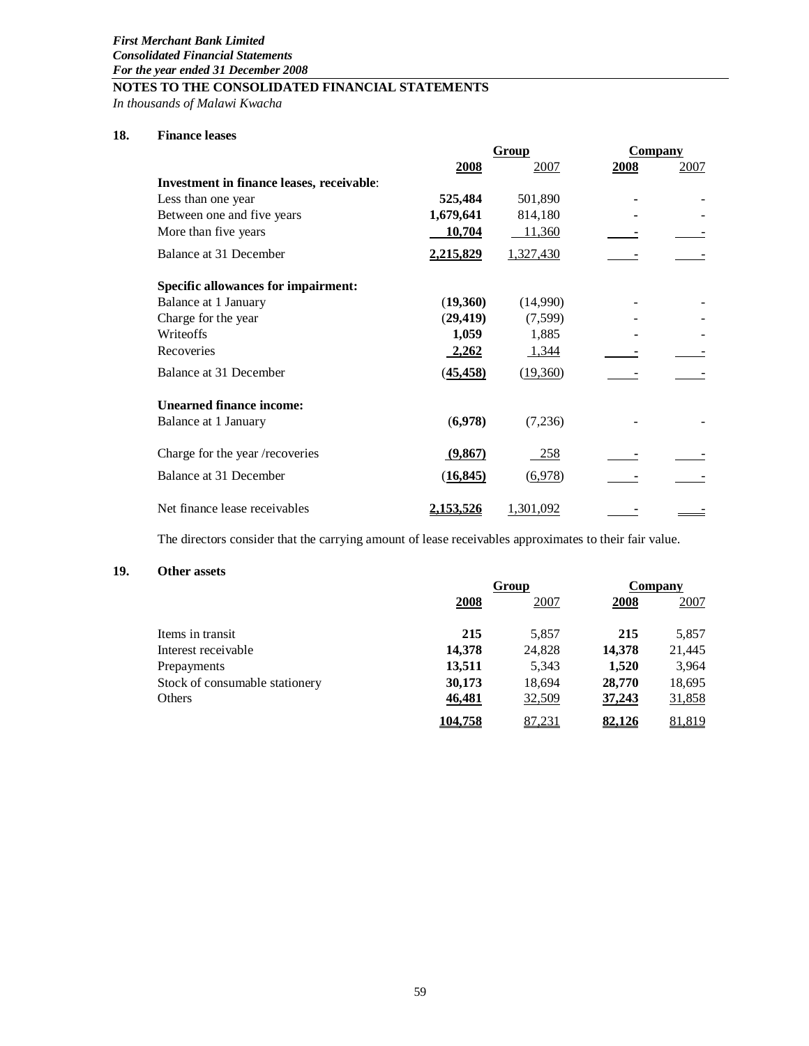*First Merchant Bank Limited*
***Consolidated Financial Statements***
***For the year ended 31 December 2008***

**NOTES TO THE CONSOLIDATED FINANCIAL STATEMENTS**
*In thousands of Malawi Kwacha*

**18. Finance leases**

| | Group | | Company | |
|---|---|---|---|---|
| | **2008** | 2007 | **2008** | 2007 |
| **Investment in finance leases, receivable**: | | | | |
| Less than one year | **525,484** | 501,890 | **-** | - |
| Between one and five years | **1,679,641** | 814,180 | **-** | - |
| More than five years | **10,704** | 11,360 | **-** | - |
| Balance at 31 December | **2,215,829** | 1,327,430 | **-** | - |
| **Specific allowances for impairment:** | | | | |
| Balance at 1 January | **(19,360)** | (14,990) | **-** | - |
| Charge for the year | **(29,419)** | (7,599) | **-** | - |
| Writeoffs | **1,059** | 1,885 | **-** | - |
| Recoveries | **2,262** | 1,344 | **-** | - |
| Balance at 31 December | **(45,458)** | (19,360) | **-** | - |
| **Unearned finance income:** | | | | |
| Balance at 1 January | **(6,978)** | (7,236) | **-** | - |
| Charge for the year /recoveries | **(9,867)** | 258 | **-** | - |
| Balance at 31 December | **(16,845)** | (6,978) | **-** | - |
| Net finance lease receivables | **2,153,526** | 1,301,092 | **-** | - |

The directors consider that the carrying amount of lease receivables approximates to their fair value.

**19. Other assets**

| | Group | | Company | |
|---|---|---|---|---|
| | **2008** | 2007 | **2008** | 2007 |
| Items in transit | **215** | 5,857 | **215** | 5,857 |
| Interest receivable | **14,378** | 24,828 | **14,378** | 21,445 |
| Prepayments | **13,511** | 5,343 | **1,520** | 3,964 |
| Stock of consumable stationery | **30,173** | 18,694 | **28,770** | 18,695 |
| Others | **46,481** | 32,509 | **37,243** | 31,858 |
| | **104,758** | 87,231 | **82,126** | 81,819 |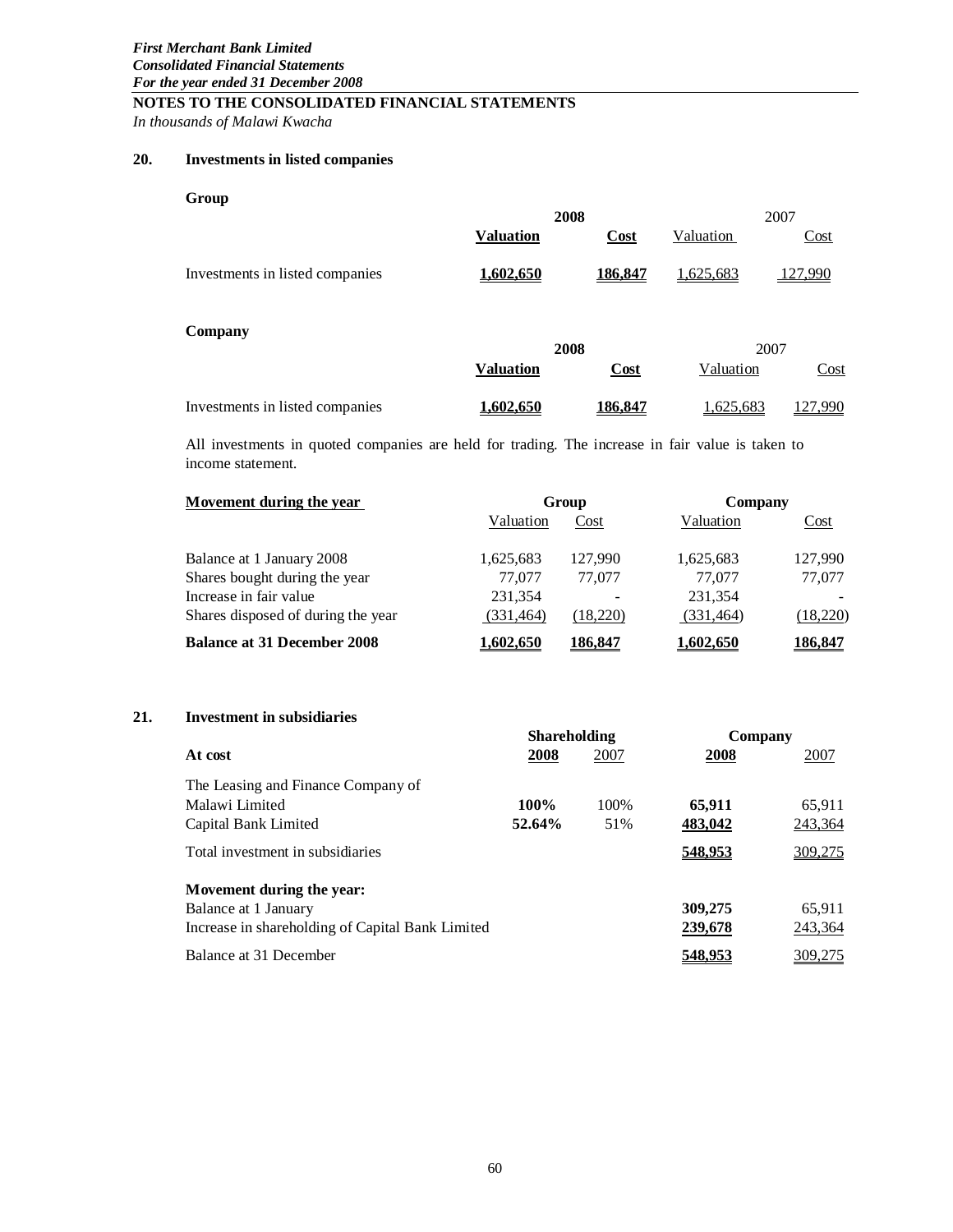*First Merchant Bank Limited*
***Consolidated Financial Statements***
***For the year ended 31 December 2008***

**NOTES TO THE CONSOLIDATED FINANCIAL STATEMENTS**
*In thousands of Malawi Kwacha*

## 20. Investments in listed companies

**Group**

| | 2008 | | 2007 | |
|---|---|---|---|---|
| | **Valuation** | **Cost** | Valuation | Cost |
| Investments in listed companies | **1,602,650** | **186,847** | 1,625,683 | 127,990 |

**Company**

| | 2008 | | 2007 | |
|---|---|---|---|---|
| | **Valuation** | **Cost** | Valuation | Cost |
| Investments in listed companies | **1,602,650** | **186,847** | 1,625,683 | 127,990 |

All investments in quoted companies are held for trading. The increase in fair value is taken to income statement.

| **Movement during the year** | **Group** | | **Company** | |
|---|---|---|---|---|
| | Valuation | Cost | Valuation | Cost |
| Balance at 1 January 2008 | 1,625,683 | 127,990 | 1,625,683 | 127,990 |
| Shares bought during the year | 77,077 | 77,077 | 77,077 | 77,077 |
| Increase in fair value | 231,354 | - | 231,354 | - |
| Shares disposed of during the year | (331,464) | (18,220) | (331,464) | (18,220) |
| **Balance at 31 December 2008** | **1,602,650** | **186,847** | **1,602,650** | **186,847** |

## 21. Investment in subsidiaries

| | **Shareholding** | | **Company** | |
|---|---|---|---|---|
| **At cost** | **2008** | 2007 | **2008** | 2007 |
| The Leasing and Finance Company of Malawi Limited | **100%** | 100% | **65,911** | 65,911 |
| Capital Bank Limited | **52.64%** | 51% | **483,042** | 243,364 |
| Total investment in subsidiaries | | | **548,953** | 309,275 |
| **Movement during the year:** | | | | |
| Balance at 1 January | | | **309,275** | 65,911 |
| Increase in shareholding of Capital Bank Limited | | | **239,678** | 243,364 |
| Balance at 31 December | | | **548,953** | 309,275 |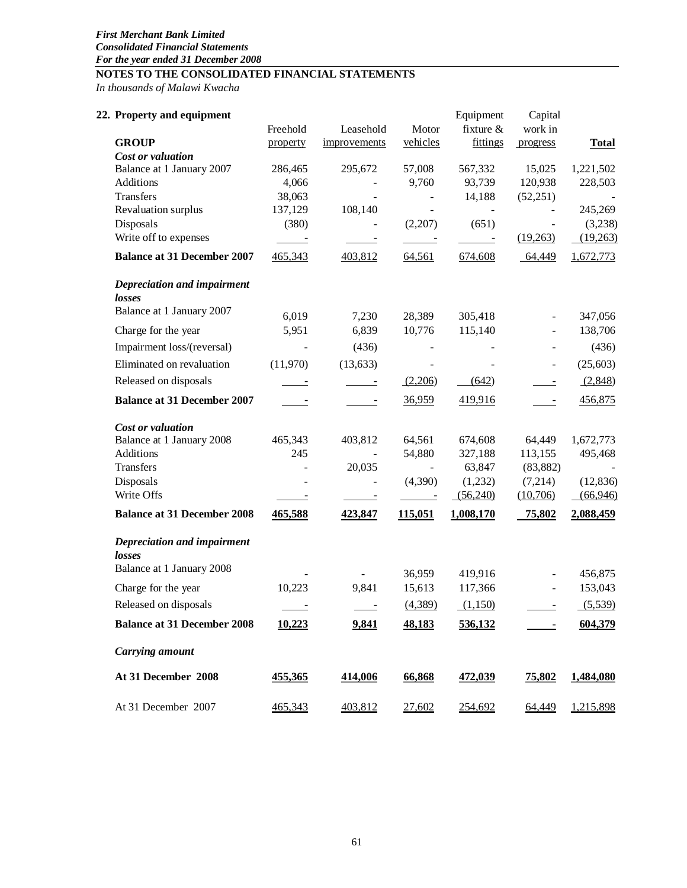*First Merchant Bank Limited*
***Consolidated Financial Statements***
***For the year ended 31 December 2008***

**NOTES TO THE CONSOLIDATED FINANCIAL STATEMENTS**

*In thousands of Malawi Kwacha*

## 22. Property and equipment

| GROUP | Freehold property | Leasehold improvements | Motor vehicles | Equipment fixture & fittings | Capital work in progress | Total |
|---|---|---|---|---|---|---|
| ***Cost or valuation*** | | | | | | |
| Balance at 1 January 2007 | 286,465 | 295,672 | 57,008 | 567,332 | 15,025 | 1,221,502 |
| Additions | 4,066 | - | 9,760 | 93,739 | 120,938 | 228,503 |
| Transfers | 38,063 | - | - | 14,188 | (52,251) | - |
| Revaluation surplus | 137,129 | 108,140 | - | - | - | 245,269 |
| Disposals | (380) | - | (2,207) | (651) | - | (3,238) |
| Write off to expenses | - | - | - | - | (19,263) | (19,263) |
| **Balance at 31 December 2007** | 465,343 | 403,812 | 64,561 | 674,608 | 64,449 | 1,672,773 |
| ***Depreciation and impairment losses*** | | | | | | |
| Balance at 1 January 2007 | 6,019 | 7,230 | 28,389 | 305,418 | - | 347,056 |
| Charge for the year | 5,951 | 6,839 | 10,776 | 115,140 | - | 138,706 |
| Impairment loss/(reversal) | - | (436) | - | - | - | (436) |
| Eliminated on revaluation | (11,970) | (13,633) | - | - | - | (25,603) |
| Released on disposals | - | - | (2,206) | (642) | - | (2,848) |
| **Balance at 31 December 2007** | - | - | 36,959 | 419,916 | - | 456,875 |
| ***Cost or valuation*** | | | | | | |
| Balance at 1 January 2008 | 465,343 | 403,812 | 64,561 | 674,608 | 64,449 | 1,672,773 |
| Additions | 245 | - | 54,880 | 327,188 | 113,155 | 495,468 |
| Transfers | - | 20,035 | - | 63,847 | (83,882) | - |
| Disposals | - | - | (4,390) | (1,232) | (7,214) | (12,836) |
| Write Offs | - | - | - | (56,240) | (10,706) | (66,946) |
| **Balance at 31 December 2008** | **465,588** | **423,847** | **115,051** | **1,008,170** | **75,802** | **2,088,459** |
| ***Depreciation and impairment losses*** | | | | | | |
| Balance at 1 January 2008 | - | - | 36,959 | 419,916 | - | 456,875 |
| Charge for the year | 10,223 | 9,841 | 15,613 | 117,366 | - | 153,043 |
| Released on disposals | - | - | (4,389) | (1,150) | - | (5,539) |
| **Balance at 31 December 2008** | **10,223** | **9,841** | **48,183** | **536,132** | **-** | **604,379** |
| ***Carrying amount*** | | | | | | |
| **At 31 December 2008** | **455,365** | **414,006** | **66,868** | **472,039** | **75,802** | **1,484,080** |
| At 31 December 2007 | 465,343 | 403,812 | 27,602 | 254,692 | 64,449 | 1,215,898 |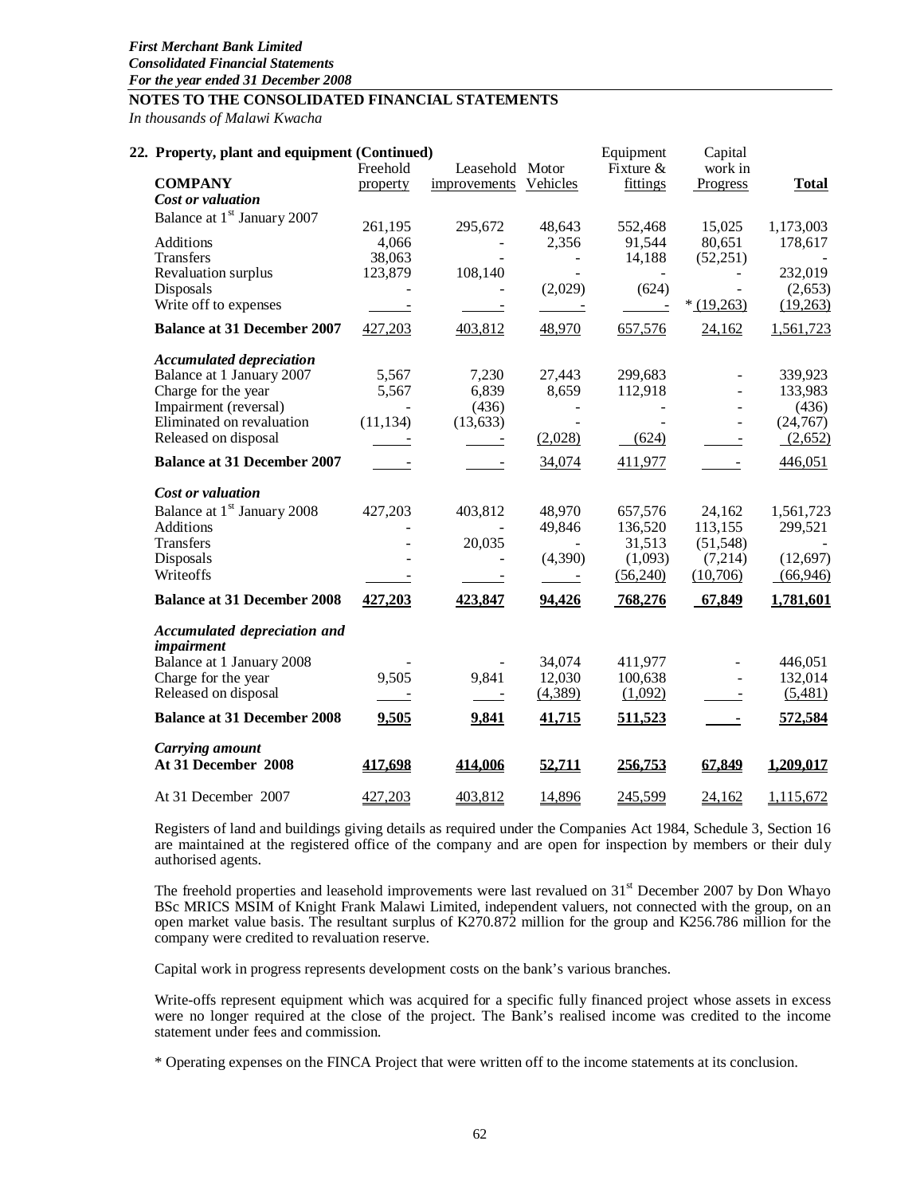*First Merchant Bank Limited*
*Consolidated Financial Statements*
*For the year ended 31 December 2008*

**NOTES TO THE CONSOLIDATED FINANCIAL STATEMENTS**

*In thousands of Malawi Kwacha*

**22. Property, plant and equipment (Continued)**

| **COMPANY** | Freehold property | Leasehold improvements | Motor Vehicles | Equipment Fixture & fittings | Capital work in Progress | **Total** |
|---|---|---|---|---|---|---|
| ***Cost or valuation*** | | | | | | |
| Balance at 1st January 2007 | 261,195 | 295,672 | 48,643 | 552,468 | 15,025 | 1,173,003 |
| Additions | 4,066 | - | 2,356 | 91,544 | 80,651 | 178,617 |
| Transfers | 38,063 | - | - | 14,188 | (52,251) | - |
| Revaluation surplus | 123,879 | 108,140 | - | - | - | 232,019 |
| Disposals | - | - | (2,029) | (624) | - | (2,653) |
| Write off to expenses | - | - | - | - | * (19,263) | (19,263) |
| **Balance at 31 December 2007** | 427,203 | 403,812 | 48,970 | 657,576 | 24,162 | 1,561,723 |
| ***Accumulated depreciation*** | | | | | | |
| Balance at 1 January 2007 | 5,567 | 7,230 | 27,443 | 299,683 | - | 339,923 |
| Charge for the year | 5,567 | 6,839 | 8,659 | 112,918 | - | 133,983 |
| Impairment (reversal) | - | (436) | - | - | - | (436) |
| Eliminated on revaluation | (11,134) | (13,633) | - | - | - | (24,767) |
| Released on disposal | - | - | (2,028) | (624) | - | (2,652) |
| **Balance at 31 December 2007** | - | - | 34,074 | 411,977 | - | 446,051 |
| ***Cost or valuation*** | | | | | | |
| Balance at 1st January 2008 | 427,203 | 403,812 | 48,970 | 657,576 | 24,162 | 1,561,723 |
| Additions | - | - | 49,846 | 136,520 | 113,155 | 299,521 |
| Transfers | - | 20,035 | - | 31,513 | (51,548) | - |
| Disposals | - | - | (4,390) | (1,093) | (7,214) | (12,697) |
| Writeoffs | - | - | - | (56,240) | (10,706) | (66,946) |
| **Balance at 31 December 2008** | **427,203** | **423,847** | **94,426** | **768,276** | **67,849** | **1,781,601** |
| ***Accumulated depreciation and impairment*** | | | | | | |
| Balance at 1 January 2008 | - | - | 34,074 | 411,977 | - | 446,051 |
| Charge for the year | 9,505 | 9,841 | 12,030 | 100,638 | - | 132,014 |
| Released on disposal | - | - | (4,389) | (1,092) | - | (5,481) |
| **Balance at 31 December 2008** | **9,505** | **9,841** | **41,715** | **511,523** | **-** | **572,584** |
| ***Carrying amount*** | | | | | | |
| **At 31 December 2008** | **417,698** | **414,006** | **52,711** | **256,753** | **67,849** | **1,209,017** |
| At 31 December 2007 | 427,203 | 403,812 | 14,896 | 245,599 | 24,162 | 1,115,672 |

Registers of land and buildings giving details as required under the Companies Act 1984, Schedule 3, Section 16 are maintained at the registered office of the company and are open for inspection by members or their duly authorised agents.

The freehold properties and leasehold improvements were last revalued on 31st December 2007 by Don Whayo BSc MRICS MSIM of Knight Frank Malawi Limited, independent valuers, not connected with the group, on an open market value basis. The resultant surplus of K270.872 million for the group and K256.786 million for the company were credited to revaluation reserve.

Capital work in progress represents development costs on the bank's various branches.

Write-offs represent equipment which was acquired for a specific fully financed project whose assets in excess were no longer required at the close of the project. The Bank's realised income was credited to the income statement under fees and commission.

* Operating expenses on the FINCA Project that were written off to the income statements at its conclusion.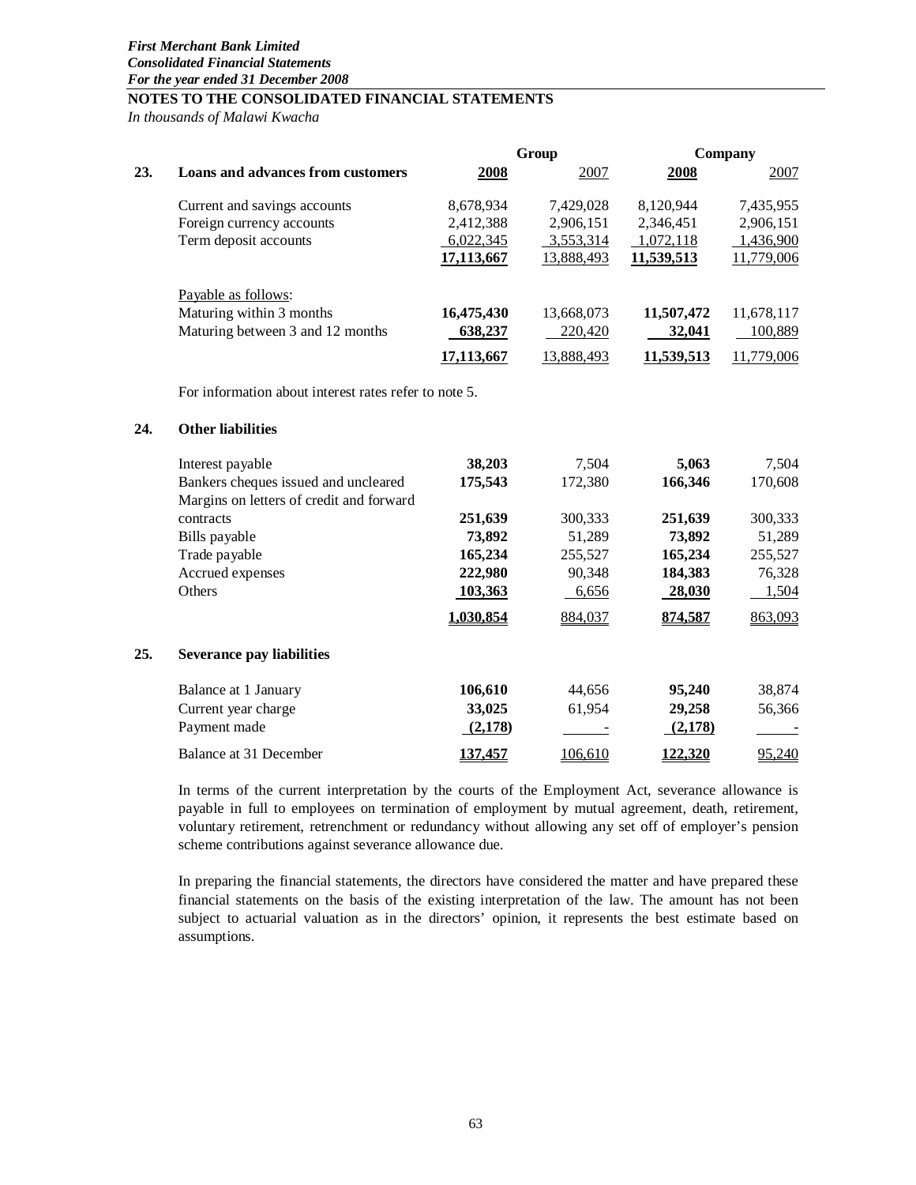**First Merchant Bank Limited**
***Consolidated Financial Statements***
***For the year ended 31 December 2008***

**NOTES TO THE CONSOLIDATED FINANCIAL STATEMENTS**

*In thousands of Malawi Kwacha*

| | | Group | | Company | |
|---|---|---|---|---|---|
| **23.** | **Loans and advances from customers** | **2008** | 2007 | **2008** | 2007 |
| | Current and savings accounts | 8,678,934 | 7,429,028 | 8,120,944 | 7,435,955 |
| | Foreign currency accounts | 2,412,388 | 2,906,151 | 2,346,451 | 2,906,151 |
| | Term deposit accounts | 6,022,345 | 3,553,314 | 1,072,118 | 1,436,900 |
| | | **17,113,667** | 13,888,493 | **11,539,513** | 11,779,006 |
| | Payable as follows: | | | | |
| | Maturing within 3 months | **16,475,430** | 13,668,073 | **11,507,472** | 11,678,117 |
| | Maturing between 3 and 12 months | **638,237** | 220,420 | **32,041** | 100,889 |
| | | **17,113,667** | 13,888,493 | **11,539,513** | 11,779,006 |

For information about interest rates refer to note 5.

| | | Group | | Company | |
|---|---|---|---|---|---|
| **24.** | **Other liabilities** | **2008** | 2007 | **2008** | 2007 |
| | Interest payable | **38,203** | 7,504 | **5,063** | 7,504 |
| | Bankers cheques issued and uncleared | **175,543** | 172,380 | **166,346** | 170,608 |
| | Margins on letters of credit and forward contracts | **251,639** | 300,333 | **251,639** | 300,333 |
| | Bills payable | **73,892** | 51,289 | **73,892** | 51,289 |
| | Trade payable | **165,234** | 255,527 | **165,234** | 255,527 |
| | Accrued expenses | **222,980** | 90,348 | **184,383** | 76,328 |
| | Others | **103,363** | 6,656 | **28,030** | 1,504 |
| | | **1,030,854** | 884,037 | **874,587** | 863,093 |

| | | Group | | Company | |
|---|---|---|---|---|---|
| **25.** | **Severance pay liabilities** | **2008** | 2007 | **2008** | 2007 |
| | Balance at 1 January | **106,610** | 44,656 | **95,240** | 38,874 |
| | Current year charge | **33,025** | 61,954 | **29,258** | 56,366 |
| | Payment made | **(2,178)** | - | **(2,178)** | - |
| | Balance at 31 December | **137,457** | 106,610 | **122,320** | 95,240 |

In terms of the current interpretation by the courts of the Employment Act, severance allowance is payable in full to employees on termination of employment by mutual agreement, death, retirement, voluntary retirement, retrenchment or redundancy without allowing any set off of employer's pension scheme contributions against severance allowance due.

In preparing the financial statements, the directors have considered the matter and have prepared these financial statements on the basis of the existing interpretation of the law. The amount has not been subject to actuarial valuation as in the directors' opinion, it represents the best estimate based on assumptions.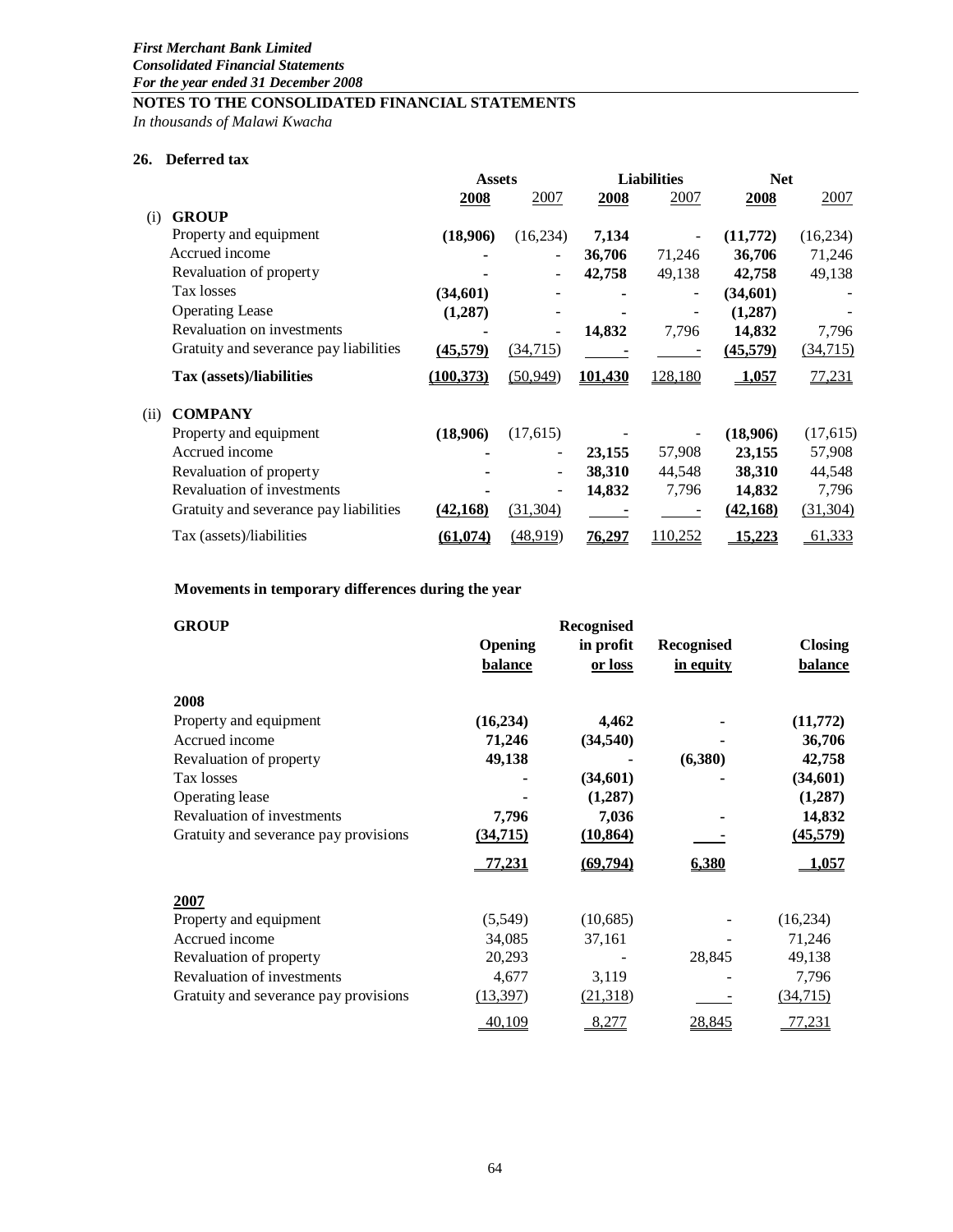*First Merchant Bank Limited*
***Consolidated Financial Statements***
***For the year ended 31 December 2008***

**NOTES TO THE CONSOLIDATED FINANCIAL STATEMENTS**
*In thousands of Malawi Kwacha*

## 26. Deferred tax

| | Assets | | Liabilities | | Net | |
|---|---|---|---|---|---|---|
| | **2008** | 2007 | **2008** | 2007 | **2008** | 2007 |
| (i) **GROUP** | | | | | | |
| Property and equipment | **(18,906)** | (16,234) | **7,134** | - | **(11,772)** | (16,234) |
| Accrued income | **-** | - | **36,706** | 71,246 | **36,706** | 71,246 |
| Revaluation of property | **-** | - | **42,758** | 49,138 | **42,758** | 49,138 |
| Tax losses | **(34,601)** | - | **-** | - | **(34,601)** | - |
| Operating Lease | **(1,287)** | - | **-** | - | **(1,287)** | - |
| Revaluation on investments | **-** | - | **14,832** | 7,796 | **14,832** | 7,796 |
| Gratuity and severance pay liabilities | **(45,579)** | (34,715) | **-** | - | **(45,579)** | (34,715) |
| **Tax (assets)/liabilities** | **(100,373)** | (50,949) | **101,430** | 128,180 | **1,057** | 77,231 |
| (ii) **COMPANY** | | | | | | |
| Property and equipment | **(18,906)** | (17,615) | - | - | **(18,906)** | (17,615) |
| Accrued income | **-** | - | **23,155** | 57,908 | **23,155** | 57,908 |
| Revaluation of property | **-** | - | **38,310** | 44,548 | **38,310** | 44,548 |
| Revaluation of investments | **-** | - | **14,832** | 7,796 | **14,832** | 7,796 |
| Gratuity and severance pay liabilities | **(42,168)** | (31,304) | **-** | - | **(42,168)** | (31,304) |
| Tax (assets)/liabilities | **(61,074)** | (48,919) | **76,297** | 110,252 | **15,223** | 61,333 |

**Movements in temporary differences during the year**

| **GROUP** | **Opening balance** | **Recognised in profit or loss** | **Recognised in equity** | **Closing balance** |
|---|---|---|---|---|
| **2008** | | | | |
| Property and equipment | **(16,234)** | **4,462** | **-** | **(11,772)** |
| Accrued income | **71,246** | **(34,540)** | **-** | **36,706** |
| Revaluation of property | **49,138** | **-** | **(6,380)** | **42,758** |
| Tax losses | **-** | **(34,601)** | **-** | **(34,601)** |
| Operating lease | **-** | **(1,287)** | | **(1,287)** |
| Revaluation of investments | **7,796** | **7,036** | **-** | **14,832** |
| Gratuity and severance pay provisions | **(34,715)** | **(10,864)** | **-** | **(45,579)** |
| | **77,231** | **(69,794)** | **6,380** | **1,057** |
| **2007** | | | | |
| Property and equipment | (5,549) | (10,685) | - | (16,234) |
| Accrued income | 34,085 | 37,161 | - | 71,246 |
| Revaluation of property | 20,293 | - | 28,845 | 49,138 |
| Revaluation of investments | 4,677 | 3,119 | - | 7,796 |
| Gratuity and severance pay provisions | (13,397) | (21,318) | - | (34,715) |
| | 40,109 | 8,277 | 28,845 | 77,231 |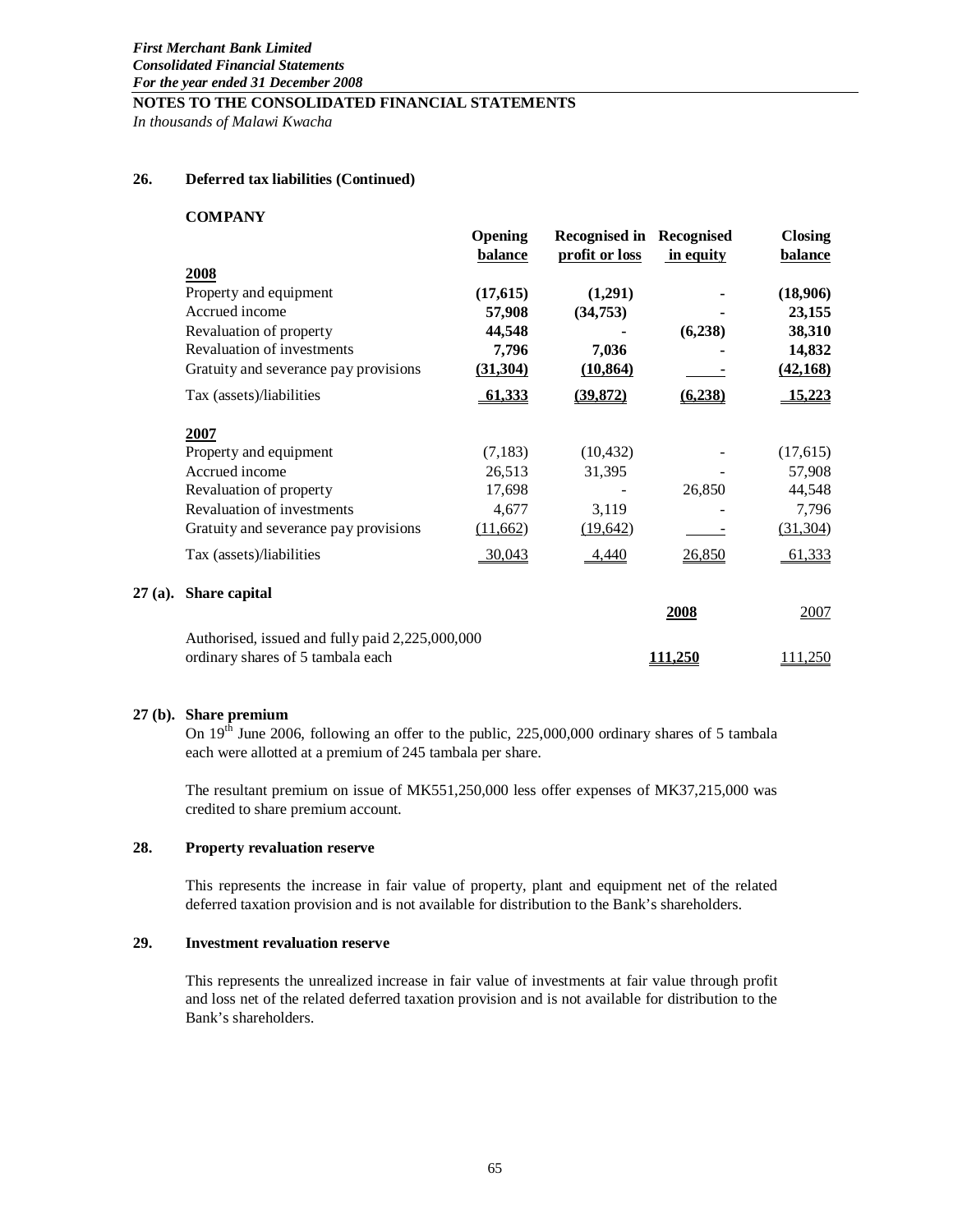**NOTES TO THE CONSOLIDATED FINANCIAL STATEMENTS**

*In thousands of Malawi Kwacha*

## 26. Deferred tax liabilities (Continued)

**COMPANY**

| | Opening balance | Recognised in profit or loss | Recognised in equity | Closing balance |
|---|---|---|---|---|
| **2008** | | | | |
| Property and equipment | **(17,615)** | **(1,291)** | **-** | **(18,906)** |
| Accrued income | **57,908** | **(34,753)** | **-** | **23,155** |
| Revaluation of property | **44,548** | **-** | **(6,238)** | **38,310** |
| Revaluation of investments | **7,796** | **7,036** | **-** | **14,832** |
| Gratuity and severance pay provisions | **(31,304)** | **(10,864)** | **-** | **(42,168)** |
| Tax (assets)/liabilities | **61,333** | **(39,872)** | **(6,238)** | **15,223** |
| **2007** | | | | |
| Property and equipment | (7,183) | (10,432) | - | (17,615) |
| Accrued income | 26,513 | 31,395 | - | 57,908 |
| Revaluation of property | 17,698 | - | 26,850 | 44,548 |
| Revaluation of investments | 4,677 | 3,119 | - | 7,796 |
| Gratuity and severance pay provisions | (11,662) | (19,642) | - | (31,304) |
| Tax (assets)/liabilities | 30,043 | 4,440 | 26,850 | 61,333 |

## 27 (a). Share capital

| | 2008 | 2007 |
|---|---|---|
| Authorised, issued and fully paid 2,225,000,000 ordinary shares of 5 tambala each | **111,250** | 111,250 |

## 27 (b). Share premium

On 19th June 2006, following an offer to the public, 225,000,000 ordinary shares of 5 tambala each were allotted at a premium of 245 tambala per share.

The resultant premium on issue of MK551,250,000 less offer expenses of MK37,215,000 was credited to share premium account.

## 28. Property revaluation reserve

This represents the increase in fair value of property, plant and equipment net of the related deferred taxation provision and is not available for distribution to the Bank's shareholders.

## 29. Investment revaluation reserve

This represents the unrealized increase in fair value of investments at fair value through profit and loss net of the related deferred taxation provision and is not available for distribution to the Bank's shareholders.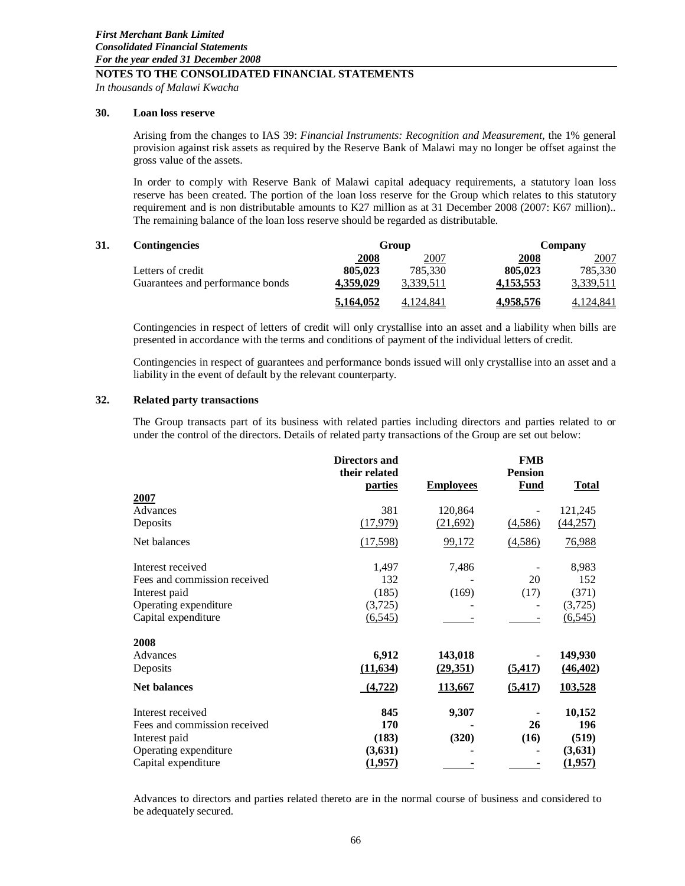*First Merchant Bank Limited*
*Consolidated Financial Statements*
*For the year ended 31 December 2008*

**NOTES TO THE CONSOLIDATED FINANCIAL STATEMENTS**

*In thousands of Malawi Kwacha*

### 30. Loan loss reserve

Arising from the changes to IAS 39: *Financial Instruments: Recognition and Measurement*, the 1% general provision against risk assets as required by the Reserve Bank of Malawi may no longer be offset against the gross value of the assets.

In order to comply with Reserve Bank of Malawi capital adequacy requirements, a statutory loan loss reserve has been created. The portion of the loan loss reserve for the Group which relates to this statutory requirement and is non distributable amounts to K27 million as at 31 December 2008 (2007: K67 million).. The remaining balance of the loan loss reserve should be regarded as distributable.

### 31. Contingencies

| | Group | | Company | |
|---|---|---|---|---|
| | **2008** | 2007 | **2008** | 2007 |
| Letters of credit | **805,023** | 785,330 | **805,023** | 785,330 |
| Guarantees and performance bonds | **4,359,029** | 3,339,511 | **4,153,553** | 3,339,511 |
| | **5,164,052** | 4,124,841 | **4,958,576** | 4,124,841 |

Contingencies in respect of letters of credit will only crystallise into an asset and a liability when bills are presented in accordance with the terms and conditions of payment of the individual letters of credit.

Contingencies in respect of guarantees and performance bonds issued will only crystallise into an asset and a liability in the event of default by the relevant counterparty.

### 32. Related party transactions

The Group transacts part of its business with related parties including directors and parties related to or under the control of the directors. Details of related party transactions of the Group are set out below:

| | Directors and their related parties | Employees | FMB Pension Fund | Total |
|---|---|---|---|---|
| **2007** | | | | |
| Advances | 381 | 120,864 | - | 121,245 |
| Deposits | (17,979) | (21,692) | (4,586) | (44,257) |
| Net balances | (17,598) | 99,172 | (4,586) | 76,988 |
| Interest received | 1,497 | 7,486 | - | 8,983 |
| Fees and commission received | 132 | - | 20 | 152 |
| Interest paid | (185) | (169) | (17) | (371) |
| Operating expenditure | (3,725) | - | - | (3,725) |
| Capital expenditure | (6,545) | - | - | (6,545) |
| **2008** | | | | |
| Advances | **6,912** | **143,018** | **-** | **149,930** |
| Deposits | **(11,634)** | **(29,351)** | **(5,417)** | **(46,402)** |
| **Net balances** | **(4,722)** | **113,667** | **(5,417)** | **103,528** |
| Interest received | **845** | **9,307** | **-** | **10,152** |
| Fees and commission received | **170** | **-** | **26** | **196** |
| Interest paid | **(183)** | **(320)** | **(16)** | **(519)** |
| Operating expenditure | **(3,631)** | **-** | **-** | **(3,631)** |
| Capital expenditure | **(1,957)** | **-** | **-** | **(1,957)** |

Advances to directors and parties related thereto are in the normal course of business and considered to be adequately secured.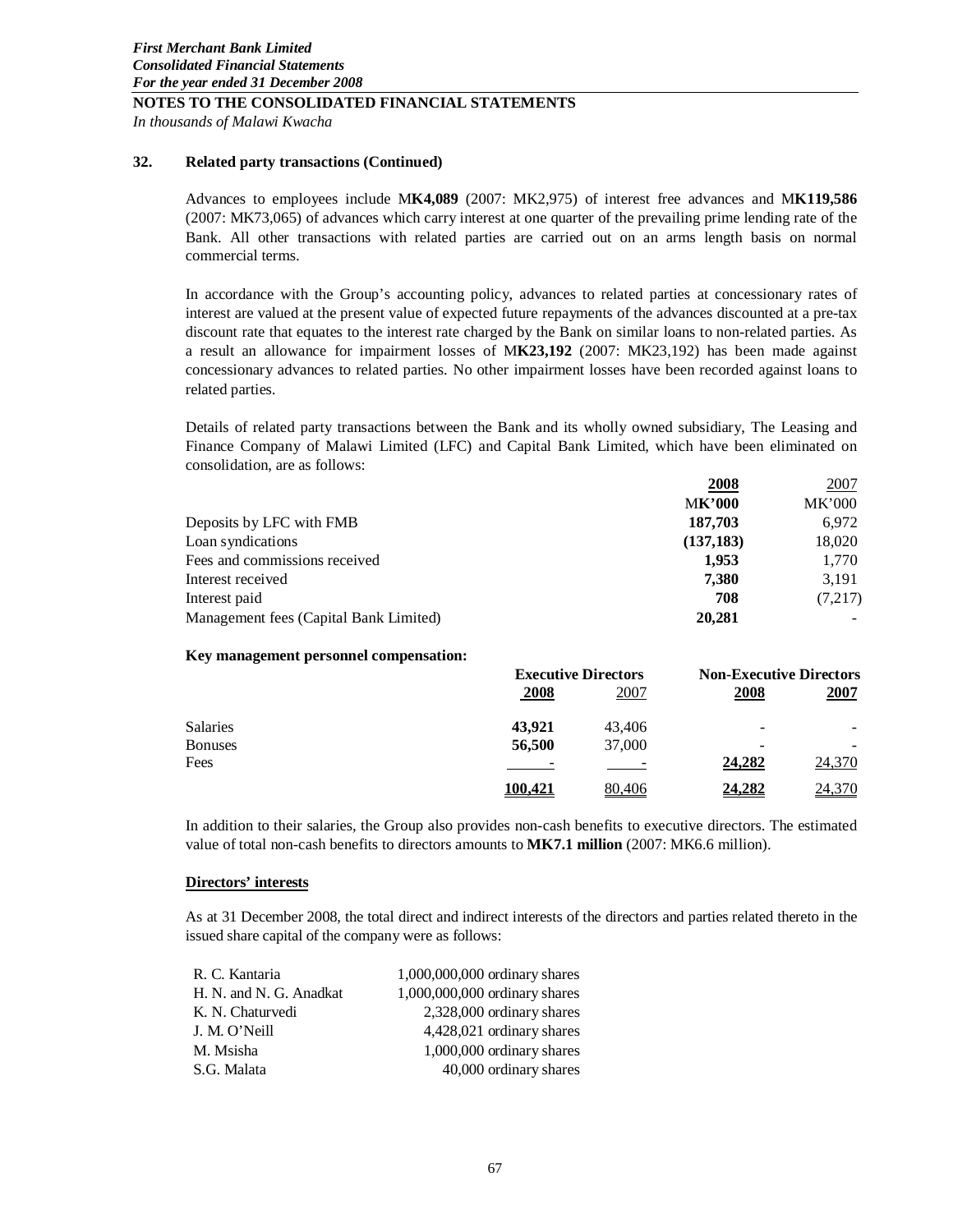**First Merchant Bank Limited**
**Consolidated Financial Statements**
**For the year ended 31 December 2008**

## NOTES TO THE CONSOLIDATED FINANCIAL STATEMENTS

*In thousands of Malawi Kwacha*

### 32. Related party transactions (Continued)

Advances to employees include M**K4,089** (2007: MK2,975) of interest free advances and M**K119,586** (2007: MK73,065) of advances which carry interest at one quarter of the prevailing prime lending rate of the Bank. All other transactions with related parties are carried out on an arms length basis on normal commercial terms.

In accordance with the Group's accounting policy, advances to related parties at concessionary rates of interest are valued at the present value of expected future repayments of the advances discounted at a pre-tax discount rate that equates to the interest rate charged by the Bank on similar loans to non-related parties. As a result an allowance for impairment losses of M**K23,192** (2007: MK23,192) has been made against concessionary advances to related parties. No other impairment losses have been recorded against loans to related parties.

Details of related party transactions between the Bank and its wholly owned subsidiary, The Leasing and Finance Company of Malawi Limited (LFC) and Capital Bank Limited, which have been eliminated on consolidation, are as follows:

| | **2008** | 2007 |
|---|---|---|
| | **MK'000** | MK'000 |
| Deposits by LFC with FMB | **187,703** | 6,972 |
| Loan syndications | **(137,183)** | 18,020 |
| Fees and commissions received | **1,953** | 1,770 |
| Interest received | **7,380** | 3,191 |
| Interest paid | **708** | (7,217) |
| Management fees (Capital Bank Limited) | **20,281** | - |

**Key management personnel compensation:**

| | **Executive Directors** | | **Non-Executive Directors** | |
|---|---|---|---|---|
| | **2008** | 2007 | **2008** | **2007** |
| Salaries | **43,921** | 43,406 | - | - |
| Bonuses | **56,500** | 37,000 | - | - |
| Fees | **-** | - | **24,282** | 24,370 |
| | **100,421** | 80,406 | **24,282** | 24,370 |

In addition to their salaries, the Group also provides non-cash benefits to executive directors. The estimated value of total non-cash benefits to directors amounts to **MK7.1 million** (2007: MK6.6 million).

**Directors' interests**

As at 31 December 2008, the total direct and indirect interests of the directors and parties related thereto in the issued share capital of the company were as follows:

| | |
|---|---|
| R. C. Kantaria | 1,000,000,000 ordinary shares |
| H. N. and N. G. Anadkat | 1,000,000,000 ordinary shares |
| K. N. Chaturvedi | 2,328,000 ordinary shares |
| J. M. O'Neill | 4,428,021 ordinary shares |
| M. Msisha | 1,000,000 ordinary shares |
| S.G. Malata | 40,000 ordinary shares |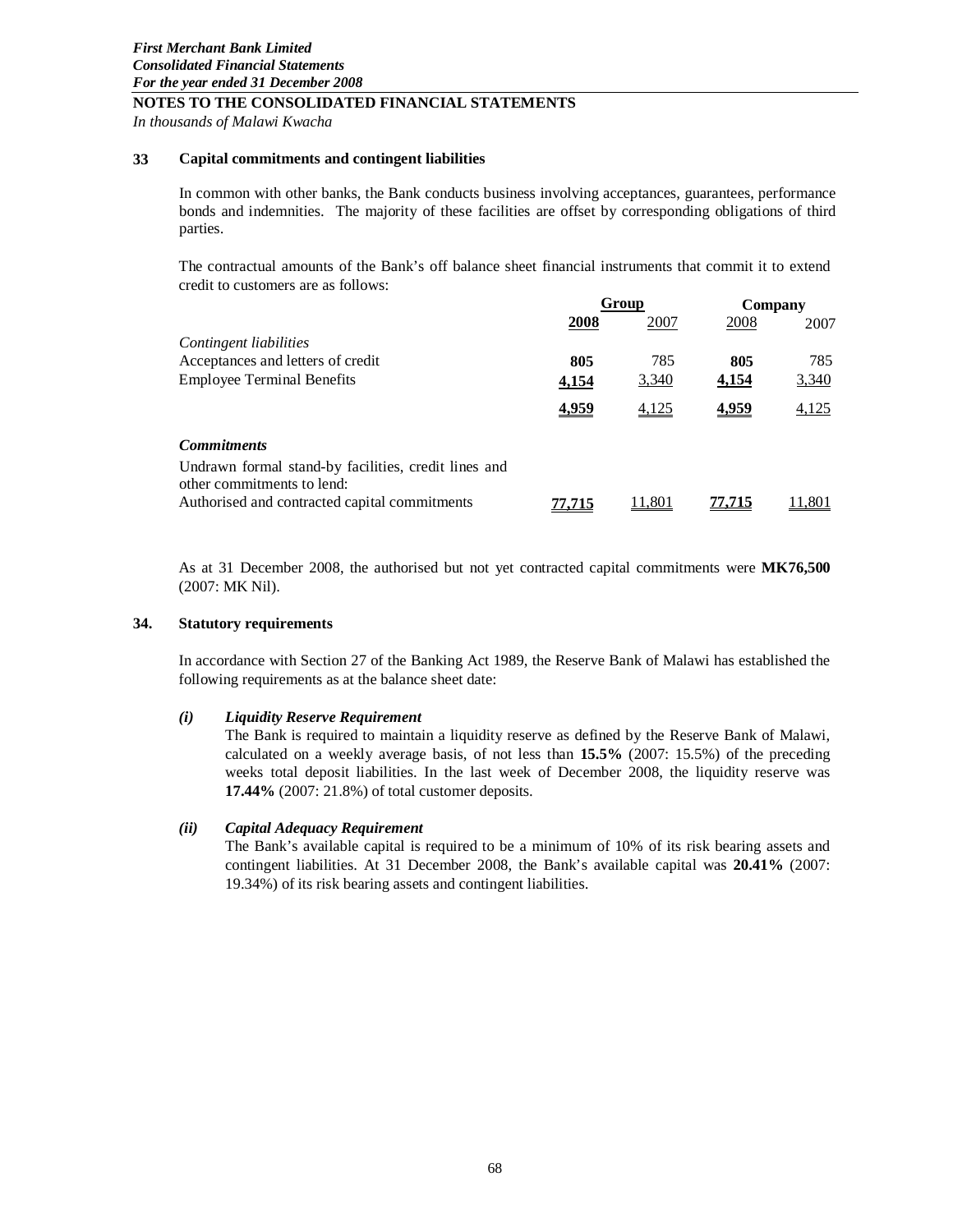*First Merchant Bank Limited*
*Consolidated Financial Statements*
*For the year ended 31 December 2008*

**NOTES TO THE CONSOLIDATED FINANCIAL STATEMENTS**

*In thousands of Malawi Kwacha*

## 33 Capital commitments and contingent liabilities

In common with other banks, the Bank conducts business involving acceptances, guarantees, performance bonds and indemnities. The majority of these facilities are offset by corresponding obligations of third parties.

The contractual amounts of the Bank's off balance sheet financial instruments that commit it to extend credit to customers are as follows:

| | Group | | Company | |
|---|---|---|---|---|
| | **2008** | 2007 | 2008 | 2007 |
| *Contingent liabilities* | | | | |
| Acceptances and letters of credit | **805** | 785 | **805** | 785 |
| Employee Terminal Benefits | **4,154** | 3,340 | **4,154** | 3,340 |
| | **4,959** | 4,125 | **4,959** | 4,125 |
| ***Commitments*** | | | | |
| Undrawn formal stand-by facilities, credit lines and other commitments to lend: | | | | |
| Authorised and contracted capital commitments | **77,715** | 11,801 | **77,715** | 11,801 |

As at 31 December 2008, the authorised but not yet contracted capital commitments were **MK76,500** (2007: MK Nil).

## 34. Statutory requirements

In accordance with Section 27 of the Banking Act 1989, the Reserve Bank of Malawi has established the following requirements as at the balance sheet date:

***(i) Liquidity Reserve Requirement***

The Bank is required to maintain a liquidity reserve as defined by the Reserve Bank of Malawi, calculated on a weekly average basis, of not less than **15.5%** (2007: 15.5%) of the preceding weeks total deposit liabilities. In the last week of December 2008, the liquidity reserve was **17.44%** (2007: 21.8%) of total customer deposits.

***(ii) Capital Adequacy Requirement***

The Bank's available capital is required to be a minimum of 10% of its risk bearing assets and contingent liabilities. At 31 December 2008, the Bank's available capital was **20.41%** (2007: 19.34%) of its risk bearing assets and contingent liabilities.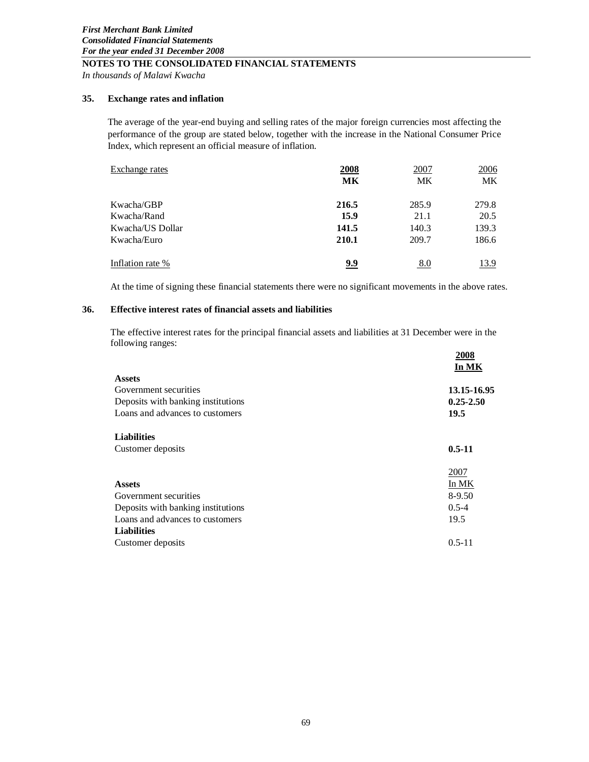*First Merchant Bank Limited*
*Consolidated Financial Statements*
*For the year ended 31 December 2008*

## NOTES TO THE CONSOLIDATED FINANCIAL STATEMENTS

*In thousands of Malawi Kwacha*

### 35. Exchange rates and inflation

The average of the year-end buying and selling rates of the major foreign currencies most affecting the performance of the group are stated below, together with the increase in the National Consumer Price Index, which represent an official measure of inflation.

| Exchange rates | **2008** | 2007 | 2006 |
|---|---|---|---|
| | **MK** | MK | MK |
| Kwacha/GBP | **216.5** | 285.9 | 279.8 |
| Kwacha/Rand | **15.9** | 21.1 | 20.5 |
| Kwacha/US Dollar | **141.5** | 140.3 | 139.3 |
| Kwacha/Euro | **210.1** | 209.7 | 186.6 |
| Inflation rate % | **9.9** | 8.0 | 13.9 |

At the time of signing these financial statements there were no significant movements in the above rates.

### 36. Effective interest rates of financial assets and liabilities

The effective interest rates for the principal financial assets and liabilities at 31 December were in the following ranges:

| | **2008** |
|---|---|
| | **In MK** |
| **Assets** | |
| Government securities | **13.15-16.95** |
| Deposits with banking institutions | **0.25-2.50** |
| Loans and advances to customers | **19.5** |
| **Liabilities** | |
| Customer deposits | **0.5-11** |

| | 2007 |
|---|---|
| | In MK |
| **Assets** | |
| Government securities | 8-9.50 |
| Deposits with banking institutions | 0.5-4 |
| Loans and advances to customers | 19.5 |
| **Liabilities** | |
| Customer deposits | 0.5-11 |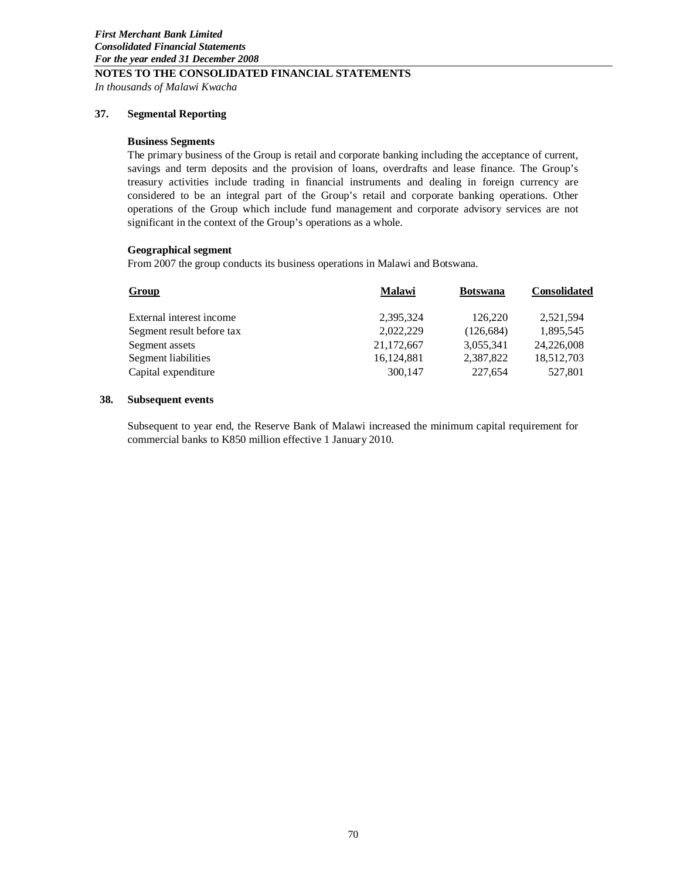## 37. Segmental Reporting

**Business Segments**

The primary business of the Group is retail and corporate banking including the acceptance of current, savings and term deposits and the provision of loans, overdrafts and lease finance. The Group's treasury activities include trading in financial instruments and dealing in foreign currency are considered to be an integral part of the Group's retail and corporate banking operations. Other operations of the Group which include fund management and corporate advisory services are not significant in the context of the Group's operations as a whole.

**Geographical segment**

From 2007 the group conducts its business operations in Malawi and Botswana.

| Group | Malawi | Botswana | Consolidated |
|---|---|---|---|
| External interest income | 2,395,324 | 126,220 | 2,521,594 |
| Segment result before tax | 2,022,229 | (126,684) | 1,895,545 |
| Segment assets | 21,172,667 | 3,055,341 | 24,226,008 |
| Segment liabilities | 16,124,881 | 2,387,822 | 18,512,703 |
| Capital expenditure | 300,147 | 227,654 | 527,801 |

## 38. Subsequent events

Subsequent to year end, the Reserve Bank of Malawi increased the minimum capital requirement for commercial banks to K850 million effective 1 January 2010.